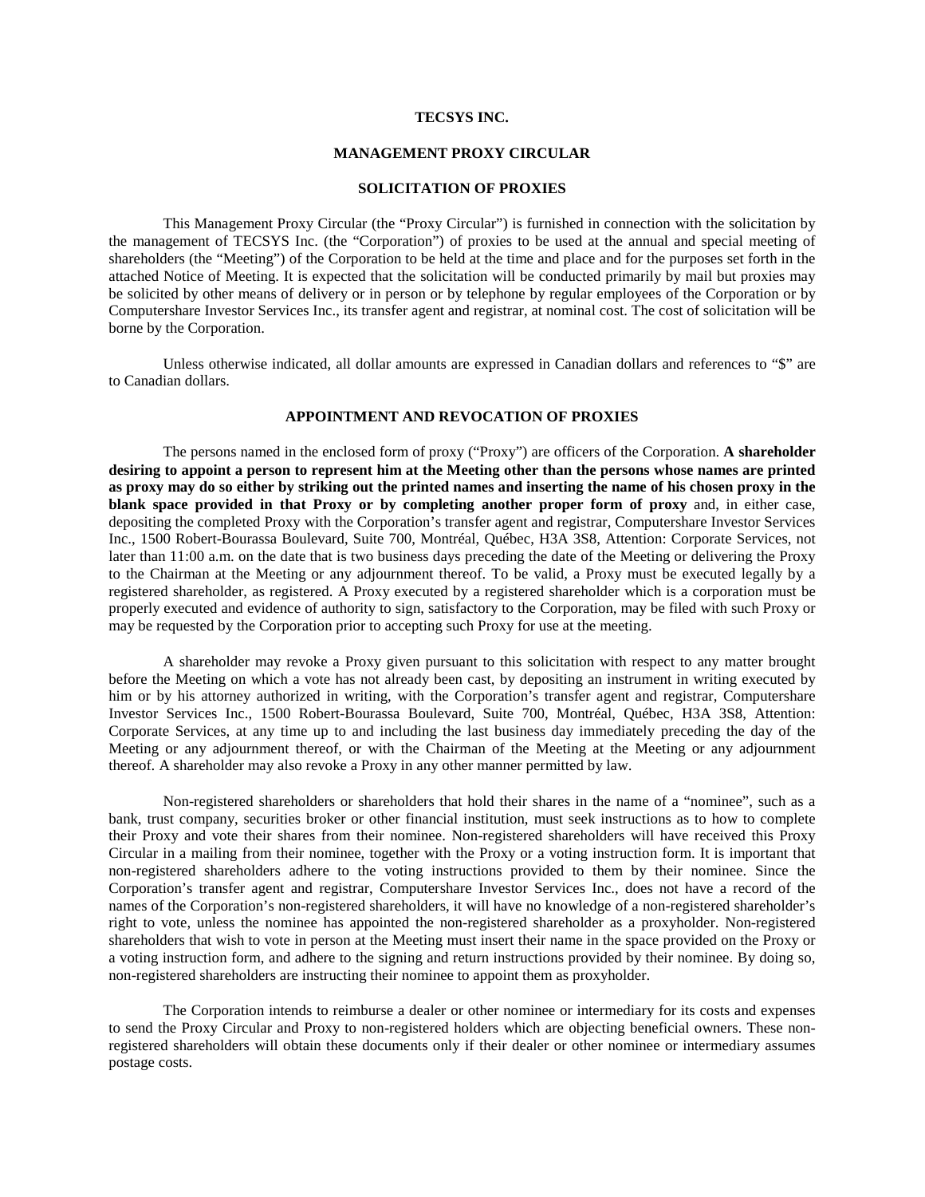# TECSYS INC.

## MANAGEMENT PROXY CIRCULAR

### SOLICITATION OF PROXIES

This Management Proxy Circular (the "Proxy Circular") is furnished in connection with the solicitation by the management of TECSYS Inc. (the "Corporation") of proxies to be used at the annual and special meeting of shareholders (the "Meeting") of the Corporation to be held at the time and place and for the purposes set forth in the attached Notice of Meeting. It is expected that the solicitation will be conducted primarily by mail but proxies may be solicited by other means of delivery or in person or by telephone by regular employees of the Corporation or by Computershare Investor Services Inc., its transfer agent and registrar, at nominal cost. The cost of solicitation will be borne by the Corporation.

Unless otherwise indicated, all dollar amounts are expressed in Canadian dollars and references to "$" are to Canadian dollars.

### APPOINTMENT AND REVOCATION OF PROXIES

The persons named in the enclosed form of proxy ("Proxy") are officers of the Corporation. **A shareholder desiring to appoint a person to represent him at the Meeting other than the persons whose names are printed as proxy may do so either by striking out the printed names and inserting the name of his chosen proxy in the blank space provided in that Proxy or by completing another proper form of proxy** and, in either case, depositing the completed Proxy with the Corporation's transfer agent and registrar, Computershare Investor Services Inc., 1500 Robert-Bourassa Boulevard, Suite 700, Montréal, Québec, H3A 3S8, Attention: Corporate Services, not later than 11:00 a.m. on the date that is two business days preceding the date of the Meeting or delivering the Proxy to the Chairman at the Meeting or any adjournment thereof. To be valid, a Proxy must be executed legally by a registered shareholder, as registered. A Proxy executed by a registered shareholder which is a corporation must be properly executed and evidence of authority to sign, satisfactory to the Corporation, may be filed with such Proxy or may be requested by the Corporation prior to accepting such Proxy for use at the meeting.

A shareholder may revoke a Proxy given pursuant to this solicitation with respect to any matter brought before the Meeting on which a vote has not already been cast, by depositing an instrument in writing executed by him or by his attorney authorized in writing, with the Corporation's transfer agent and registrar, Computershare Investor Services Inc., 1500 Robert-Bourassa Boulevard, Suite 700, Montréal, Québec, H3A 3S8, Attention: Corporate Services, at any time up to and including the last business day immediately preceding the day of the Meeting or any adjournment thereof, or with the Chairman of the Meeting at the Meeting or any adjournment thereof. A shareholder may also revoke a Proxy in any other manner permitted by law.

Non-registered shareholders or shareholders that hold their shares in the name of a "nominee", such as a bank, trust company, securities broker or other financial institution, must seek instructions as to how to complete their Proxy and vote their shares from their nominee. Non-registered shareholders will have received this Proxy Circular in a mailing from their nominee, together with the Proxy or a voting instruction form. It is important that non-registered shareholders adhere to the voting instructions provided to them by their nominee. Since the Corporation's transfer agent and registrar, Computershare Investor Services Inc., does not have a record of the names of the Corporation's non-registered shareholders, it will have no knowledge of a non-registered shareholder's right to vote, unless the nominee has appointed the non-registered shareholder as a proxyholder. Non-registered shareholders that wish to vote in person at the Meeting must insert their name in the space provided on the Proxy or a voting instruction form, and adhere to the signing and return instructions provided by their nominee. By doing so, non-registered shareholders are instructing their nominee to appoint them as proxyholder.

The Corporation intends to reimburse a dealer or other nominee or intermediary for its costs and expenses to send the Proxy Circular and Proxy to non-registered holders which are objecting beneficial owners. These non-registered shareholders will obtain these documents only if their dealer or other nominee or intermediary assumes postage costs.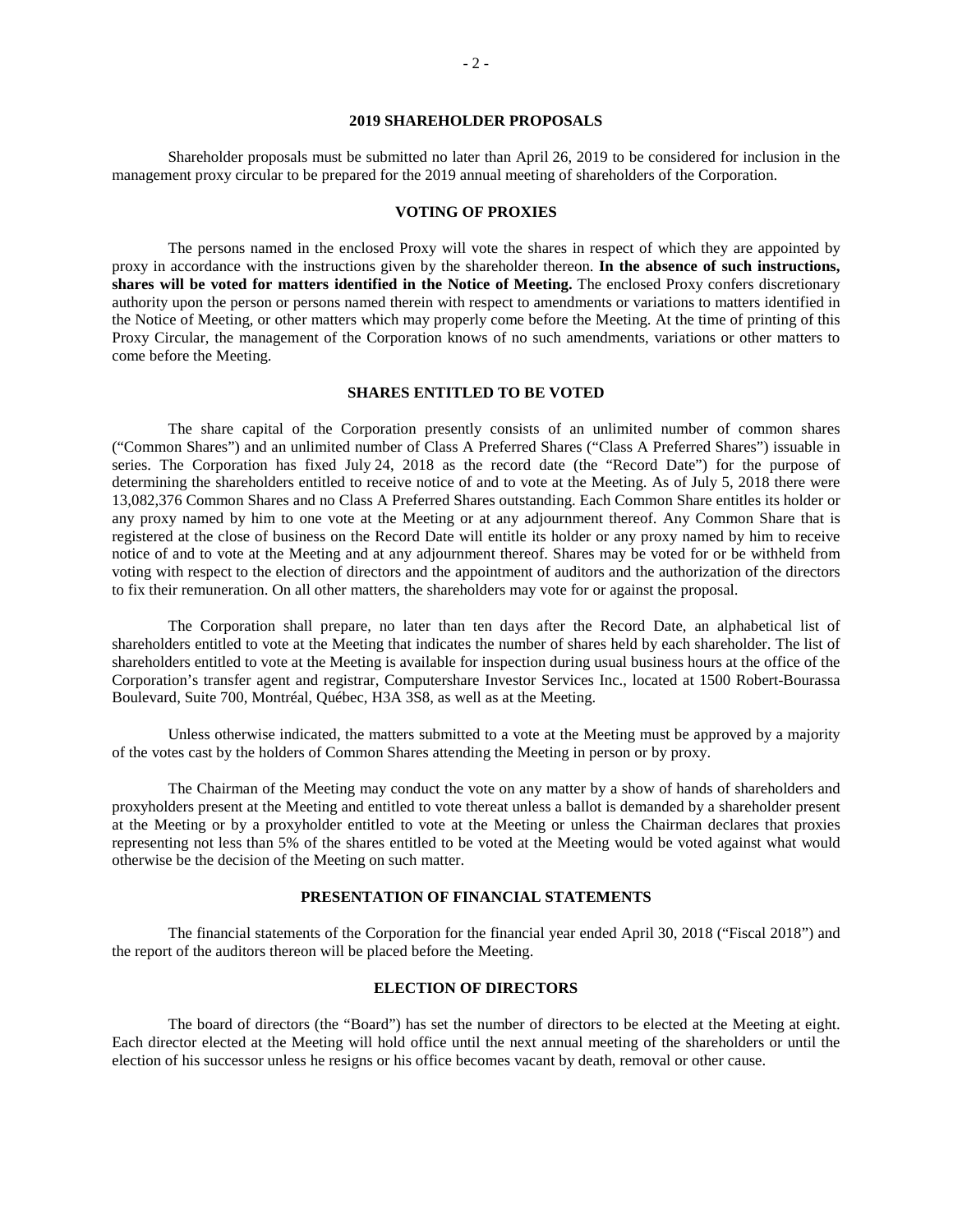## 2019 SHAREHOLDER PROPOSALS

Shareholder proposals must be submitted no later than April 26, 2019 to be considered for inclusion in the management proxy circular to be prepared for the 2019 annual meeting of shareholders of the Corporation.

## VOTING OF PROXIES

The persons named in the enclosed Proxy will vote the shares in respect of which they are appointed by proxy in accordance with the instructions given by the shareholder thereon. **In the absence of such instructions, shares will be voted for matters identified in the Notice of Meeting.** The enclosed Proxy confers discretionary authority upon the person or persons named therein with respect to amendments or variations to matters identified in the Notice of Meeting, or other matters which may properly come before the Meeting. At the time of printing of this Proxy Circular, the management of the Corporation knows of no such amendments, variations or other matters to come before the Meeting.

## SHARES ENTITLED TO BE VOTED

The share capital of the Corporation presently consists of an unlimited number of common shares ("Common Shares") and an unlimited number of Class A Preferred Shares ("Class A Preferred Shares") issuable in series. The Corporation has fixed July 24, 2018 as the record date (the "Record Date") for the purpose of determining the shareholders entitled to receive notice of and to vote at the Meeting. As of July 5, 2018 there were 13,082,376 Common Shares and no Class A Preferred Shares outstanding. Each Common Share entitles its holder or any proxy named by him to one vote at the Meeting or at any adjournment thereof. Any Common Share that is registered at the close of business on the Record Date will entitle its holder or any proxy named by him to receive notice of and to vote at the Meeting and at any adjournment thereof. Shares may be voted for or be withheld from voting with respect to the election of directors and the appointment of auditors and the authorization of the directors to fix their remuneration. On all other matters, the shareholders may vote for or against the proposal.

The Corporation shall prepare, no later than ten days after the Record Date, an alphabetical list of shareholders entitled to vote at the Meeting that indicates the number of shares held by each shareholder. The list of shareholders entitled to vote at the Meeting is available for inspection during usual business hours at the office of the Corporation's transfer agent and registrar, Computershare Investor Services Inc., located at 1500 Robert-Bourassa Boulevard, Suite 700, Montréal, Québec, H3A 3S8, as well as at the Meeting.

Unless otherwise indicated, the matters submitted to a vote at the Meeting must be approved by a majority of the votes cast by the holders of Common Shares attending the Meeting in person or by proxy.

The Chairman of the Meeting may conduct the vote on any matter by a show of hands of shareholders and proxyholders present at the Meeting and entitled to vote thereat unless a ballot is demanded by a shareholder present at the Meeting or by a proxyholder entitled to vote at the Meeting or unless the Chairman declares that proxies representing not less than 5% of the shares entitled to be voted at the Meeting would be voted against what would otherwise be the decision of the Meeting on such matter.

## PRESENTATION OF FINANCIAL STATEMENTS

The financial statements of the Corporation for the financial year ended April 30, 2018 ("Fiscal 2018") and the report of the auditors thereon will be placed before the Meeting.

## ELECTION OF DIRECTORS

The board of directors (the "Board") has set the number of directors to be elected at the Meeting at eight. Each director elected at the Meeting will hold office until the next annual meeting of the shareholders or until the election of his successor unless he resigns or his office becomes vacant by death, removal or other cause.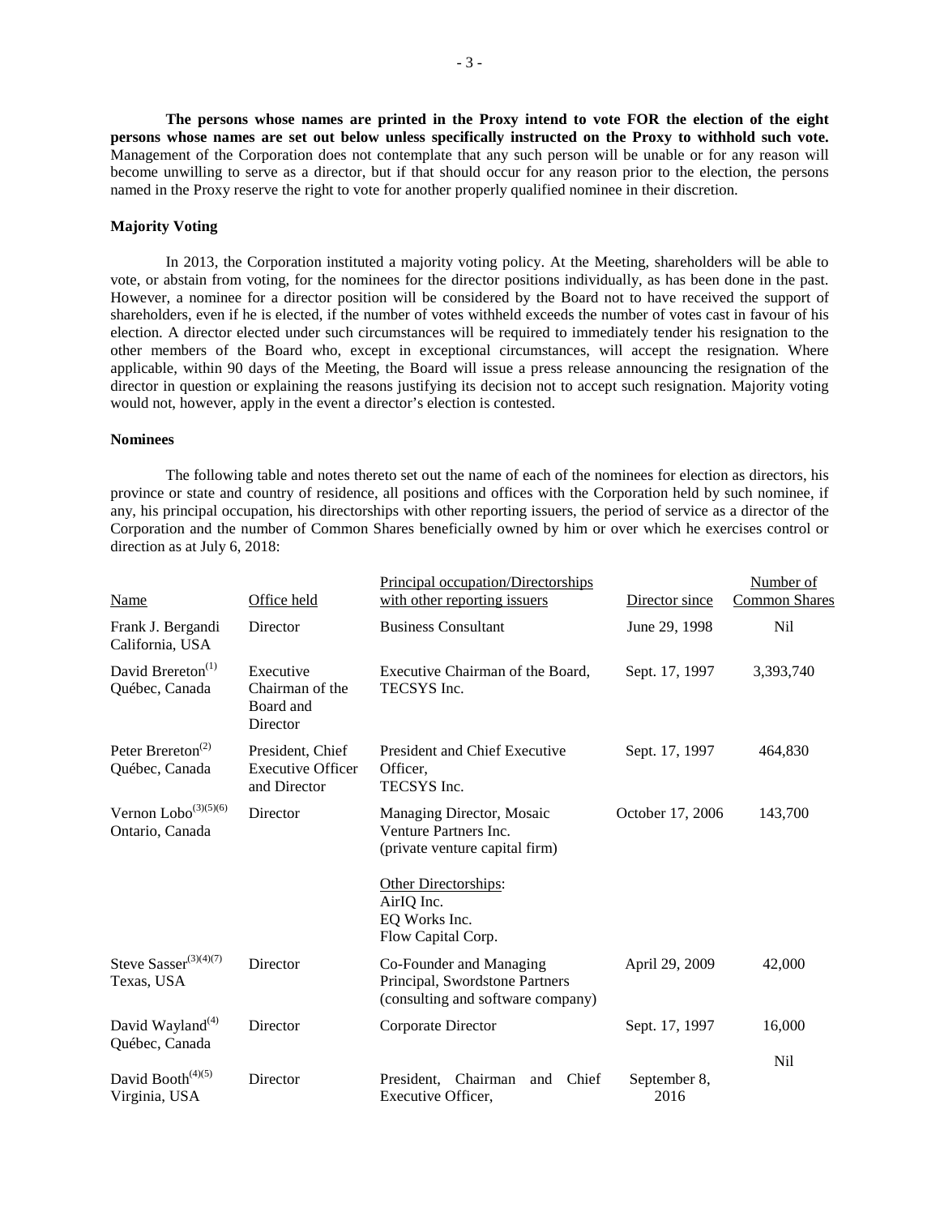**The persons whose names are printed in the Proxy intend to vote FOR the election of the eight persons whose names are set out below unless specifically instructed on the Proxy to withhold such vote.** Management of the Corporation does not contemplate that any such person will be unable or for any reason will become unwilling to serve as a director, but if that should occur for any reason prior to the election, the persons named in the Proxy reserve the right to vote for another properly qualified nominee in their discretion.

### Majority Voting

In 2013, the Corporation instituted a majority voting policy. At the Meeting, shareholders will be able to vote, or abstain from voting, for the nominees for the director positions individually, as has been done in the past. However, a nominee for a director position will be considered by the Board not to have received the support of shareholders, even if he is elected, if the number of votes withheld exceeds the number of votes cast in favour of his election. A director elected under such circumstances will be required to immediately tender his resignation to the other members of the Board who, except in exceptional circumstances, will accept the resignation. Where applicable, within 90 days of the Meeting, the Board will issue a press release announcing the resignation of the director in question or explaining the reasons justifying its decision not to accept such resignation. Majority voting would not, however, apply in the event a director's election is contested.

### Nominees

The following table and notes thereto set out the name of each of the nominees for election as directors, his province or state and country of residence, all positions and offices with the Corporation held by such nominee, if any, his principal occupation, his directorships with other reporting issuers, the period of service as a director of the Corporation and the number of Common Shares beneficially owned by him or over which he exercises control or direction as at July 6, 2018:

| Name | Office held | Principal occupation/Directorships with other reporting issuers | Director since | Number of Common Shares |
|---|---|---|---|---|
| Frank J. Bergandi California, USA | Director | Business Consultant | June 29, 1998 | Nil |
| David Brereton(1) Québec, Canada | Executive Chairman of the Board and Director | Executive Chairman of the Board, TECSYS Inc. | Sept. 17, 1997 | 3,393,740 |
| Peter Brereton(2) Québec, Canada | President, Chief Executive Officer and Director | President and Chief Executive Officer, TECSYS Inc. | Sept. 17, 1997 | 464,830 |
| Vernon Lobo(3)(5)(6) Ontario, Canada | Director | Managing Director, Mosaic Venture Partners Inc. (private venture capital firm)<br><br>Other Directorships:<br>AirIQ Inc.<br>EQ Works Inc.<br>Flow Capital Corp. | October 17, 2006 | 143,700 |
| Steve Sasser(3)(4)(7) Texas, USA | Director | Co-Founder and Managing Principal, Swordstone Partners (consulting and software company) | April 29, 2009 | 42,000 |
| David Wayland(4) Québec, Canada | Director | Corporate Director | Sept. 17, 1997 | 16,000 |
| David Booth(4)(5) Virginia, USA | Director | President, Chairman and Chief Executive Officer, | September 8, 2016 | Nil |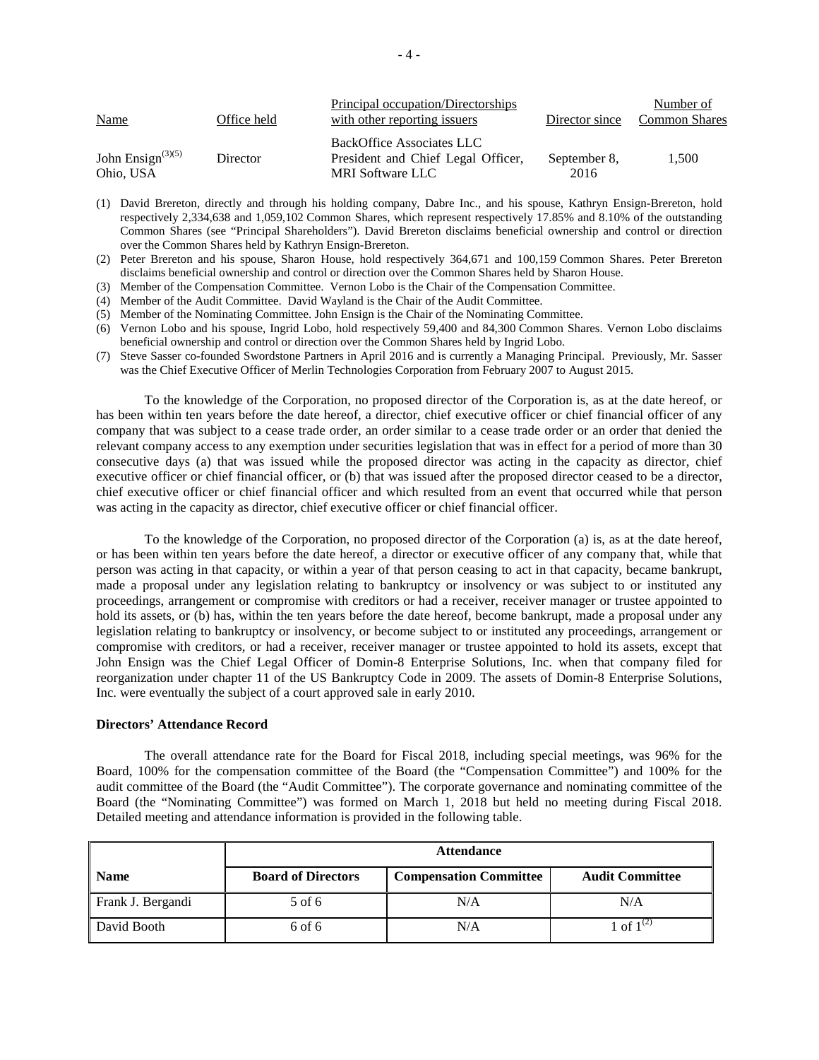| Name | Office held | Principal occupation/Directorships with other reporting issuers | Director since | Number of Common Shares |
|---|---|---|---|---|
| John Ensign[(3)(5)] Ohio, USA | Director | BackOffice Associates LLC President and Chief Legal Officer, MRI Software LLC | September 8, 2016 | 1,500 |

(1) David Brereton, directly and through his holding company, Dabre Inc., and his spouse, Kathryn Ensign-Brereton, hold respectively 2,334,638 and 1,059,102 Common Shares, which represent respectively 17.85% and 8.10% of the outstanding Common Shares (see "Principal Shareholders"). David Brereton disclaims beneficial ownership and control or direction over the Common Shares held by Kathryn Ensign-Brereton.

(2) Peter Brereton and his spouse, Sharon House, hold respectively 364,671 and 100,159 Common Shares. Peter Brereton disclaims beneficial ownership and control or direction over the Common Shares held by Sharon House.

(3) Member of the Compensation Committee. Vernon Lobo is the Chair of the Compensation Committee.

(4) Member of the Audit Committee. David Wayland is the Chair of the Audit Committee.

(5) Member of the Nominating Committee. John Ensign is the Chair of the Nominating Committee.

(6) Vernon Lobo and his spouse, Ingrid Lobo, hold respectively 59,400 and 84,300 Common Shares. Vernon Lobo disclaims beneficial ownership and control or direction over the Common Shares held by Ingrid Lobo.

(7) Steve Sasser co-founded Swordstone Partners in April 2016 and is currently a Managing Principal. Previously, Mr. Sasser was the Chief Executive Officer of Merlin Technologies Corporation from February 2007 to August 2015.

To the knowledge of the Corporation, no proposed director of the Corporation is, as at the date hereof, or has been within ten years before the date hereof, a director, chief executive officer or chief financial officer of any company that was subject to a cease trade order, an order similar to a cease trade order or an order that denied the relevant company access to any exemption under securities legislation that was in effect for a period of more than 30 consecutive days (a) that was issued while the proposed director was acting in the capacity as director, chief executive officer or chief financial officer, or (b) that was issued after the proposed director ceased to be a director, chief executive officer or chief financial officer and which resulted from an event that occurred while that person was acting in the capacity as director, chief executive officer or chief financial officer.

To the knowledge of the Corporation, no proposed director of the Corporation (a) is, as at the date hereof, or has been within ten years before the date hereof, a director or executive officer of any company that, while that person was acting in that capacity, or within a year of that person ceasing to act in that capacity, became bankrupt, made a proposal under any legislation relating to bankruptcy or insolvency or was subject to or instituted any proceedings, arrangement or compromise with creditors or had a receiver, receiver manager or trustee appointed to hold its assets, or (b) has, within the ten years before the date hereof, become bankrupt, made a proposal under any legislation relating to bankruptcy or insolvency, or become subject to or instituted any proceedings, arrangement or compromise with creditors, or had a receiver, receiver manager or trustee appointed to hold its assets, except that John Ensign was the Chief Legal Officer of Domin-8 Enterprise Solutions, Inc. when that company filed for reorganization under chapter 11 of the US Bankruptcy Code in 2009. The assets of Domin-8 Enterprise Solutions, Inc. were eventually the subject of a court approved sale in early 2010.

**Directors' Attendance Record**

The overall attendance rate for the Board for Fiscal 2018, including special meetings, was 96% for the Board, 100% for the compensation committee of the Board (the "Compensation Committee") and 100% for the audit committee of the Board (the "Audit Committee"). The corporate governance and nominating committee of the Board (the "Nominating Committee") was formed on March 1, 2018 but held no meeting during Fiscal 2018. Detailed meeting and attendance information is provided in the following table.

| | Attendance | | |
|---|---|---|---|
| **Name** | **Board of Directors** | **Compensation Committee** | **Audit Committee** |
| Frank J. Bergandi | 5 of 6 | N/A | N/A |
| David Booth | 6 of 6 | N/A | 1 of 1[(2)] |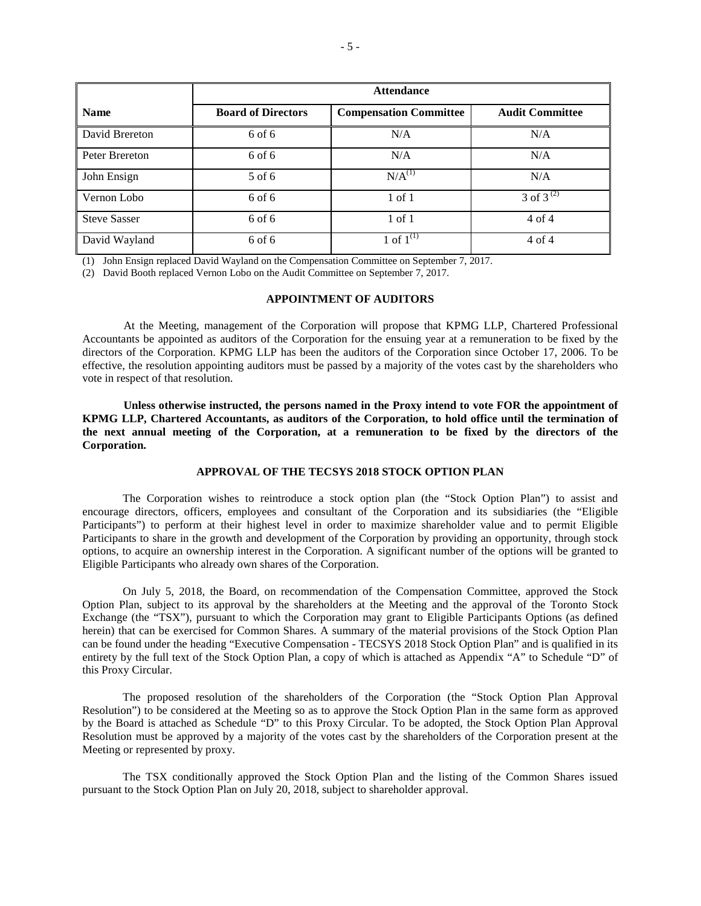| | Attendance | | |
|---|---|---|---|
| **Name** | **Board of Directors** | **Compensation Committee** | **Audit Committee** |
| David Brereton | 6 of 6 | N/A | N/A |
| Peter Brereton | 6 of 6 | N/A | N/A |
| John Ensign | 5 of 6 | N/A (1) | N/A |
| Vernon Lobo | 6 of 6 | 1 of 1 | 3 of 3 (2) |
| Steve Sasser | 6 of 6 | 1 of 1 | 4 of 4 |
| David Wayland | 6 of 6 | 1 of 1 (1) | 4 of 4 |

(1) John Ensign replaced David Wayland on the Compensation Committee on September 7, 2017.

(2) David Booth replaced Vernon Lobo on the Audit Committee on September 7, 2017.

## APPOINTMENT OF AUDITORS

At the Meeting, management of the Corporation will propose that KPMG LLP, Chartered Professional Accountants be appointed as auditors of the Corporation for the ensuing year at a remuneration to be fixed by the directors of the Corporation. KPMG LLP has been the auditors of the Corporation since October 17, 2006. To be effective, the resolution appointing auditors must be passed by a majority of the votes cast by the shareholders who vote in respect of that resolution.

**Unless otherwise instructed, the persons named in the Proxy intend to vote FOR the appointment of KPMG LLP, Chartered Accountants, as auditors of the Corporation, to hold office until the termination of the next annual meeting of the Corporation, at a remuneration to be fixed by the directors of the Corporation.**

## APPROVAL OF THE TECSYS 2018 STOCK OPTION PLAN

The Corporation wishes to reintroduce a stock option plan (the "Stock Option Plan") to assist and encourage directors, officers, employees and consultant of the Corporation and its subsidiaries (the "Eligible Participants") to perform at their highest level in order to maximize shareholder value and to permit Eligible Participants to share in the growth and development of the Corporation by providing an opportunity, through stock options, to acquire an ownership interest in the Corporation. A significant number of the options will be granted to Eligible Participants who already own shares of the Corporation.

On July 5, 2018, the Board, on recommendation of the Compensation Committee, approved the Stock Option Plan, subject to its approval by the shareholders at the Meeting and the approval of the Toronto Stock Exchange (the "TSX"), pursuant to which the Corporation may grant to Eligible Participants Options (as defined herein) that can be exercised for Common Shares. A summary of the material provisions of the Stock Option Plan can be found under the heading "Executive Compensation - TECSYS 2018 Stock Option Plan" and is qualified in its entirety by the full text of the Stock Option Plan, a copy of which is attached as Appendix "A" to Schedule "D" of this Proxy Circular.

The proposed resolution of the shareholders of the Corporation (the "Stock Option Plan Approval Resolution") to be considered at the Meeting so as to approve the Stock Option Plan in the same form as approved by the Board is attached as Schedule "D" to this Proxy Circular. To be adopted, the Stock Option Plan Approval Resolution must be approved by a majority of the votes cast by the shareholders of the Corporation present at the Meeting or represented by proxy.

The TSX conditionally approved the Stock Option Plan and the listing of the Common Shares issued pursuant to the Stock Option Plan on July 20, 2018, subject to shareholder approval.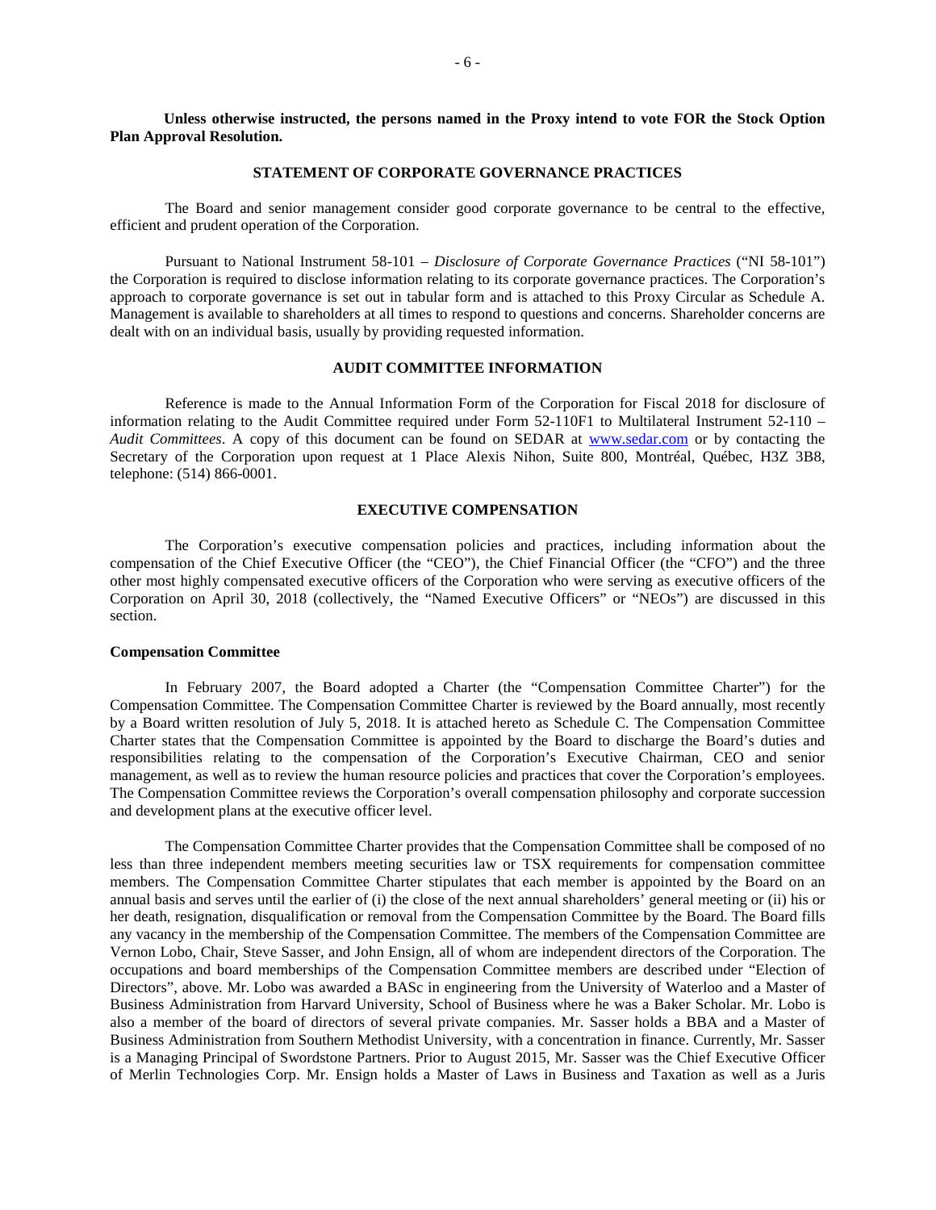**Unless otherwise instructed, the persons named in the Proxy intend to vote FOR the Stock Option Plan Approval Resolution.**

## STATEMENT OF CORPORATE GOVERNANCE PRACTICES

The Board and senior management consider good corporate governance to be central to the effective, efficient and prudent operation of the Corporation.

Pursuant to National Instrument 58-101 – *Disclosure of Corporate Governance Practices* ("NI 58-101") the Corporation is required to disclose information relating to its corporate governance practices. The Corporation's approach to corporate governance is set out in tabular form and is attached to this Proxy Circular as Schedule A. Management is available to shareholders at all times to respond to questions and concerns. Shareholder concerns are dealt with on an individual basis, usually by providing requested information.

## AUDIT COMMITTEE INFORMATION

Reference is made to the Annual Information Form of the Corporation for Fiscal 2018 for disclosure of information relating to the Audit Committee required under Form 52-110F1 to Multilateral Instrument 52-110 – *Audit Committees*. A copy of this document can be found on SEDAR at www.sedar.com or by contacting the Secretary of the Corporation upon request at 1 Place Alexis Nihon, Suite 800, Montréal, Québec, H3Z 3B8, telephone: (514) 866-0001.

## EXECUTIVE COMPENSATION

The Corporation's executive compensation policies and practices, including information about the compensation of the Chief Executive Officer (the "CEO"), the Chief Financial Officer (the "CFO") and the three other most highly compensated executive officers of the Corporation who were serving as executive officers of the Corporation on April 30, 2018 (collectively, the "Named Executive Officers" or "NEOs") are discussed in this section.

### Compensation Committee

In February 2007, the Board adopted a Charter (the "Compensation Committee Charter") for the Compensation Committee. The Compensation Committee Charter is reviewed by the Board annually, most recently by a Board written resolution of July 5, 2018. It is attached hereto as Schedule C. The Compensation Committee Charter states that the Compensation Committee is appointed by the Board to discharge the Board's duties and responsibilities relating to the compensation of the Corporation's Executive Chairman, CEO and senior management, as well as to review the human resource policies and practices that cover the Corporation's employees. The Compensation Committee reviews the Corporation's overall compensation philosophy and corporate succession and development plans at the executive officer level.

The Compensation Committee Charter provides that the Compensation Committee shall be composed of no less than three independent members meeting securities law or TSX requirements for compensation committee members. The Compensation Committee Charter stipulates that each member is appointed by the Board on an annual basis and serves until the earlier of (i) the close of the next annual shareholders' general meeting or (ii) his or her death, resignation, disqualification or removal from the Compensation Committee by the Board. The Board fills any vacancy in the membership of the Compensation Committee. The members of the Compensation Committee are Vernon Lobo, Chair, Steve Sasser, and John Ensign, all of whom are independent directors of the Corporation. The occupations and board memberships of the Compensation Committee members are described under "Election of Directors", above. Mr. Lobo was awarded a BASc in engineering from the University of Waterloo and a Master of Business Administration from Harvard University, School of Business where he was a Baker Scholar. Mr. Lobo is also a member of the board of directors of several private companies. Mr. Sasser holds a BBA and a Master of Business Administration from Southern Methodist University, with a concentration in finance. Currently, Mr. Sasser is a Managing Principal of Swordstone Partners. Prior to August 2015, Mr. Sasser was the Chief Executive Officer of Merlin Technologies Corp. Mr. Ensign holds a Master of Laws in Business and Taxation as well as a Juris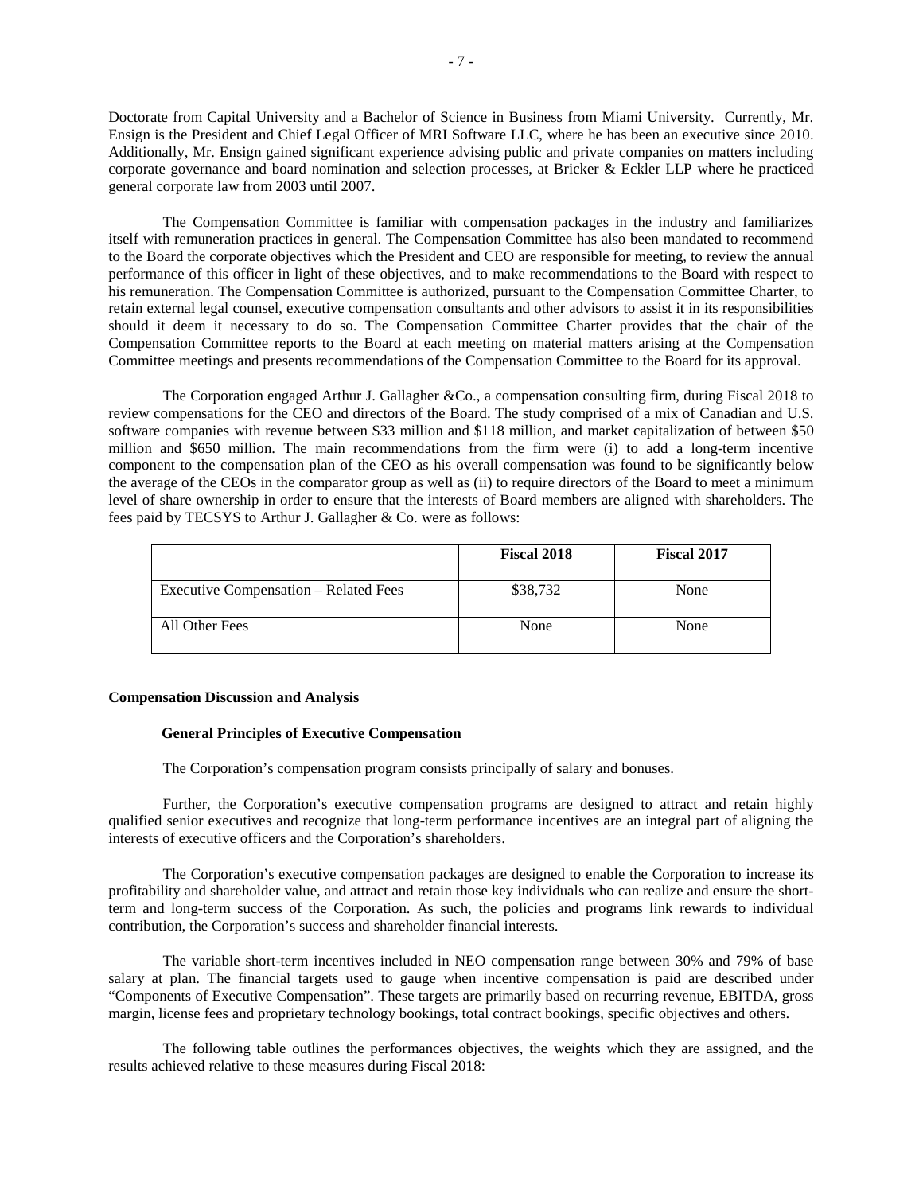Doctorate from Capital University and a Bachelor of Science in Business from Miami University. Currently, Mr. Ensign is the President and Chief Legal Officer of MRI Software LLC, where he has been an executive since 2010. Additionally, Mr. Ensign gained significant experience advising public and private companies on matters including corporate governance and board nomination and selection processes, at Bricker & Eckler LLP where he practiced general corporate law from 2003 until 2007.

The Compensation Committee is familiar with compensation packages in the industry and familiarizes itself with remuneration practices in general. The Compensation Committee has also been mandated to recommend to the Board the corporate objectives which the President and CEO are responsible for meeting, to review the annual performance of this officer in light of these objectives, and to make recommendations to the Board with respect to his remuneration. The Compensation Committee is authorized, pursuant to the Compensation Committee Charter, to retain external legal counsel, executive compensation consultants and other advisors to assist it in its responsibilities should it deem it necessary to do so. The Compensation Committee Charter provides that the chair of the Compensation Committee reports to the Board at each meeting on material matters arising at the Compensation Committee meetings and presents recommendations of the Compensation Committee to the Board for its approval.

The Corporation engaged Arthur J. Gallagher &Co., a compensation consulting firm, during Fiscal 2018 to review compensations for the CEO and directors of the Board. The study comprised of a mix of Canadian and U.S. software companies with revenue between $33 million and $118 million, and market capitalization of between $50 million and $650 million. The main recommendations from the firm were (i) to add a long-term incentive component to the compensation plan of the CEO as his overall compensation was found to be significantly below the average of the CEOs in the comparator group as well as (ii) to require directors of the Board to meet a minimum level of share ownership in order to ensure that the interests of Board members are aligned with shareholders. The fees paid by TECSYS to Arthur J. Gallagher & Co. were as follows:

| | **Fiscal 2018** | **Fiscal 2017** |
|---|---|---|
| Executive Compensation – Related Fees | $38,732 | None |
| All Other Fees | None | None |

**Compensation Discussion and Analysis**

**General Principles of Executive Compensation**

The Corporation's compensation program consists principally of salary and bonuses.

Further, the Corporation's executive compensation programs are designed to attract and retain highly qualified senior executives and recognize that long-term performance incentives are an integral part of aligning the interests of executive officers and the Corporation's shareholders.

The Corporation's executive compensation packages are designed to enable the Corporation to increase its profitability and shareholder value, and attract and retain those key individuals who can realize and ensure the short-term and long-term success of the Corporation. As such, the policies and programs link rewards to individual contribution, the Corporation's success and shareholder financial interests.

The variable short-term incentives included in NEO compensation range between 30% and 79% of base salary at plan. The financial targets used to gauge when incentive compensation is paid are described under "Components of Executive Compensation". These targets are primarily based on recurring revenue, EBITDA, gross margin, license fees and proprietary technology bookings, total contract bookings, specific objectives and others.

The following table outlines the performances objectives, the weights which they are assigned, and the results achieved relative to these measures during Fiscal 2018: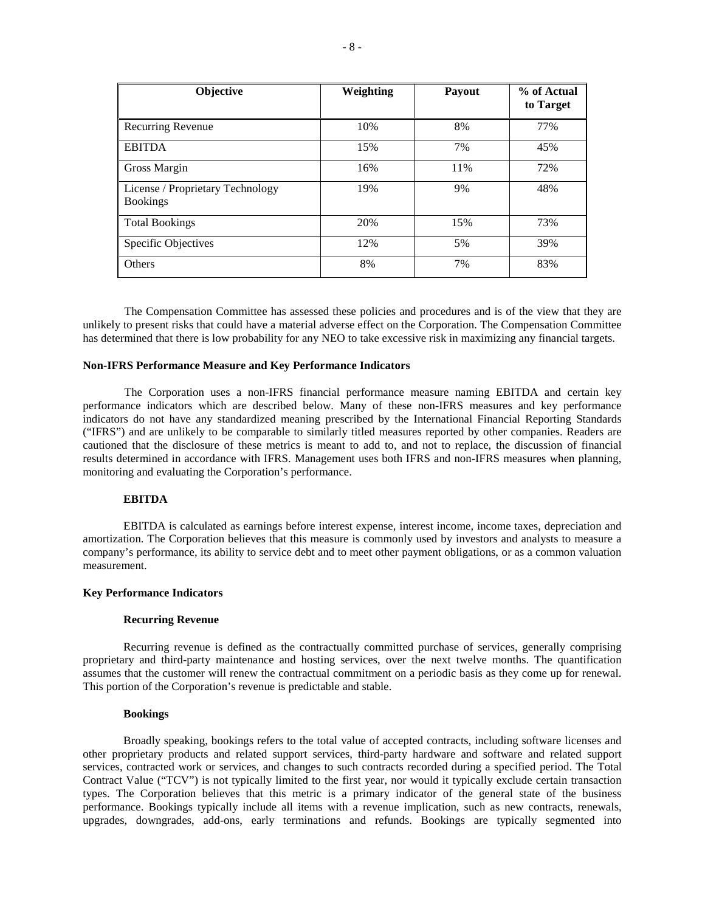| Objective | Weighting | Payout | % of Actual to Target |
|---|---|---|---|
| Recurring Revenue | 10% | 8% | 77% |
| EBITDA | 15% | 7% | 45% |
| Gross Margin | 16% | 11% | 72% |
| License / Proprietary Technology Bookings | 19% | 9% | 48% |
| Total Bookings | 20% | 15% | 73% |
| Specific Objectives | 12% | 5% | 39% |
| Others | 8% | 7% | 83% |

The Compensation Committee has assessed these policies and procedures and is of the view that they are unlikely to present risks that could have a material adverse effect on the Corporation. The Compensation Committee has determined that there is low probability for any NEO to take excessive risk in maximizing any financial targets.

**Non-IFRS Performance Measure and Key Performance Indicators**

The Corporation uses a non-IFRS financial performance measure naming EBITDA and certain key performance indicators which are described below. Many of these non-IFRS measures and key performance indicators do not have any standardized meaning prescribed by the International Financial Reporting Standards ("IFRS") and are unlikely to be comparable to similarly titled measures reported by other companies. Readers are cautioned that the disclosure of these metrics is meant to add to, and not to replace, the discussion of financial results determined in accordance with IFRS. Management uses both IFRS and non-IFRS measures when planning, monitoring and evaluating the Corporation's performance.

**EBITDA**

EBITDA is calculated as earnings before interest expense, interest income, income taxes, depreciation and amortization. The Corporation believes that this measure is commonly used by investors and analysts to measure a company's performance, its ability to service debt and to meet other payment obligations, or as a common valuation measurement.

**Key Performance Indicators**

**Recurring Revenue**

Recurring revenue is defined as the contractually committed purchase of services, generally comprising proprietary and third-party maintenance and hosting services, over the next twelve months. The quantification assumes that the customer will renew the contractual commitment on a periodic basis as they come up for renewal. This portion of the Corporation's revenue is predictable and stable.

**Bookings**

Broadly speaking, bookings refers to the total value of accepted contracts, including software licenses and other proprietary products and related support services, third-party hardware and software and related support services, contracted work or services, and changes to such contracts recorded during a specified period. The Total Contract Value ("TCV") is not typically limited to the first year, nor would it typically exclude certain transaction types. The Corporation believes that this metric is a primary indicator of the general state of the business performance. Bookings typically include all items with a revenue implication, such as new contracts, renewals, upgrades, downgrades, add-ons, early terminations and refunds. Bookings are typically segmented into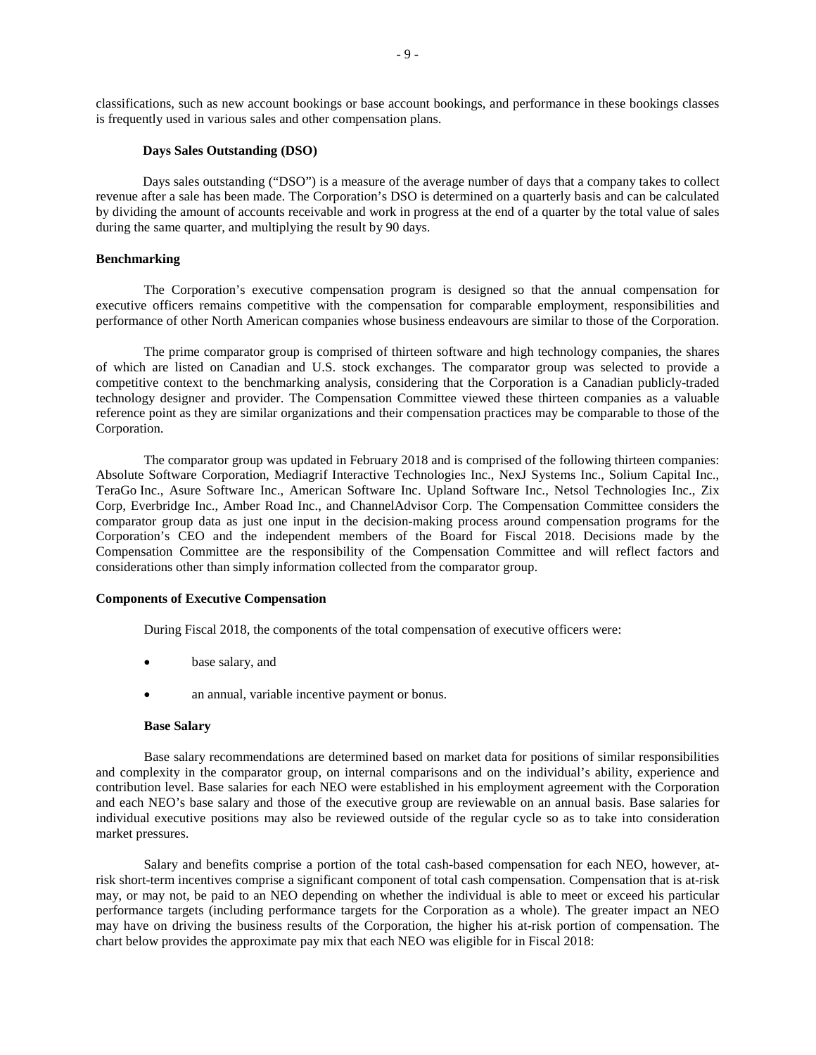classifications, such as new account bookings or base account bookings, and performance in these bookings classes is frequently used in various sales and other compensation plans.

#### Days Sales Outstanding (DSO)

Days sales outstanding ("DSO") is a measure of the average number of days that a company takes to collect revenue after a sale has been made. The Corporation's DSO is determined on a quarterly basis and can be calculated by dividing the amount of accounts receivable and work in progress at the end of a quarter by the total value of sales during the same quarter, and multiplying the result by 90 days.

### Benchmarking

The Corporation's executive compensation program is designed so that the annual compensation for executive officers remains competitive with the compensation for comparable employment, responsibilities and performance of other North American companies whose business endeavours are similar to those of the Corporation.

The prime comparator group is comprised of thirteen software and high technology companies, the shares of which are listed on Canadian and U.S. stock exchanges. The comparator group was selected to provide a competitive context to the benchmarking analysis, considering that the Corporation is a Canadian publicly-traded technology designer and provider. The Compensation Committee viewed these thirteen companies as a valuable reference point as they are similar organizations and their compensation practices may be comparable to those of the Corporation.

The comparator group was updated in February 2018 and is comprised of the following thirteen companies: Absolute Software Corporation, Mediagrif Interactive Technologies Inc., NexJ Systems Inc., Solium Capital Inc., TeraGo Inc., Asure Software Inc., American Software Inc. Upland Software Inc., Netsol Technologies Inc., Zix Corp, Everbridge Inc., Amber Road Inc., and ChannelAdvisor Corp. The Compensation Committee considers the comparator group data as just one input in the decision-making process around compensation programs for the Corporation's CEO and the independent members of the Board for Fiscal 2018. Decisions made by the Compensation Committee are the responsibility of the Compensation Committee and will reflect factors and considerations other than simply information collected from the comparator group.

### Components of Executive Compensation

During Fiscal 2018, the components of the total compensation of executive officers were:

- base salary, and
- an annual, variable incentive payment or bonus.

#### Base Salary

Base salary recommendations are determined based on market data for positions of similar responsibilities and complexity in the comparator group, on internal comparisons and on the individual's ability, experience and contribution level. Base salaries for each NEO were established in his employment agreement with the Corporation and each NEO's base salary and those of the executive group are reviewable on an annual basis. Base salaries for individual executive positions may also be reviewed outside of the regular cycle so as to take into consideration market pressures.

Salary and benefits comprise a portion of the total cash-based compensation for each NEO, however, at-risk short-term incentives comprise a significant component of total cash compensation. Compensation that is at-risk may, or may not, be paid to an NEO depending on whether the individual is able to meet or exceed his particular performance targets (including performance targets for the Corporation as a whole). The greater impact an NEO may have on driving the business results of the Corporation, the higher his at-risk portion of compensation. The chart below provides the approximate pay mix that each NEO was eligible for in Fiscal 2018: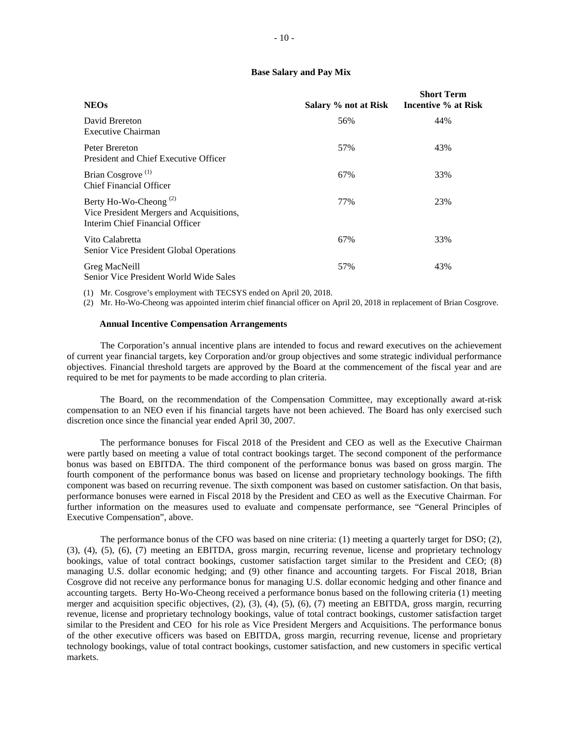### Base Salary and Pay Mix

| NEOs | Salary % not at Risk | Short Term Incentive % at Risk |
|---|---|---|
| David Brereton<br>Executive Chairman | 56% | 44% |
| Peter Brereton<br>President and Chief Executive Officer | 57% | 43% |
| Brian Cosgrove [(1)]<br>Chief Financial Officer | 67% | 33% |
| Berty Ho-Wo-Cheong [(2)]<br>Vice President Mergers and Acquisitions, Interim Chief Financial Officer | 77% | 23% |
| Vito Calabretta<br>Senior Vice President Global Operations | 67% | 33% |
| Greg MacNeill<br>Senior Vice President World Wide Sales | 57% | 43% |

(1) Mr. Cosgrove's employment with TECSYS ended on April 20, 2018.

(2) Mr. Ho-Wo-Cheong was appointed interim chief financial officer on April 20, 2018 in replacement of Brian Cosgrove.

#### Annual Incentive Compensation Arrangements

The Corporation's annual incentive plans are intended to focus and reward executives on the achievement of current year financial targets, key Corporation and/or group objectives and some strategic individual performance objectives. Financial threshold targets are approved by the Board at the commencement of the fiscal year and are required to be met for payments to be made according to plan criteria.

The Board, on the recommendation of the Compensation Committee, may exceptionally award at-risk compensation to an NEO even if his financial targets have not been achieved. The Board has only exercised such discretion once since the financial year ended April 30, 2007.

The performance bonuses for Fiscal 2018 of the President and CEO as well as the Executive Chairman were partly based on meeting a value of total contract bookings target. The second component of the performance bonus was based on EBITDA. The third component of the performance bonus was based on gross margin. The fourth component of the performance bonus was based on license and proprietary technology bookings. The fifth component was based on recurring revenue. The sixth component was based on customer satisfaction. On that basis, performance bonuses were earned in Fiscal 2018 by the President and CEO as well as the Executive Chairman. For further information on the measures used to evaluate and compensate performance, see "General Principles of Executive Compensation", above.

The performance bonus of the CFO was based on nine criteria: (1) meeting a quarterly target for DSO; (2), (3), (4), (5), (6), (7) meeting an EBITDA, gross margin, recurring revenue, license and proprietary technology bookings, value of total contract bookings, customer satisfaction target similar to the President and CEO; (8) managing U.S. dollar economic hedging; and (9) other finance and accounting targets. For Fiscal 2018, Brian Cosgrove did not receive any performance bonus for managing U.S. dollar economic hedging and other finance and accounting targets. Berty Ho-Wo-Cheong received a performance bonus based on the following criteria (1) meeting merger and acquisition specific objectives, (2), (3), (4), (5), (6), (7) meeting an EBITDA, gross margin, recurring revenue, license and proprietary technology bookings, value of total contract bookings, customer satisfaction target similar to the President and CEO for his role as Vice President Mergers and Acquisitions. The performance bonus of the other executive officers was based on EBITDA, gross margin, recurring revenue, license and proprietary technology bookings, value of total contract bookings, customer satisfaction, and new customers in specific vertical markets.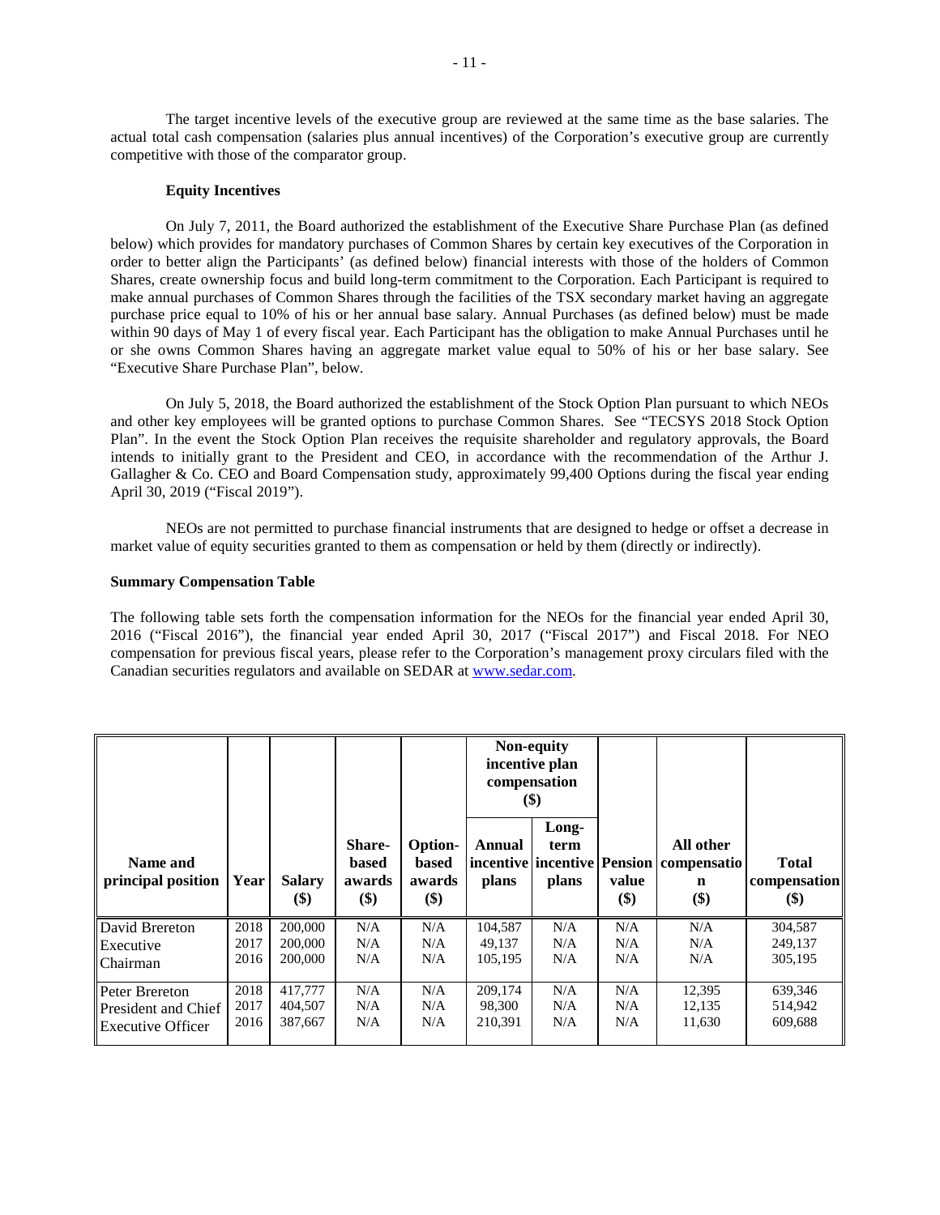The target incentive levels of the executive group are reviewed at the same time as the base salaries. The actual total cash compensation (salaries plus annual incentives) of the Corporation's executive group are currently competitive with those of the comparator group.

**Equity Incentives**

On July 7, 2011, the Board authorized the establishment of the Executive Share Purchase Plan (as defined below) which provides for mandatory purchases of Common Shares by certain key executives of the Corporation in order to better align the Participants' (as defined below) financial interests with those of the holders of Common Shares, create ownership focus and build long-term commitment to the Corporation. Each Participant is required to make annual purchases of Common Shares through the facilities of the TSX secondary market having an aggregate purchase price equal to 10% of his or her annual base salary. Annual Purchases (as defined below) must be made within 90 days of May 1 of every fiscal year. Each Participant has the obligation to make Annual Purchases until he or she owns Common Shares having an aggregate market value equal to 50% of his or her base salary. See "Executive Share Purchase Plan", below.

On July 5, 2018, the Board authorized the establishment of the Stock Option Plan pursuant to which NEOs and other key employees will be granted options to purchase Common Shares. See "TECSYS 2018 Stock Option Plan". In the event the Stock Option Plan receives the requisite shareholder and regulatory approvals, the Board intends to initially grant to the President and CEO, in accordance with the recommendation of the Arthur J. Gallagher & Co. CEO and Board Compensation study, approximately 99,400 Options during the fiscal year ending April 30, 2019 ("Fiscal 2019").

NEOs are not permitted to purchase financial instruments that are designed to hedge or offset a decrease in market value of equity securities granted to them as compensation or held by them (directly or indirectly).

**Summary Compensation Table**

The following table sets forth the compensation information for the NEOs for the financial year ended April 30, 2016 ("Fiscal 2016"), the financial year ended April 30, 2017 ("Fiscal 2017") and Fiscal 2018. For NEO compensation for previous fiscal years, please refer to the Corporation's management proxy circulars filed with the Canadian securities regulators and available on SEDAR at www.sedar.com.

| | | | | | Non-equity incentive plan compensation ($) | | | | |
|---|---|---|---|---|---|---|---|---|---|
| **Name and principal position** | **Year** | **Salary ($)** | **Share-based awards ($)** | **Option-based awards ($)** | **Annual incentive plans** | **Long-term incentive plans** | **Pension value ($)** | **All other compensation ($)** | **Total compensation ($)** |
| David Brereton<br>Executive Chairman | 2018<br>2017<br>2016 | 200,000<br>200,000<br>200,000 | N/A<br>N/A<br>N/A | N/A<br>N/A<br>N/A | 104,587<br>49,137<br>105,195 | N/A<br>N/A<br>N/A | N/A<br>N/A<br>N/A | N/A<br>N/A<br>N/A | 304,587<br>249,137<br>305,195 |
| Peter Brereton<br>President and Chief Executive Officer | 2018<br>2017<br>2016 | 417,777<br>404,507<br>387,667 | N/A<br>N/A<br>N/A | N/A<br>N/A<br>N/A | 209,174<br>98,300<br>210,391 | N/A<br>N/A<br>N/A | N/A<br>N/A<br>N/A | 12,395<br>12,135<br>11,630 | 639,346<br>514,942<br>609,688 |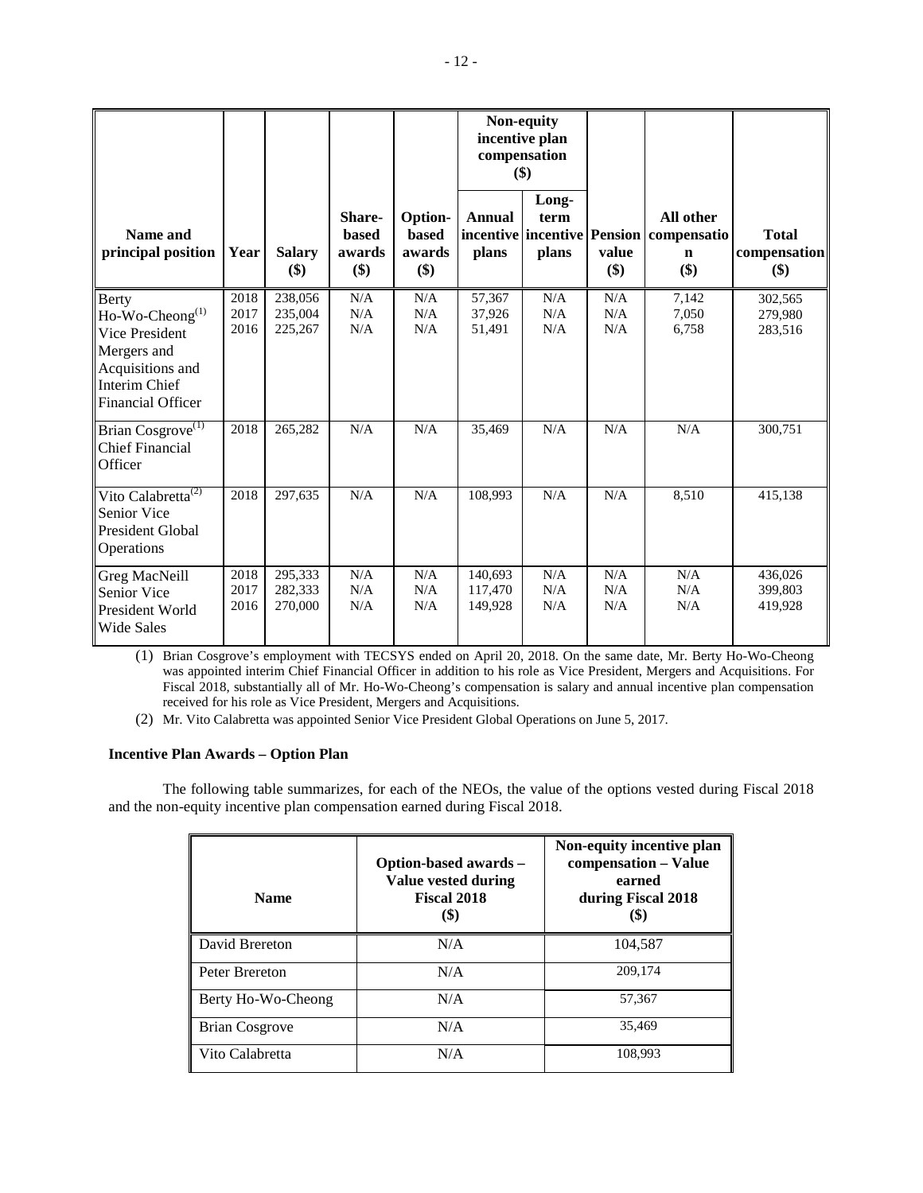| Name and principal position | Year | Salary ($) | Share-based awards ($) | Option-based awards ($) | Non-equity incentive plan compensation ($) | | Pension value ($) | All other compensation ($) | Total compensation ($) |
|---|---|---|---|---|---|---|---|---|---|
| | | | | | Annual incentive plans | Long-term incentive plans | | | |
| Berty Ho-Wo-Cheong[(1)] Vice President Mergers and Acquisitions and Interim Chief Financial Officer | 2018<br>2017<br>2016 | 238,056<br>235,004<br>225,267 | N/A<br>N/A<br>N/A | N/A<br>N/A<br>N/A | 57,367<br>37,926<br>51,491 | N/A<br>N/A<br>N/A | N/A<br>N/A<br>N/A | 7,142<br>7,050<br>6,758 | 302,565<br>279,980<br>283,516 |
| Brian Cosgrove[(1)] Chief Financial Officer | 2018 | 265,282 | N/A | N/A | 35,469 | N/A | N/A | N/A | 300,751 |
| Vito Calabretta[(2)] Senior Vice President Global Operations | 2018 | 297,635 | N/A | N/A | 108,993 | N/A | N/A | 8,510 | 415,138 |
| Greg MacNeill Senior Vice President World Wide Sales | 2018<br>2017<br>2016 | 295,333<br>282,333<br>270,000 | N/A<br>N/A<br>N/A | N/A<br>N/A<br>N/A | 140,693<br>117,470<br>149,928 | N/A<br>N/A<br>N/A | N/A<br>N/A<br>N/A | N/A<br>N/A<br>N/A | 436,026<br>399,803<br>419,928 |

(1) Brian Cosgrove's employment with TECSYS ended on April 20, 2018. On the same date, Mr. Berty Ho-Wo-Cheong was appointed interim Chief Financial Officer in addition to his role as Vice President, Mergers and Acquisitions. For Fiscal 2018, substantially all of Mr. Ho-Wo-Cheong's compensation is salary and annual incentive plan compensation received for his role as Vice President, Mergers and Acquisitions.

(2) Mr. Vito Calabretta was appointed Senior Vice President Global Operations on June 5, 2017.

### Incentive Plan Awards – Option Plan

The following table summarizes, for each of the NEOs, the value of the options vested during Fiscal 2018 and the non-equity incentive plan compensation earned during Fiscal 2018.

| Name | Option-based awards – Value vested during Fiscal 2018 ($) | Non-equity incentive plan compensation – Value earned during Fiscal 2018 ($) |
|---|---|---|
| David Brereton | N/A | 104,587 |
| Peter Brereton | N/A | 209,174 |
| Berty Ho-Wo-Cheong | N/A | 57,367 |
| Brian Cosgrove | N/A | 35,469 |
| Vito Calabretta | N/A | 108,993 |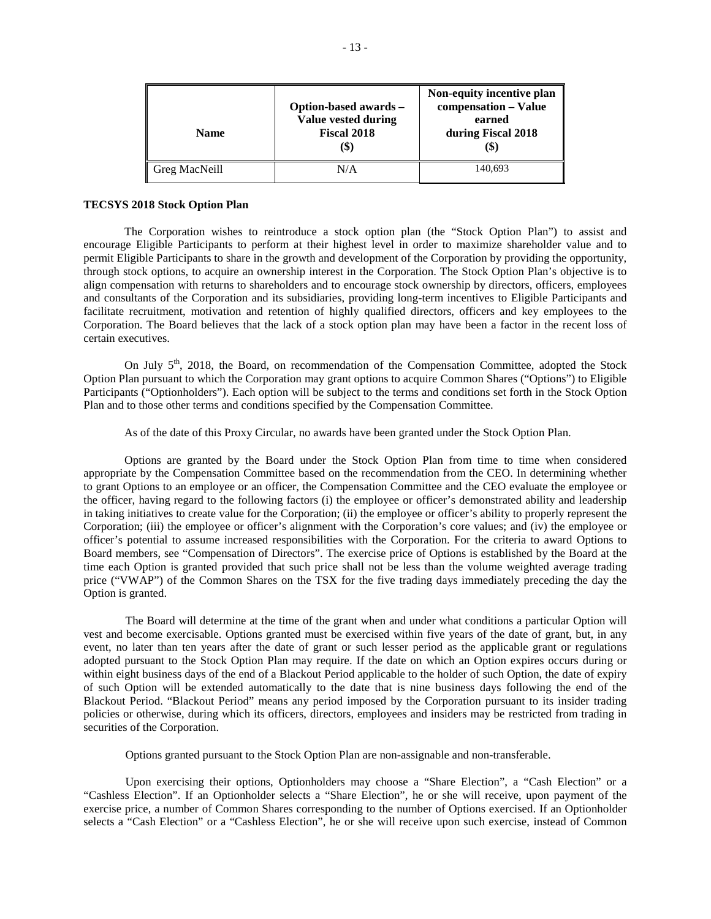| Name | Option-based awards – Value vested during Fiscal 2018 ($) | Non-equity incentive plan compensation – Value earned during Fiscal 2018 ($) |
|---|---|---|
| Greg MacNeill | N/A | 140,693 |

**TECSYS 2018 Stock Option Plan**

The Corporation wishes to reintroduce a stock option plan (the "Stock Option Plan") to assist and encourage Eligible Participants to perform at their highest level in order to maximize shareholder value and to permit Eligible Participants to share in the growth and development of the Corporation by providing the opportunity, through stock options, to acquire an ownership interest in the Corporation. The Stock Option Plan's objective is to align compensation with returns to shareholders and to encourage stock ownership by directors, officers, employees and consultants of the Corporation and its subsidiaries, providing long-term incentives to Eligible Participants and facilitate recruitment, motivation and retention of highly qualified directors, officers and key employees to the Corporation. The Board believes that the lack of a stock option plan may have been a factor in the recent loss of certain executives.

On July 5th, 2018, the Board, on recommendation of the Compensation Committee, adopted the Stock Option Plan pursuant to which the Corporation may grant options to acquire Common Shares ("Options") to Eligible Participants ("Optionholders"). Each option will be subject to the terms and conditions set forth in the Stock Option Plan and to those other terms and conditions specified by the Compensation Committee.

As of the date of this Proxy Circular, no awards have been granted under the Stock Option Plan.

Options are granted by the Board under the Stock Option Plan from time to time when considered appropriate by the Compensation Committee based on the recommendation from the CEO. In determining whether to grant Options to an employee or an officer, the Compensation Committee and the CEO evaluate the employee or the officer, having regard to the following factors (i) the employee or officer's demonstrated ability and leadership in taking initiatives to create value for the Corporation; (ii) the employee or officer's ability to properly represent the Corporation; (iii) the employee or officer's alignment with the Corporation's core values; and (iv) the employee or officer's potential to assume increased responsibilities with the Corporation. For the criteria to award Options to Board members, see "Compensation of Directors". The exercise price of Options is established by the Board at the time each Option is granted provided that such price shall not be less than the volume weighted average trading price ("VWAP") of the Common Shares on the TSX for the five trading days immediately preceding the day the Option is granted.

The Board will determine at the time of the grant when and under what conditions a particular Option will vest and become exercisable. Options granted must be exercised within five years of the date of grant, but, in any event, no later than ten years after the date of grant or such lesser period as the applicable grant or regulations adopted pursuant to the Stock Option Plan may require. If the date on which an Option expires occurs during or within eight business days of the end of a Blackout Period applicable to the holder of such Option, the date of expiry of such Option will be extended automatically to the date that is nine business days following the end of the Blackout Period. "Blackout Period" means any period imposed by the Corporation pursuant to its insider trading policies or otherwise, during which its officers, directors, employees and insiders may be restricted from trading in securities of the Corporation.

Options granted pursuant to the Stock Option Plan are non-assignable and non-transferable.

Upon exercising their options, Optionholders may choose a "Share Election", a "Cash Election" or a "Cashless Election". If an Optionholder selects a "Share Election", he or she will receive, upon payment of the exercise price, a number of Common Shares corresponding to the number of Options exercised. If an Optionholder selects a "Cash Election" or a "Cashless Election", he or she will receive upon such exercise, instead of Common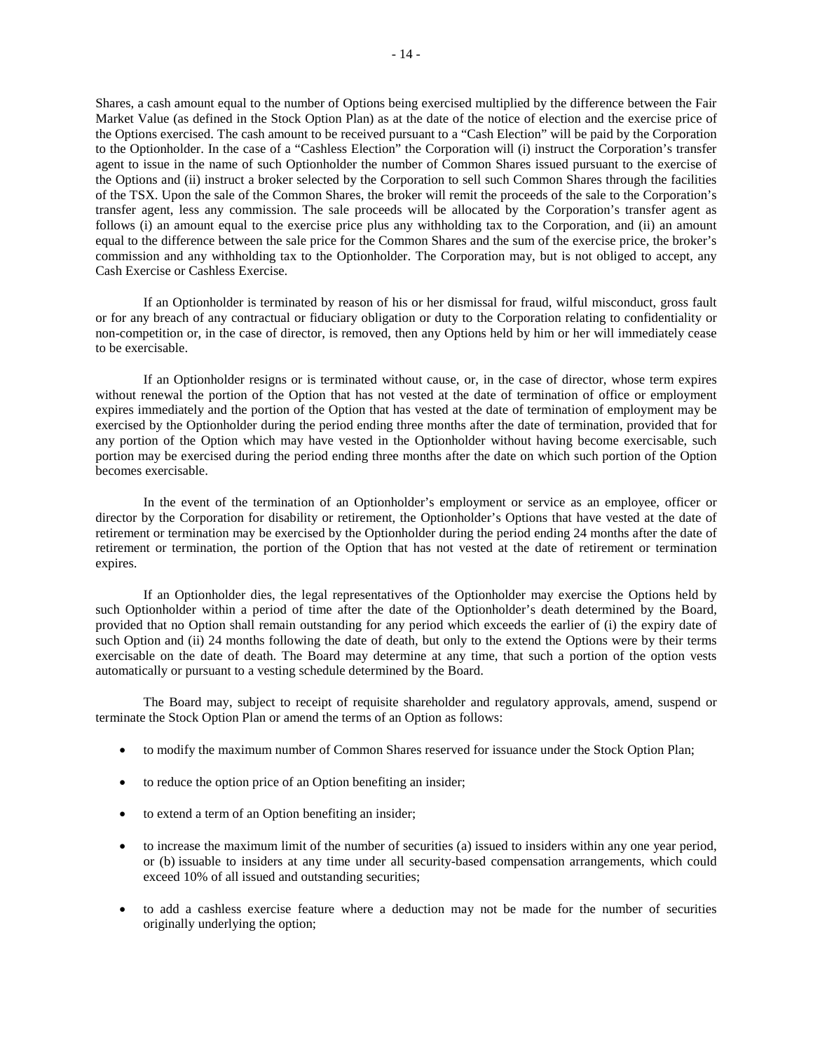Shares, a cash amount equal to the number of Options being exercised multiplied by the difference between the Fair Market Value (as defined in the Stock Option Plan) as at the date of the notice of election and the exercise price of the Options exercised. The cash amount to be received pursuant to a "Cash Election" will be paid by the Corporation to the Optionholder. In the case of a "Cashless Election" the Corporation will (i) instruct the Corporation's transfer agent to issue in the name of such Optionholder the number of Common Shares issued pursuant to the exercise of the Options and (ii) instruct a broker selected by the Corporation to sell such Common Shares through the facilities of the TSX. Upon the sale of the Common Shares, the broker will remit the proceeds of the sale to the Corporation's transfer agent, less any commission. The sale proceeds will be allocated by the Corporation's transfer agent as follows (i) an amount equal to the exercise price plus any withholding tax to the Corporation, and (ii) an amount equal to the difference between the sale price for the Common Shares and the sum of the exercise price, the broker's commission and any withholding tax to the Optionholder. The Corporation may, but is not obliged to accept, any Cash Exercise or Cashless Exercise.

If an Optionholder is terminated by reason of his or her dismissal for fraud, wilful misconduct, gross fault or for any breach of any contractual or fiduciary obligation or duty to the Corporation relating to confidentiality or non-competition or, in the case of director, is removed, then any Options held by him or her will immediately cease to be exercisable.

If an Optionholder resigns or is terminated without cause, or, in the case of director, whose term expires without renewal the portion of the Option that has not vested at the date of termination of office or employment expires immediately and the portion of the Option that has vested at the date of termination of employment may be exercised by the Optionholder during the period ending three months after the date of termination, provided that for any portion of the Option which may have vested in the Optionholder without having become exercisable, such portion may be exercised during the period ending three months after the date on which such portion of the Option becomes exercisable.

In the event of the termination of an Optionholder's employment or service as an employee, officer or director by the Corporation for disability or retirement, the Optionholder's Options that have vested at the date of retirement or termination may be exercised by the Optionholder during the period ending 24 months after the date of retirement or termination, the portion of the Option that has not vested at the date of retirement or termination expires.

If an Optionholder dies, the legal representatives of the Optionholder may exercise the Options held by such Optionholder within a period of time after the date of the Optionholder's death determined by the Board, provided that no Option shall remain outstanding for any period which exceeds the earlier of (i) the expiry date of such Option and (ii) 24 months following the date of death, but only to the extend the Options were by their terms exercisable on the date of death. The Board may determine at any time, that such a portion of the option vests automatically or pursuant to a vesting schedule determined by the Board.

The Board may, subject to receipt of requisite shareholder and regulatory approvals, amend, suspend or terminate the Stock Option Plan or amend the terms of an Option as follows:

- to modify the maximum number of Common Shares reserved for issuance under the Stock Option Plan;
- to reduce the option price of an Option benefiting an insider;
- to extend a term of an Option benefiting an insider;
- to increase the maximum limit of the number of securities (a) issued to insiders within any one year period, or (b) issuable to insiders at any time under all security-based compensation arrangements, which could exceed 10% of all issued and outstanding securities;
- to add a cashless exercise feature where a deduction may not be made for the number of securities originally underlying the option;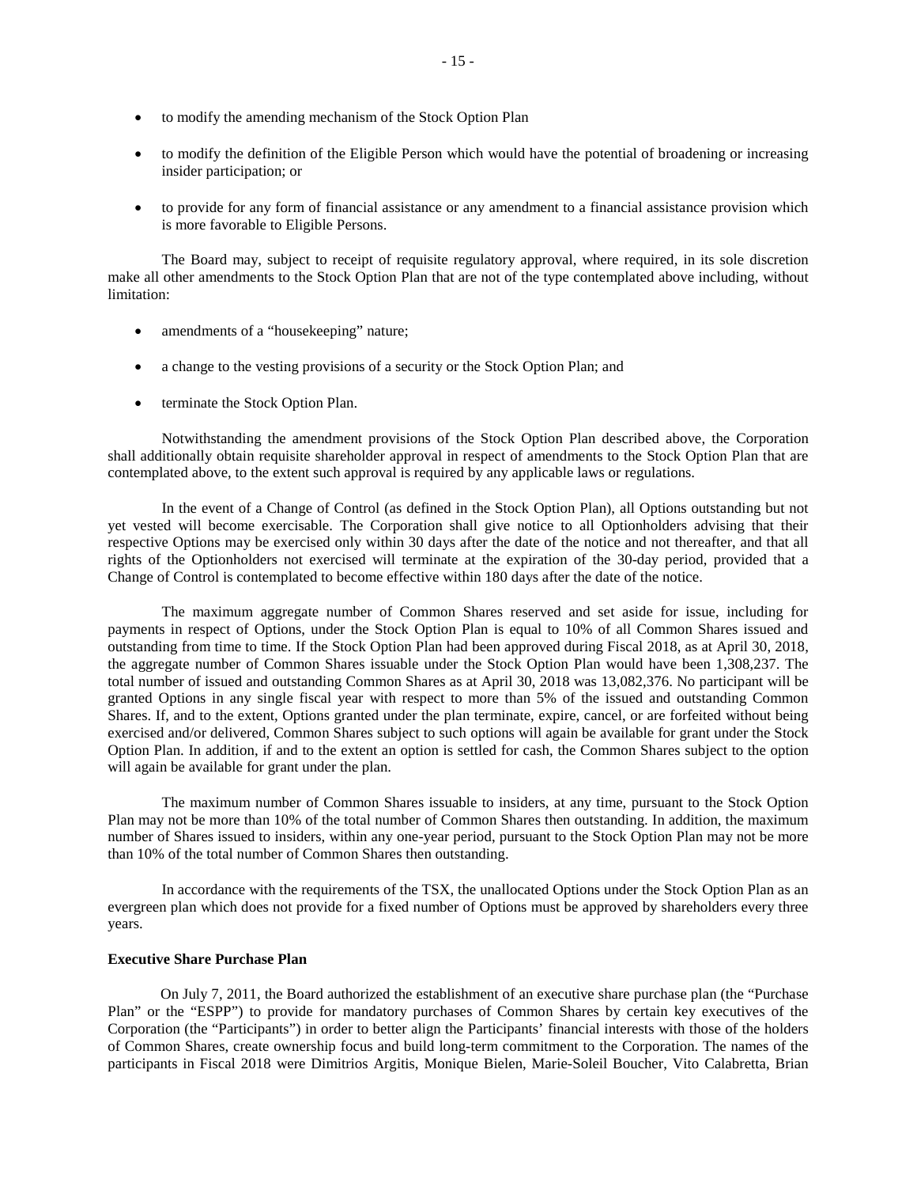- to modify the amending mechanism of the Stock Option Plan
- to modify the definition of the Eligible Person which would have the potential of broadening or increasing insider participation; or
- to provide for any form of financial assistance or any amendment to a financial assistance provision which is more favorable to Eligible Persons.

The Board may, subject to receipt of requisite regulatory approval, where required, in its sole discretion make all other amendments to the Stock Option Plan that are not of the type contemplated above including, without limitation:

- amendments of a "housekeeping" nature;
- a change to the vesting provisions of a security or the Stock Option Plan; and
- terminate the Stock Option Plan.

Notwithstanding the amendment provisions of the Stock Option Plan described above, the Corporation shall additionally obtain requisite shareholder approval in respect of amendments to the Stock Option Plan that are contemplated above, to the extent such approval is required by any applicable laws or regulations.

In the event of a Change of Control (as defined in the Stock Option Plan), all Options outstanding but not yet vested will become exercisable. The Corporation shall give notice to all Optionholders advising that their respective Options may be exercised only within 30 days after the date of the notice and not thereafter, and that all rights of the Optionholders not exercised will terminate at the expiration of the 30-day period, provided that a Change of Control is contemplated to become effective within 180 days after the date of the notice.

The maximum aggregate number of Common Shares reserved and set aside for issue, including for payments in respect of Options, under the Stock Option Plan is equal to 10% of all Common Shares issued and outstanding from time to time. If the Stock Option Plan had been approved during Fiscal 2018, as at April 30, 2018, the aggregate number of Common Shares issuable under the Stock Option Plan would have been 1,308,237. The total number of issued and outstanding Common Shares as at April 30, 2018 was 13,082,376. No participant will be granted Options in any single fiscal year with respect to more than 5% of the issued and outstanding Common Shares. If, and to the extent, Options granted under the plan terminate, expire, cancel, or are forfeited without being exercised and/or delivered, Common Shares subject to such options will again be available for grant under the Stock Option Plan. In addition, if and to the extent an option is settled for cash, the Common Shares subject to the option will again be available for grant under the plan.

The maximum number of Common Shares issuable to insiders, at any time, pursuant to the Stock Option Plan may not be more than 10% of the total number of Common Shares then outstanding. In addition, the maximum number of Shares issued to insiders, within any one-year period, pursuant to the Stock Option Plan may not be more than 10% of the total number of Common Shares then outstanding.

In accordance with the requirements of the TSX, the unallocated Options under the Stock Option Plan as an evergreen plan which does not provide for a fixed number of Options must be approved by shareholders every three years.

**Executive Share Purchase Plan**

On July 7, 2011, the Board authorized the establishment of an executive share purchase plan (the "Purchase Plan" or the "ESPP") to provide for mandatory purchases of Common Shares by certain key executives of the Corporation (the "Participants") in order to better align the Participants' financial interests with those of the holders of Common Shares, create ownership focus and build long-term commitment to the Corporation. The names of the participants in Fiscal 2018 were Dimitrios Argitis, Monique Bielen, Marie-Soleil Boucher, Vito Calabretta, Brian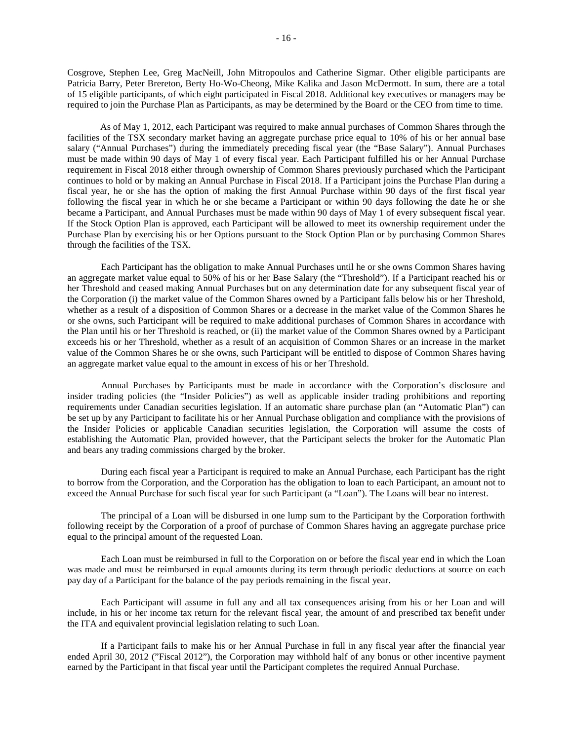Cosgrove, Stephen Lee, Greg MacNeill, John Mitropoulos and Catherine Sigmar. Other eligible participants are Patricia Barry, Peter Brereton, Berty Ho-Wo-Cheong, Mike Kalika and Jason McDermott. In sum, there are a total of 15 eligible participants, of which eight participated in Fiscal 2018. Additional key executives or managers may be required to join the Purchase Plan as Participants, as may be determined by the Board or the CEO from time to time.

As of May 1, 2012, each Participant was required to make annual purchases of Common Shares through the facilities of the TSX secondary market having an aggregate purchase price equal to 10% of his or her annual base salary ("Annual Purchases") during the immediately preceding fiscal year (the "Base Salary"). Annual Purchases must be made within 90 days of May 1 of every fiscal year. Each Participant fulfilled his or her Annual Purchase requirement in Fiscal 2018 either through ownership of Common Shares previously purchased which the Participant continues to hold or by making an Annual Purchase in Fiscal 2018. If a Participant joins the Purchase Plan during a fiscal year, he or she has the option of making the first Annual Purchase within 90 days of the first fiscal year following the fiscal year in which he or she became a Participant or within 90 days following the date he or she became a Participant, and Annual Purchases must be made within 90 days of May 1 of every subsequent fiscal year. If the Stock Option Plan is approved, each Participant will be allowed to meet its ownership requirement under the Purchase Plan by exercising his or her Options pursuant to the Stock Option Plan or by purchasing Common Shares through the facilities of the TSX.

Each Participant has the obligation to make Annual Purchases until he or she owns Common Shares having an aggregate market value equal to 50% of his or her Base Salary (the "Threshold"). If a Participant reached his or her Threshold and ceased making Annual Purchases but on any determination date for any subsequent fiscal year of the Corporation (i) the market value of the Common Shares owned by a Participant falls below his or her Threshold, whether as a result of a disposition of Common Shares or a decrease in the market value of the Common Shares he or she owns, such Participant will be required to make additional purchases of Common Shares in accordance with the Plan until his or her Threshold is reached, or (ii) the market value of the Common Shares owned by a Participant exceeds his or her Threshold, whether as a result of an acquisition of Common Shares or an increase in the market value of the Common Shares he or she owns, such Participant will be entitled to dispose of Common Shares having an aggregate market value equal to the amount in excess of his or her Threshold.

Annual Purchases by Participants must be made in accordance with the Corporation's disclosure and insider trading policies (the "Insider Policies") as well as applicable insider trading prohibitions and reporting requirements under Canadian securities legislation. If an automatic share purchase plan (an "Automatic Plan") can be set up by any Participant to facilitate his or her Annual Purchase obligation and compliance with the provisions of the Insider Policies or applicable Canadian securities legislation, the Corporation will assume the costs of establishing the Automatic Plan, provided however, that the Participant selects the broker for the Automatic Plan and bears any trading commissions charged by the broker.

During each fiscal year a Participant is required to make an Annual Purchase, each Participant has the right to borrow from the Corporation, and the Corporation has the obligation to loan to each Participant, an amount not to exceed the Annual Purchase for such fiscal year for such Participant (a "Loan"). The Loans will bear no interest.

The principal of a Loan will be disbursed in one lump sum to the Participant by the Corporation forthwith following receipt by the Corporation of a proof of purchase of Common Shares having an aggregate purchase price equal to the principal amount of the requested Loan.

Each Loan must be reimbursed in full to the Corporation on or before the fiscal year end in which the Loan was made and must be reimbursed in equal amounts during its term through periodic deductions at source on each pay day of a Participant for the balance of the pay periods remaining in the fiscal year.

Each Participant will assume in full any and all tax consequences arising from his or her Loan and will include, in his or her income tax return for the relevant fiscal year, the amount of and prescribed tax benefit under the ITA and equivalent provincial legislation relating to such Loan.

If a Participant fails to make his or her Annual Purchase in full in any fiscal year after the financial year ended April 30, 2012 ("Fiscal 2012"), the Corporation may withhold half of any bonus or other incentive payment earned by the Participant in that fiscal year until the Participant completes the required Annual Purchase.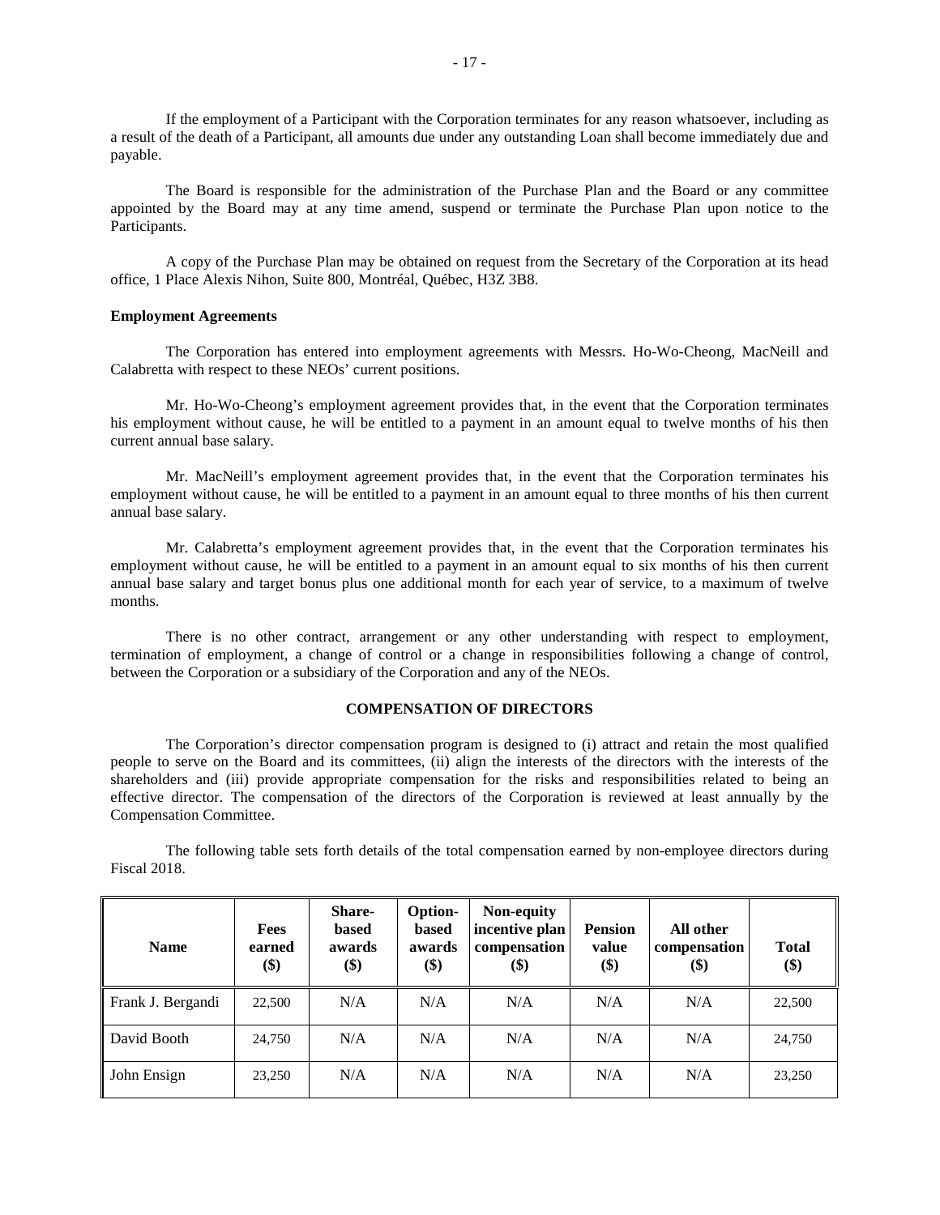If the employment of a Participant with the Corporation terminates for any reason whatsoever, including as a result of the death of a Participant, all amounts due under any outstanding Loan shall become immediately due and payable.

The Board is responsible for the administration of the Purchase Plan and the Board or any committee appointed by the Board may at any time amend, suspend or terminate the Purchase Plan upon notice to the Participants.

A copy of the Purchase Plan may be obtained on request from the Secretary of the Corporation at its head office, 1 Place Alexis Nihon, Suite 800, Montréal, Québec, H3Z 3B8.

**Employment Agreements**

The Corporation has entered into employment agreements with Messrs. Ho-Wo-Cheong, MacNeill and Calabretta with respect to these NEOs' current positions.

Mr. Ho-Wo-Cheong's employment agreement provides that, in the event that the Corporation terminates his employment without cause, he will be entitled to a payment in an amount equal to twelve months of his then current annual base salary.

Mr. MacNeill's employment agreement provides that, in the event that the Corporation terminates his employment without cause, he will be entitled to a payment in an amount equal to three months of his then current annual base salary.

Mr. Calabretta's employment agreement provides that, in the event that the Corporation terminates his employment without cause, he will be entitled to a payment in an amount equal to six months of his then current annual base salary and target bonus plus one additional month for each year of service, to a maximum of twelve months.

There is no other contract, arrangement or any other understanding with respect to employment, termination of employment, a change of control or a change in responsibilities following a change of control, between the Corporation or a subsidiary of the Corporation and any of the NEOs.

## COMPENSATION OF DIRECTORS

The Corporation's director compensation program is designed to (i) attract and retain the most qualified people to serve on the Board and its committees, (ii) align the interests of the directors with the interests of the shareholders and (iii) provide appropriate compensation for the risks and responsibilities related to being an effective director. The compensation of the directors of the Corporation is reviewed at least annually by the Compensation Committee.

The following table sets forth details of the total compensation earned by non-employee directors during Fiscal 2018.

| Name | Fees earned ($) | Share-based awards ($) | Option-based awards ($) | Non-equity incentive plan compensation ($) | Pension value ($) | All other compensation ($) | Total ($) |
|---|---|---|---|---|---|---|---|
| Frank J. Bergandi | 22,500 | N/A | N/A | N/A | N/A | N/A | 22,500 |
| David Booth | 24,750 | N/A | N/A | N/A | N/A | N/A | 24,750 |
| John Ensign | 23,250 | N/A | N/A | N/A | N/A | N/A | 23,250 |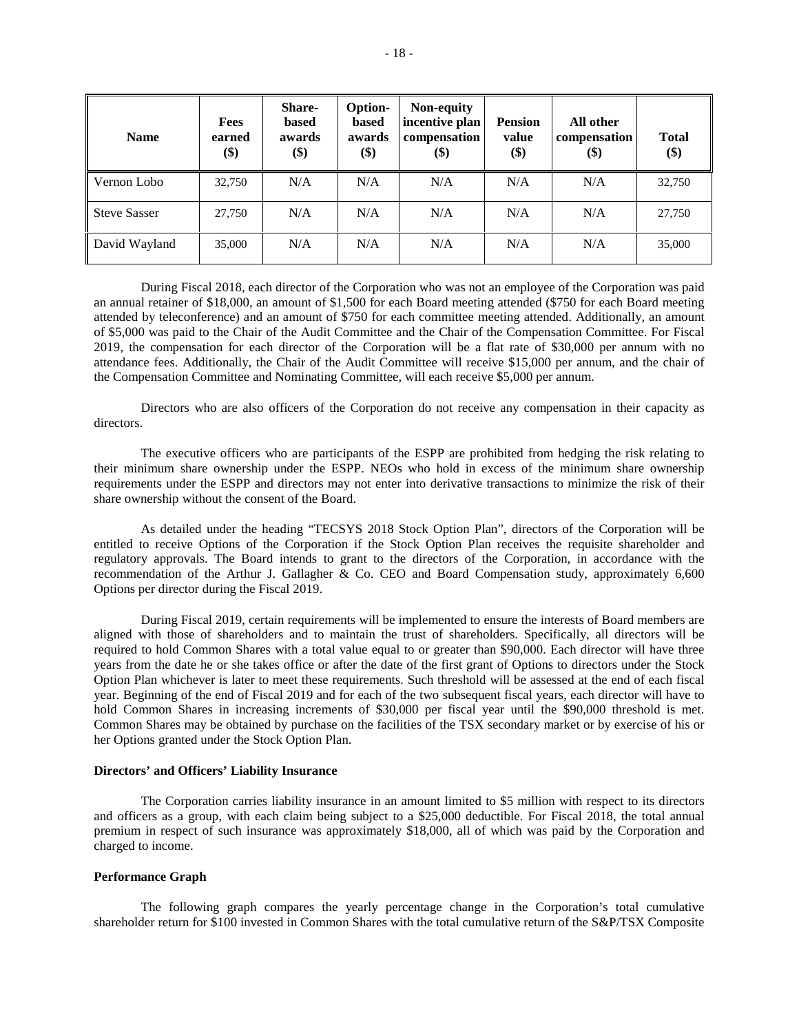| Name | Fees earned ($) | Share-based awards ($) | Option-based awards ($) | Non-equity incentive plan compensation ($) | Pension value ($) | All other compensation ($) | Total ($) |
|---|---|---|---|---|---|---|---|
| Vernon Lobo | 32,750 | N/A | N/A | N/A | N/A | N/A | 32,750 |
| Steve Sasser | 27,750 | N/A | N/A | N/A | N/A | N/A | 27,750 |
| David Wayland | 35,000 | N/A | N/A | N/A | N/A | N/A | 35,000 |

During Fiscal 2018, each director of the Corporation who was not an employee of the Corporation was paid an annual retainer of $18,000, an amount of $1,500 for each Board meeting attended ($750 for each Board meeting attended by teleconference) and an amount of $750 for each committee meeting attended. Additionally, an amount of $5,000 was paid to the Chair of the Audit Committee and the Chair of the Compensation Committee. For Fiscal 2019, the compensation for each director of the Corporation will be a flat rate of $30,000 per annum with no attendance fees. Additionally, the Chair of the Audit Committee will receive $15,000 per annum, and the chair of the Compensation Committee and Nominating Committee, will each receive $5,000 per annum.

Directors who are also officers of the Corporation do not receive any compensation in their capacity as directors.

The executive officers who are participants of the ESPP are prohibited from hedging the risk relating to their minimum share ownership under the ESPP. NEOs who hold in excess of the minimum share ownership requirements under the ESPP and directors may not enter into derivative transactions to minimize the risk of their share ownership without the consent of the Board.

As detailed under the heading "TECSYS 2018 Stock Option Plan", directors of the Corporation will be entitled to receive Options of the Corporation if the Stock Option Plan receives the requisite shareholder and regulatory approvals. The Board intends to grant to the directors of the Corporation, in accordance with the recommendation of the Arthur J. Gallagher & Co. CEO and Board Compensation study, approximately 6,600 Options per director during the Fiscal 2019.

During Fiscal 2019, certain requirements will be implemented to ensure the interests of Board members are aligned with those of shareholders and to maintain the trust of shareholders. Specifically, all directors will be required to hold Common Shares with a total value equal to or greater than $90,000. Each director will have three years from the date he or she takes office or after the date of the first grant of Options to directors under the Stock Option Plan whichever is later to meet these requirements. Such threshold will be assessed at the end of each fiscal year. Beginning of the end of Fiscal 2019 and for each of the two subsequent fiscal years, each director will have to hold Common Shares in increasing increments of $30,000 per fiscal year until the $90,000 threshold is met. Common Shares may be obtained by purchase on the facilities of the TSX secondary market or by exercise of his or her Options granted under the Stock Option Plan.

**Directors' and Officers' Liability Insurance**

The Corporation carries liability insurance in an amount limited to $5 million with respect to its directors and officers as a group, with each claim being subject to a $25,000 deductible. For Fiscal 2018, the total annual premium in respect of such insurance was approximately $18,000, all of which was paid by the Corporation and charged to income.

**Performance Graph**

The following graph compares the yearly percentage change in the Corporation's total cumulative shareholder return for $100 invested in Common Shares with the total cumulative return of the S&P/TSX Composite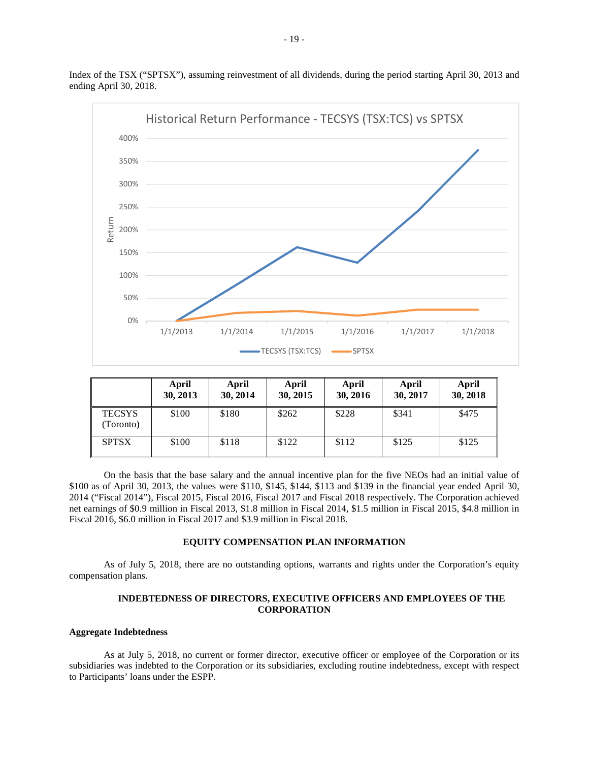Index of the TSX ("SPTSX"), assuming reinvestment of all dividends, during the period starting April 30, 2013 and ending April 30, 2018.

| | April 30, 2013 | April 30, 2014 | April 30, 2015 | April 30, 2016 | April 30, 2017 | April 30, 2018 |
|---|---|---|---|---|---|---|
| TECSYS (Toronto) | $100 | $180 | $262 | $228 | $341 | $475 |
| SPTSX | $100 | $118 | $122 | $112 | $125 | $125 |

On the basis that the base salary and the annual incentive plan for the five NEOs had an initial value of $100 as of April 30, 2013, the values were $110, $145, $144, $113 and $139 in the financial year ended April 30, 2014 ("Fiscal 2014"), Fiscal 2015, Fiscal 2016, Fiscal 2017 and Fiscal 2018 respectively. The Corporation achieved net earnings of $0.9 million in Fiscal 2013, $1.8 million in Fiscal 2014, $1.5 million in Fiscal 2015, $4.8 million in Fiscal 2016, $6.0 million in Fiscal 2017 and $3.9 million in Fiscal 2018.

## EQUITY COMPENSATION PLAN INFORMATION

As of July 5, 2018, there are no outstanding options, warrants and rights under the Corporation's equity compensation plans.

## INDEBTEDNESS OF DIRECTORS, EXECUTIVE OFFICERS AND EMPLOYEES OF THE CORPORATION

**Aggregate Indebtedness**

As at July 5, 2018, no current or former director, executive officer or employee of the Corporation or its subsidiaries was indebted to the Corporation or its subsidiaries, excluding routine indebtedness, except with respect to Participants' loans under the ESPP.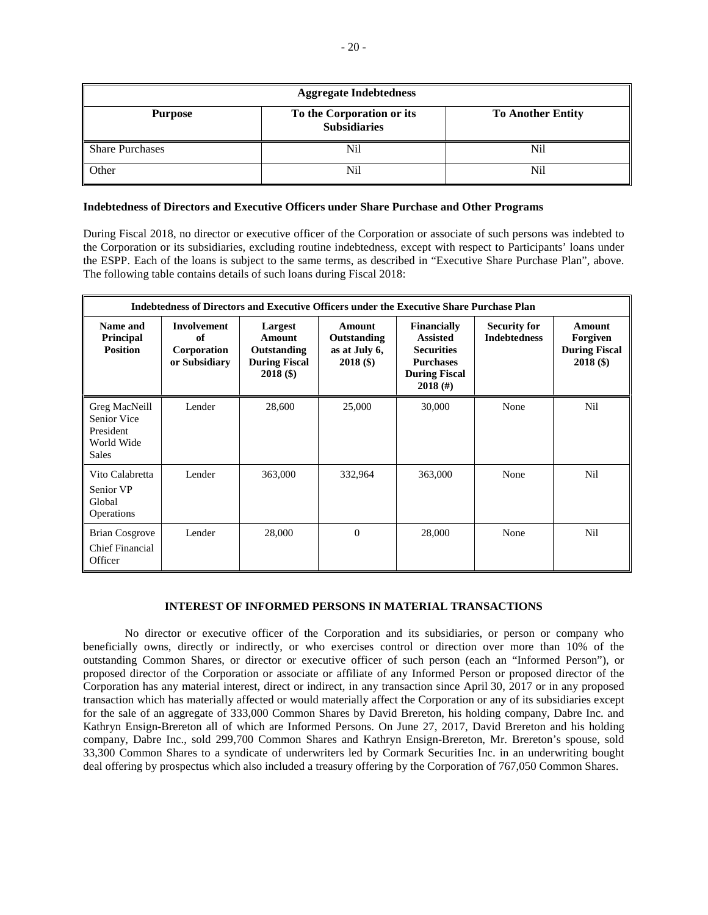| Aggregate Indebtedness | | |
|---|---|---|
| **Purpose** | **To the Corporation or its Subsidiaries** | **To Another Entity** |
| Share Purchases | Nil | Nil |
| Other | Nil | Nil |

**Indebtedness of Directors and Executive Officers under Share Purchase and Other Programs**

During Fiscal 2018, no director or executive officer of the Corporation or associate of such persons was indebted to the Corporation or its subsidiaries, excluding routine indebtedness, except with respect to Participants' loans under the ESPP. Each of the loans is subject to the same terms, as described in "Executive Share Purchase Plan", above. The following table contains details of such loans during Fiscal 2018:

| Indebtedness of Directors and Executive Officers under the Executive Share Purchase Plan | | | | | | |
|---|---|---|---|---|---|---|
| **Name and Principal Position** | **Involvement of Corporation or Subsidiary** | **Largest Amount Outstanding During Fiscal 2018 ($)** | **Amount Outstanding as at July 6, 2018 ($)** | **Financially Assisted Securities Purchases During Fiscal 2018 (#)** | **Security for Indebtedness** | **Amount Forgiven During Fiscal 2018 ($)** |
| Greg MacNeill Senior Vice President World Wide Sales | Lender | 28,600 | 25,000 | 30,000 | None | Nil |
| Vito Calabretta Senior VP Global Operations | Lender | 363,000 | 332,964 | 363,000 | None | Nil |
| Brian Cosgrove Chief Financial Officer | Lender | 28,000 | 0 | 28,000 | None | Nil |

## INTEREST OF INFORMED PERSONS IN MATERIAL TRANSACTIONS

No director or executive officer of the Corporation and its subsidiaries, or person or company who beneficially owns, directly or indirectly, or who exercises control or direction over more than 10% of the outstanding Common Shares, or director or executive officer of such person (each an "Informed Person"), or proposed director of the Corporation or associate or affiliate of any Informed Person or proposed director of the Corporation has any material interest, direct or indirect, in any transaction since April 30, 2017 or in any proposed transaction which has materially affected or would materially affect the Corporation or any of its subsidiaries except for the sale of an aggregate of 333,000 Common Shares by David Brereton, his holding company, Dabre Inc. and Kathryn Ensign-Brereton all of which are Informed Persons. On June 27, 2017, David Brereton and his holding company, Dabre Inc., sold 299,700 Common Shares and Kathryn Ensign-Brereton, Mr. Brereton's spouse, sold 33,300 Common Shares to a syndicate of underwriters led by Cormark Securities Inc. in an underwriting bought deal offering by prospectus which also included a treasury offering by the Corporation of 767,050 Common Shares.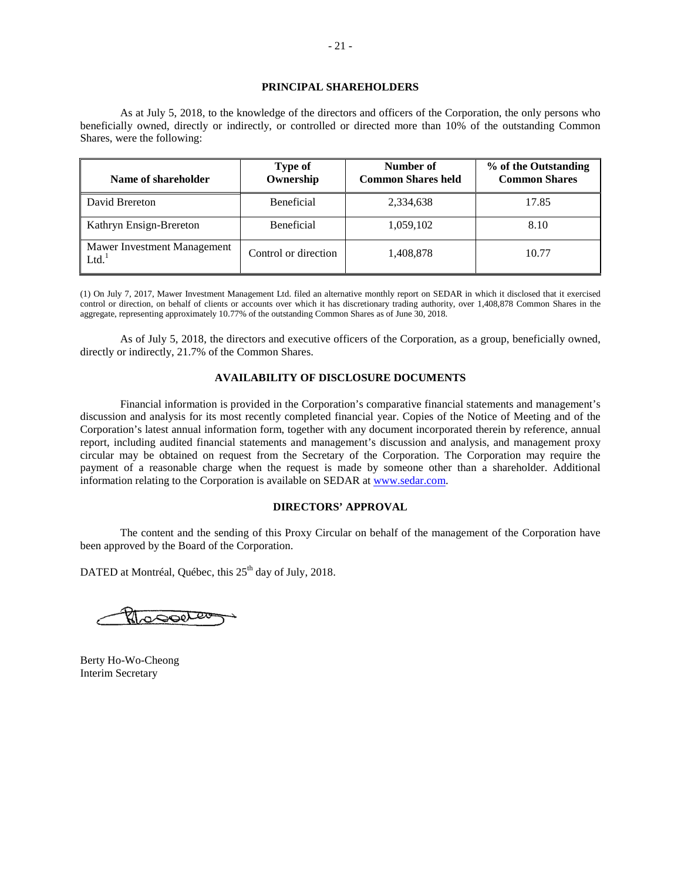## PRINCIPAL SHAREHOLDERS

As at July 5, 2018, to the knowledge of the directors and officers of the Corporation, the only persons who beneficially owned, directly or indirectly, or controlled or directed more than 10% of the outstanding Common Shares, were the following:

| Name of shareholder | Type of Ownership | Number of Common Shares held | % of the Outstanding Common Shares |
|---|---|---|---|
| David Brereton | Beneficial | 2,334,638 | 17.85 |
| Kathryn Ensign-Brereton | Beneficial | 1,059,102 | 8.10 |
| Mawer Investment Management Ltd.[1] | Control or direction | 1,408,878 | 10.77 |

(1) On July 7, 2017, Mawer Investment Management Ltd. filed an alternative monthly report on SEDAR in which it disclosed that it exercised control or direction, on behalf of clients or accounts over which it has discretionary trading authority, over 1,408,878 Common Shares in the aggregate, representing approximately 10.77% of the outstanding Common Shares as of June 30, 2018.

As of July 5, 2018, the directors and executive officers of the Corporation, as a group, beneficially owned, directly or indirectly, 21.7% of the Common Shares.

## AVAILABILITY OF DISCLOSURE DOCUMENTS

Financial information is provided in the Corporation's comparative financial statements and management's discussion and analysis for its most recently completed financial year. Copies of the Notice of Meeting and of the Corporation's latest annual information form, together with any document incorporated therein by reference, annual report, including audited financial statements and management's discussion and analysis, and management proxy circular may be obtained on request from the Secretary of the Corporation. The Corporation may require the payment of a reasonable charge when the request is made by someone other than a shareholder. Additional information relating to the Corporation is available on SEDAR at www.sedar.com.

## DIRECTORS' APPROVAL

The content and the sending of this Proxy Circular on behalf of the management of the Corporation have been approved by the Board of the Corporation.

DATED at Montréal, Québec, this 25th day of July, 2018.

Berty Ho-Wo-Cheong
Interim Secretary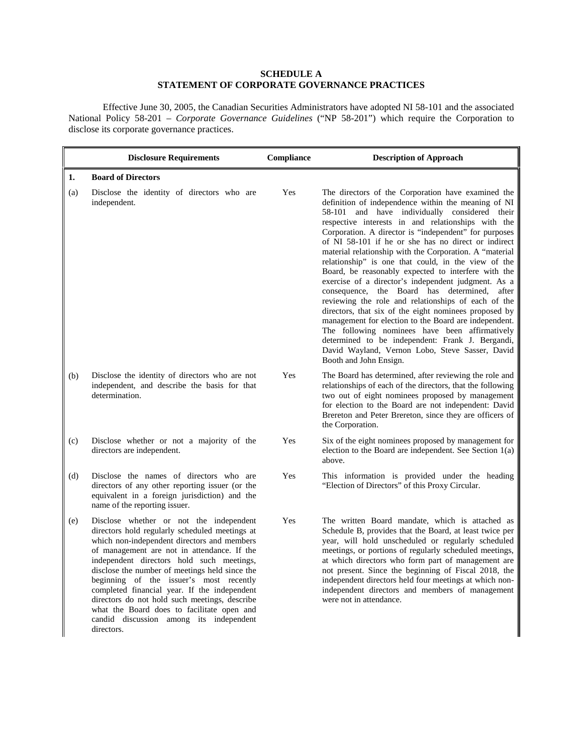**SCHEDULE A**
**STATEMENT OF CORPORATE GOVERNANCE PRACTICES**

Effective June 30, 2005, the Canadian Securities Administrators have adopted NI 58-101 and the associated National Policy 58-201 – *Corporate Governance Guidelines* ("NP 58-201") which require the Corporation to disclose its corporate governance practices.

| | Disclosure Requirements | Compliance | Description of Approach |
|---|---|---|---|
| **1.** | **Board of Directors** | | |
| (a) | Disclose the identity of directors who are independent. | Yes | The directors of the Corporation have examined the definition of independence within the meaning of NI 58-101 and have individually considered their respective interests in and relationships with the Corporation. A director is "independent" for purposes of NI 58-101 if he or she has no direct or indirect material relationship with the Corporation. A "material relationship" is one that could, in the view of the Board, be reasonably expected to interfere with the exercise of a director's independent judgment. As a consequence, the Board has determined, after reviewing the role and relationships of each of the directors, that six of the eight nominees proposed by management for election to the Board are independent. The following nominees have been affirmatively determined to be independent: Frank J. Bergandi, David Wayland, Vernon Lobo, Steve Sasser, David Booth and John Ensign. |
| (b) | Disclose the identity of directors who are not independent, and describe the basis for that determination. | Yes | The Board has determined, after reviewing the role and relationships of each of the directors, that the following two out of eight nominees proposed by management for election to the Board are not independent: David Brereton and Peter Brereton, since they are officers of the Corporation. |
| (c) | Disclose whether or not a majority of the directors are independent. | Yes | Six of the eight nominees proposed by management for election to the Board are independent. See Section 1(a) above. |
| (d) | Disclose the names of directors who are directors of any other reporting issuer (or the equivalent in a foreign jurisdiction) and the name of the reporting issuer. | Yes | This information is provided under the heading "Election of Directors" of this Proxy Circular. |
| (e) | Disclose whether or not the independent directors hold regularly scheduled meetings at which non-independent directors and members of management are not in attendance. If the independent directors hold such meetings, disclose the number of meetings held since the beginning of the issuer's most recently completed financial year. If the independent directors do not hold such meetings, describe what the Board does to facilitate open and candid discussion among its independent directors. | Yes | The written Board mandate, which is attached as Schedule B, provides that the Board, at least twice per year, will hold unscheduled or regularly scheduled meetings, or portions of regularly scheduled meetings, at which directors who form part of management are not present. Since the beginning of Fiscal 2018, the independent directors held four meetings at which non-independent directors and members of management were not in attendance. |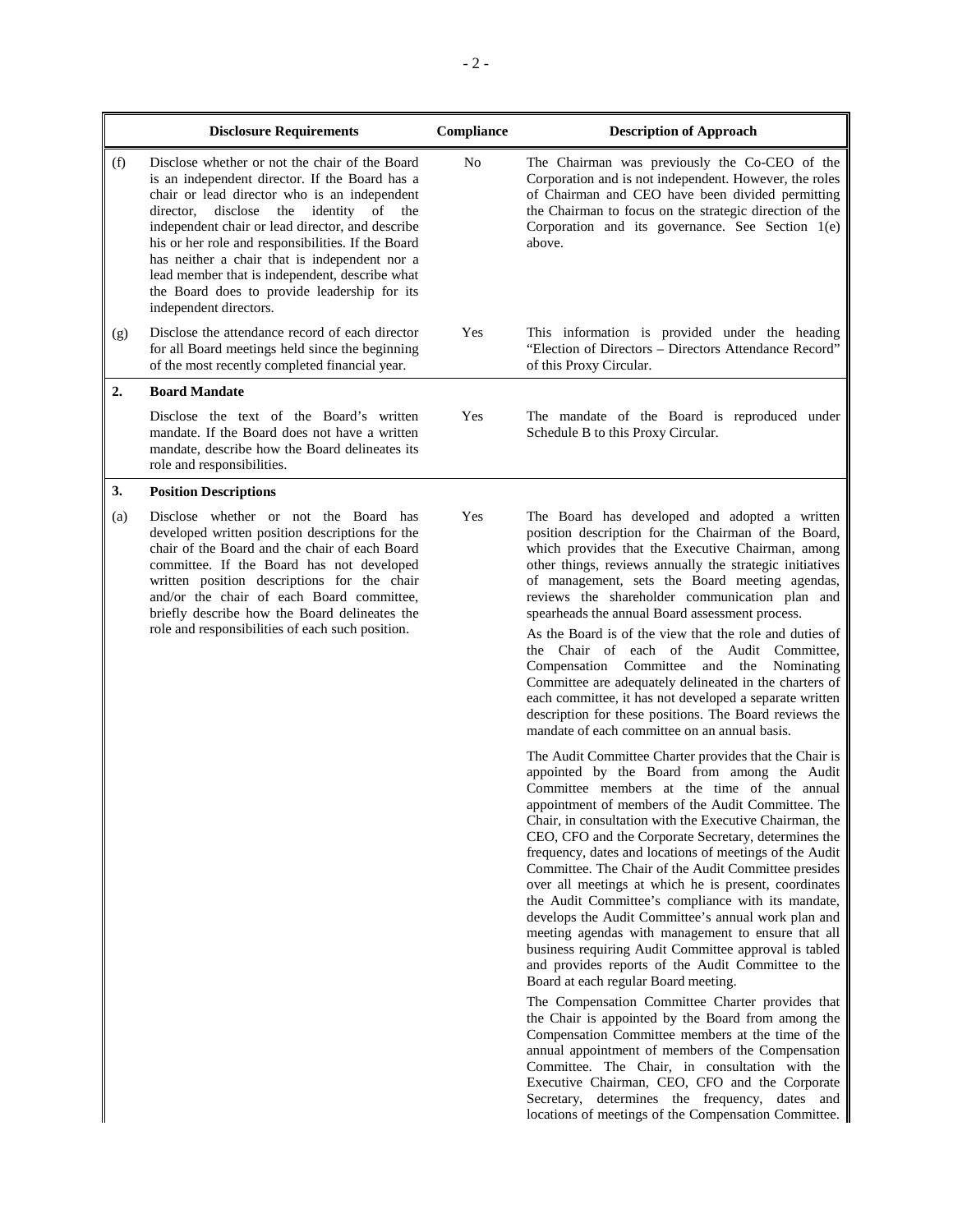| | Disclosure Requirements | Compliance | Description of Approach |
|---|---|---|---|
| (f) | Disclose whether or not the chair of the Board is an independent director. If the Board has a chair or lead director who is an independent director, disclose the identity of the independent chair or lead director, and describe his or her role and responsibilities. If the Board has neither a chair that is independent nor a lead member that is independent, describe what the Board does to provide leadership for its independent directors. | No | The Chairman was previously the Co-CEO of the Corporation and is not independent. However, the roles of Chairman and CEO have been divided permitting the Chairman to focus on the strategic direction of the Corporation and its governance. See Section 1(e) above. |
| (g) | Disclose the attendance record of each director for all Board meetings held since the beginning of the most recently completed financial year. | Yes | This information is provided under the heading "Election of Directors – Directors Attendance Record" of this Proxy Circular. |
| **2.** | **Board Mandate** | | |
| | Disclose the text of the Board's written mandate. If the Board does not have a written mandate, describe how the Board delineates its role and responsibilities. | Yes | The mandate of the Board is reproduced under Schedule B to this Proxy Circular. |
| **3.** | **Position Descriptions** | | |
| (a) | Disclose whether or not the Board has developed written position descriptions for the chair of the Board and the chair of each Board committee. If the Board has not developed written position descriptions for the chair and/or the chair of each Board committee, briefly describe how the Board delineates the role and responsibilities of each such position. | Yes | The Board has developed and adopted a written position description for the Chairman of the Board, which provides that the Executive Chairman, among other things, reviews annually the strategic initiatives of management, sets the Board meeting agendas, reviews the shareholder communication plan and spearheads the annual Board assessment process.<br><br>As the Board is of the view that the role and duties of the Chair of each of the Audit Committee, Compensation Committee and the Nominating Committee are adequately delineated in the charters of each committee, it has not developed a separate written description for these positions. The Board reviews the mandate of each committee on an annual basis.<br><br>The Audit Committee Charter provides that the Chair is appointed by the Board from among the Audit Committee members at the time of the annual appointment of members of the Audit Committee. The Chair, in consultation with the Executive Chairman, the CEO, CFO and the Corporate Secretary, determines the frequency, dates and locations of meetings of the Audit Committee. The Chair of the Audit Committee presides over all meetings at which he is present, coordinates the Audit Committee's compliance with its mandate, develops the Audit Committee's annual work plan and meeting agendas with management to ensure that all business requiring Audit Committee approval is tabled and provides reports of the Audit Committee to the Board at each regular Board meeting.<br><br>The Compensation Committee Charter provides that the Chair is appointed by the Board from among the Compensation Committee members at the time of the annual appointment of members of the Compensation Committee. The Chair, in consultation with the Executive Chairman, CEO, CFO and the Corporate Secretary, determines the frequency, dates and locations of meetings of the Compensation Committee. |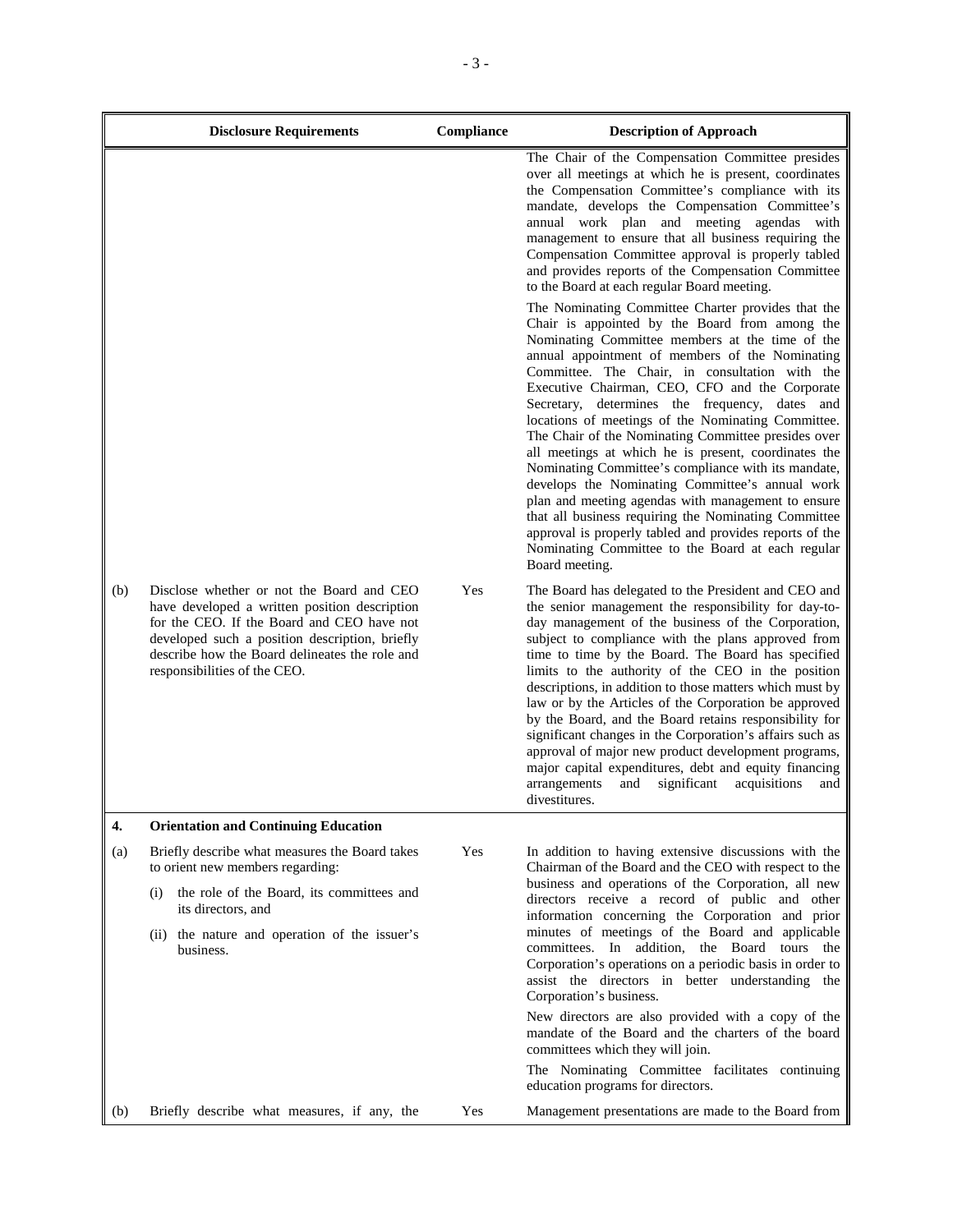| | Disclosure Requirements | Compliance | Description of Approach |
|---|---|---|---|
| | | | The Chair of the Compensation Committee presides over all meetings at which he is present, coordinates the Compensation Committee's compliance with its mandate, develops the Compensation Committee's annual work plan and meeting agendas with management to ensure that all business requiring the Compensation Committee approval is properly tabled and provides reports of the Compensation Committee to the Board at each regular Board meeting.<br><br>The Nominating Committee Charter provides that the Chair is appointed by the Board from among the Nominating Committee members at the time of the annual appointment of members of the Nominating Committee. The Chair, in consultation with the Executive Chairman, CEO, CFO and the Corporate Secretary, determines the frequency, dates and locations of meetings of the Nominating Committee. The Chair of the Nominating Committee presides over all meetings at which he is present, coordinates the Nominating Committee's compliance with its mandate, develops the Nominating Committee's annual work plan and meeting agendas with management to ensure that all business requiring the Nominating Committee approval is properly tabled and provides reports of the Nominating Committee to the Board at each regular Board meeting. |
| (b) | Disclose whether or not the Board and CEO have developed a written position description for the CEO. If the Board and CEO have not developed such a position description, briefly describe how the Board delineates the role and responsibilities of the CEO. | Yes | The Board has delegated to the President and CEO and the senior management the responsibility for day-to-day management of the business of the Corporation, subject to compliance with the plans approved from time to time by the Board. The Board has specified limits to the authority of the CEO in the position descriptions, in addition to those matters which must by law or by the Articles of the Corporation be approved by the Board, and the Board retains responsibility for significant changes in the Corporation's affairs such as approval of major new product development programs, major capital expenditures, debt and equity financing arrangements and significant acquisitions and divestitures. |
| **4.** | **Orientation and Continuing Education** | | |
| (a) | Briefly describe what measures the Board takes to orient new members regarding:<br><br>(i) the role of the Board, its committees and its directors, and<br><br>(ii) the nature and operation of the issuer's business. | Yes | In addition to having extensive discussions with the Chairman of the Board and the CEO with respect to the business and operations of the Corporation, all new directors receive a record of public and other information concerning the Corporation and prior minutes of meetings of the Board and applicable committees. In addition, the Board tours the Corporation's operations on a periodic basis in order to assist the directors in better understanding the Corporation's business.<br><br>New directors are also provided with a copy of the mandate of the Board and the charters of the board committees which they will join.<br><br>The Nominating Committee facilitates continuing education programs for directors. |
| (b) | Briefly describe what measures, if any, the | Yes | Management presentations are made to the Board from |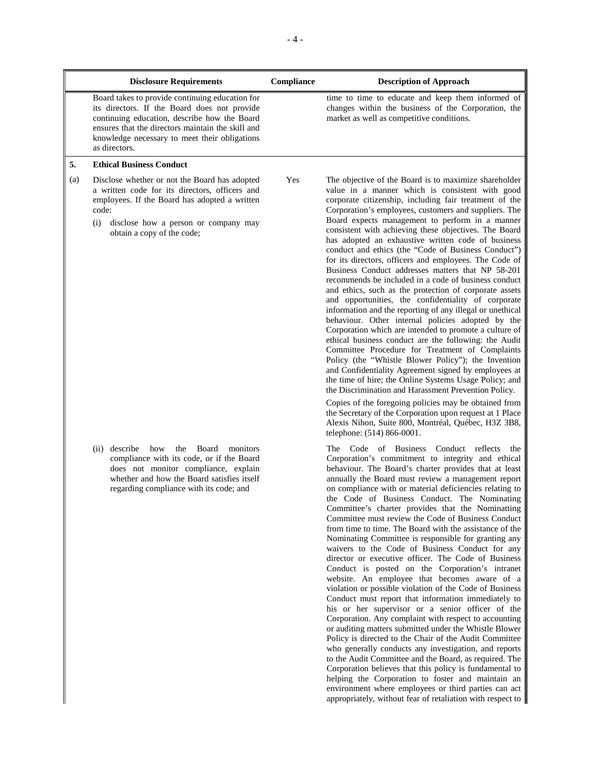| | Disclosure Requirements | Compliance | Description of Approach |
|---|---|---|---|
| | Board takes to provide continuing education for its directors. If the Board does not provide continuing education, describe how the Board ensures that the directors maintain the skill and knowledge necessary to meet their obligations as directors. | | time to time to educate and keep them informed of changes within the business of the Corporation, the market as well as competitive conditions. |
| **5.** | **Ethical Business Conduct** | | |
| (a) | Disclose whether or not the Board has adopted a written code for its directors, officers and employees. If the Board has adopted a written code:<br>(i) disclose how a person or company may obtain a copy of the code; | Yes | The objective of the Board is to maximize shareholder value in a manner which is consistent with good corporate citizenship, including fair treatment of the Corporation's employees, customers and suppliers. The Board expects management to perform in a manner consistent with achieving these objectives. The Board has adopted an exhaustive written code of business conduct and ethics (the "Code of Business Conduct") for its directors, officers and employees. The Code of Business Conduct addresses matters that NP 58-201 recommends be included in a code of business conduct and ethics, such as the protection of corporate assets and opportunities, the confidentiality of corporate information and the reporting of any illegal or unethical behaviour. Other internal policies adopted by the Corporation which are intended to promote a culture of ethical business conduct are the following: the Audit Committee Procedure for Treatment of Complaints Policy (the "Whistle Blower Policy"); the Invention and Confidentiality Agreement signed by employees at the time of hire; the Online Systems Usage Policy; and the Discrimination and Harassment Prevention Policy.<br>Copies of the foregoing policies may be obtained from the Secretary of the Corporation upon request at 1 Place Alexis Nihon, Suite 800, Montréal, Québec, H3Z 3B8, telephone: (514) 866-0001. |
| | (ii) describe how the Board monitors compliance with its code, or if the Board does not monitor compliance, explain whether and how the Board satisfies itself regarding compliance with its code; and | | The Code of Business Conduct reflects the Corporation's commitment to integrity and ethical behaviour. The Board's charter provides that at least annually the Board must review a management report on compliance with or material deficiencies relating to the Code of Business Conduct. The Nominating Committee's charter provides that the Nominatting Committee must review the Code of Business Conduct from time to time. The Board with the assistance of the Nominating Committee is responsible for granting any waivers to the Code of Business Conduct for any director or executive officer. The Code of Business Conduct is posted on the Corporation's intranet website. An employee that becomes aware of a violation or possible violation of the Code of Business Conduct must report that information immediately to his or her supervisor or a senior officer of the Corporation. Any complaint with respect to accounting or auditing matters submitted under the Whistle Blower Policy is directed to the Chair of the Audit Committee who generally conducts any investigation, and reports to the Audit Committee and the Board, as required. The Corporation believes that this policy is fundamental to helping the Corporation to foster and maintain an environment where employees or third parties can act appropriately, without fear of retaliation with respect to |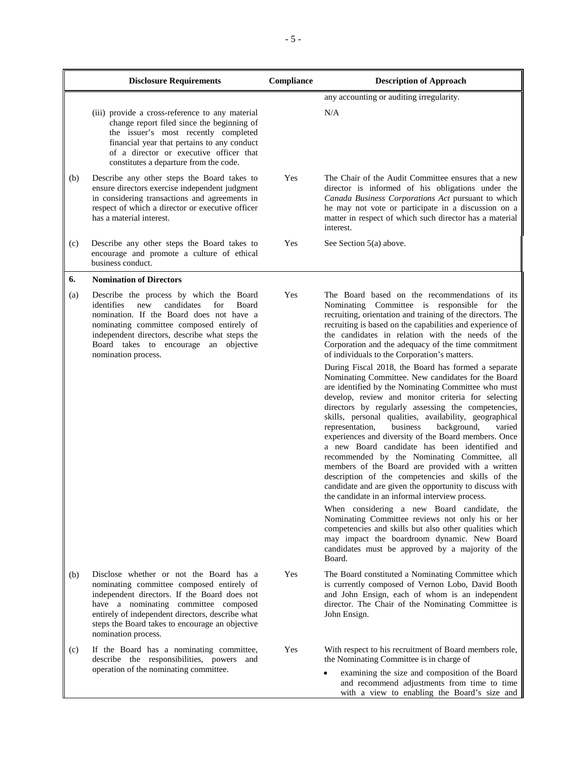| | Disclosure Requirements | Compliance | Description of Approach |
|---|---|---|---|
| | | | any accounting or auditing irregularity. |
| | (iii) provide a cross-reference to any material change report filed since the beginning of the issuer's most recently completed financial year that pertains to any conduct of a director or executive officer that constitutes a departure from the code. | | N/A |
| (b) | Describe any other steps the Board takes to ensure directors exercise independent judgment in considering transactions and agreements in respect of which a director or executive officer has a material interest. | Yes | The Chair of the Audit Committee ensures that a new director is informed of his obligations under the *Canada Business Corporations Act* pursuant to which he may not vote or participate in a discussion on a matter in respect of which such director has a material interest. |
| (c) | Describe any other steps the Board takes to encourage and promote a culture of ethical business conduct. | Yes | See Section 5(a) above. |
| **6.** | **Nomination of Directors** | | |
| (a) | Describe the process by which the Board identifies new candidates for Board nomination. If the Board does not have a nominating committee composed entirely of independent directors, describe what steps the Board takes to encourage an objective nomination process. | Yes | The Board based on the recommendations of its Nominating Committee is responsible for the recruiting, orientation and training of the directors. The recruiting is based on the capabilities and experience of the candidates in relation with the needs of the Corporation and the adequacy of the time commitment of individuals to the Corporation's matters.<br><br>During Fiscal 2018, the Board has formed a separate Nominating Committee. New candidates for the Board are identified by the Nominating Committee who must develop, review and monitor criteria for selecting directors by regularly assessing the competencies, skills, personal qualities, availability, geographical representation, business background, varied experiences and diversity of the Board members. Once a new Board candidate has been identified and recommended by the Nominating Committee, all members of the Board are provided with a written description of the competencies and skills of the candidate and are given the opportunity to discuss with the candidate in an informal interview process.<br><br>When considering a new Board candidate, the Nominating Committee reviews not only his or her competencies and skills but also other qualities which may impact the boardroom dynamic. New Board candidates must be approved by a majority of the Board. |
| (b) | Disclose whether or not the Board has a nominating committee composed entirely of independent directors. If the Board does not have a nominating committee composed entirely of independent directors, describe what steps the Board takes to encourage an objective nomination process. | Yes | The Board constituted a Nominating Committee which is currently composed of Vernon Lobo, David Booth and John Ensign, each of whom is an independent director. The Chair of the Nominating Committee is John Ensign. |
| (c) | If the Board has a nominating committee, describe the responsibilities, powers and operation of the nominating committee. | Yes | With respect to his recruitment of Board members role, the Nominating Committee is in charge of<br><br>• examining the size and composition of the Board and recommend adjustments from time to time with a view to enabling the Board's size and |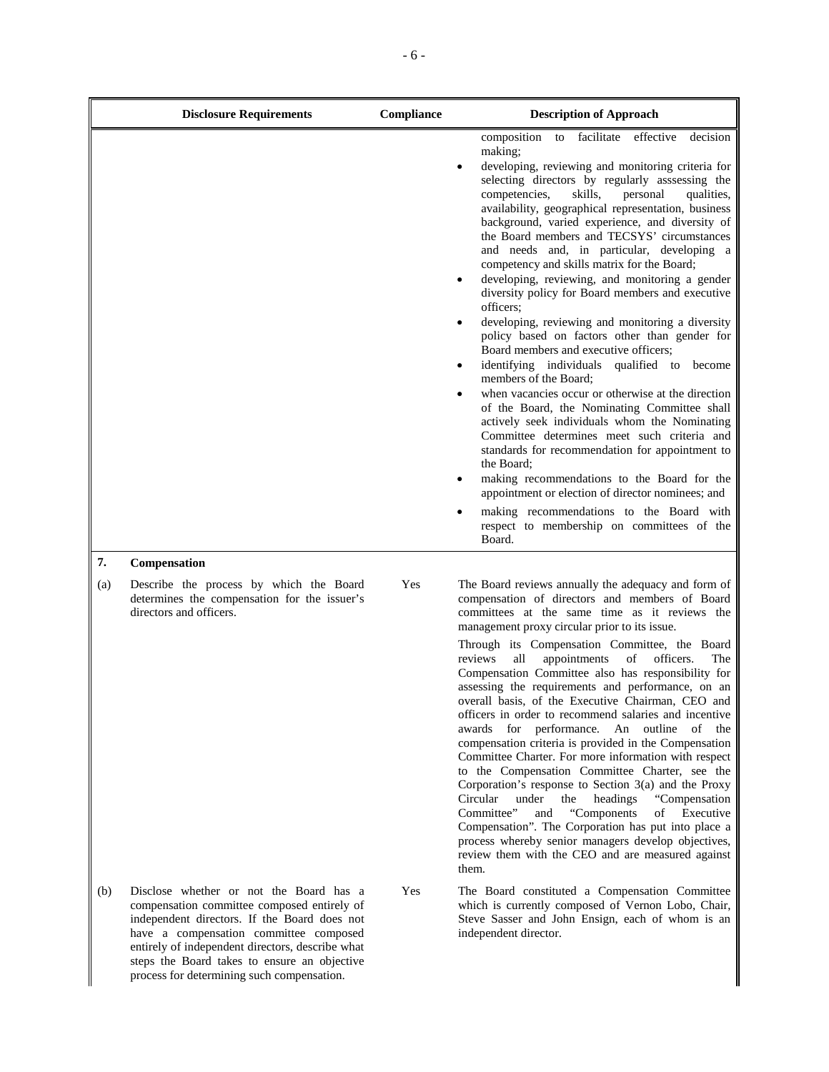| | Disclosure Requirements | Compliance | Description of Approach |
|---|---|---|---|
| | | | composition to facilitate effective decision making;<br>• developing, reviewing and monitoring criteria for selecting directors by regularly asssessing the competencies, skills, personal qualities, availability, geographical representation, business background, varied experience, and diversity of the Board members and TECSYS' circumstances and needs and, in particular, developing a competency and skills matrix for the Board;<br>• developing, reviewing, and monitoring a gender diversity policy for Board members and executive officers;<br>• developing, reviewing and monitoring a diversity policy based on factors other than gender for Board members and executive officers;<br>• identifying individuals qualified to become members of the Board;<br>• when vacancies occur or otherwise at the direction of the Board, the Nominating Committee shall actively seek individuals whom the Nominating Committee determines meet such criteria and standards for recommendation for appointment to the Board;<br>• making recommendations to the Board for the appointment or election of director nominees; and<br>• making recommendations to the Board with respect to membership on committees of the Board. |
| **7.** | **Compensation** | | |
| (a) | Describe the process by which the Board determines the compensation for the issuer's directors and officers. | Yes | The Board reviews annually the adequacy and form of compensation of directors and members of Board committees at the same time as it reviews the management proxy circular prior to its issue.<br><br>Through its Compensation Committee, the Board reviews all appointments of officers. The Compensation Committee also has responsibility for assessing the requirements and performance, on an overall basis, of the Executive Chairman, CEO and officers in order to recommend salaries and incentive awards for performance. An outline of the compensation criteria is provided in the Compensation Committee Charter. For more information with respect to the Compensation Committee Charter, see the Corporation's response to Section 3(a) and the Proxy Circular under the headings "Compensation Committee" and "Components of Executive Compensation". The Corporation has put into place a process whereby senior managers develop objectives, review them with the CEO and are measured against them. |
| (b) | Disclose whether or not the Board has a compensation committee composed entirely of independent directors. If the Board does not have a compensation committee composed entirely of independent directors, describe what steps the Board takes to ensure an objective process for determining such compensation. | Yes | The Board constituted a Compensation Committee which is currently composed of Vernon Lobo, Chair, Steve Sasser and John Ensign, each of whom is an independent director. |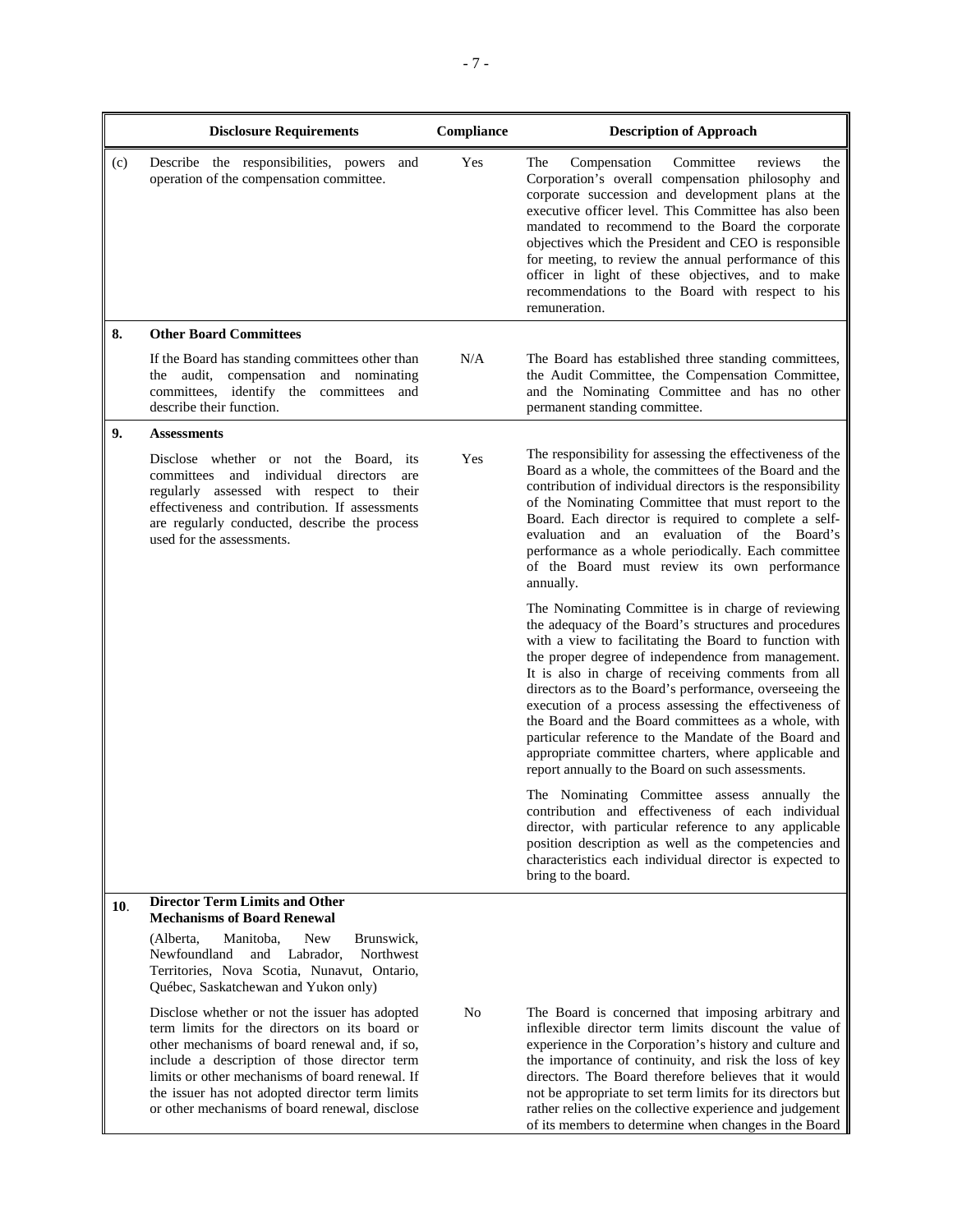| | Disclosure Requirements | Compliance | Description of Approach |
|---|---|---|---|
| (c) | Describe the responsibilities, powers and operation of the compensation committee. | Yes | The Compensation Committee reviews the Corporation's overall compensation philosophy and corporate succession and development plans at the executive officer level. This Committee has also been mandated to recommend to the Board the corporate objectives which the President and CEO is responsible for meeting, to review the annual performance of this officer in light of these objectives, and to make recommendations to the Board with respect to his remuneration. |
| **8.** | **Other Board Committees** | | |
| | If the Board has standing committees other than the audit, compensation and nominating committees, identify the committees and describe their function. | N/A | The Board has established three standing committees, the Audit Committee, the Compensation Committee, and the Nominating Committee and has no other permanent standing committee. |
| **9.** | **Assessments** | | |
| | Disclose whether or not the Board, its committees and individual directors are regularly assessed with respect to their effectiveness and contribution. If assessments are regularly conducted, describe the process used for the assessments. | Yes | The responsibility for assessing the effectiveness of the Board as a whole, the committees of the Board and the contribution of individual directors is the responsibility of the Nominating Committee that must report to the Board. Each director is required to complete a self-evaluation and an evaluation of the Board's performance as a whole periodically. Each committee of the Board must review its own performance annually.<br><br>The Nominating Committee is in charge of reviewing the adequacy of the Board's structures and procedures with a view to facilitating the Board to function with the proper degree of independence from management. It is also in charge of receiving comments from all directors as to the Board's performance, overseeing the execution of a process assessing the effectiveness of the Board and the Board committees as a whole, with particular reference to the Mandate of the Board and appropriate committee charters, where applicable and report annually to the Board on such assessments.<br><br>The Nominating Committee assess annually the contribution and effectiveness of each individual director, with particular reference to any applicable position description as well as the competencies and characteristics each individual director is expected to bring to the board. |
| **10**. | **Director Term Limits and Other Mechanisms of Board Renewal**<br><br>(Alberta, Manitoba, New Brunswick, Newfoundland and Labrador, Northwest Territories, Nova Scotia, Nunavut, Ontario, Québec, Saskatchewan and Yukon only) | | |
| | Disclose whether or not the issuer has adopted term limits for the directors on its board or other mechanisms of board renewal and, if so, include a description of those director term limits or other mechanisms of board renewal. If the issuer has not adopted director term limits or other mechanisms of board renewal, disclose | No | The Board is concerned that imposing arbitrary and inflexible director term limits discount the value of experience in the Corporation's history and culture and the importance of continuity, and risk the loss of key directors. The Board therefore believes that it would not be appropriate to set term limits for its directors but rather relies on the collective experience and judgement of its members to determine when changes in the Board |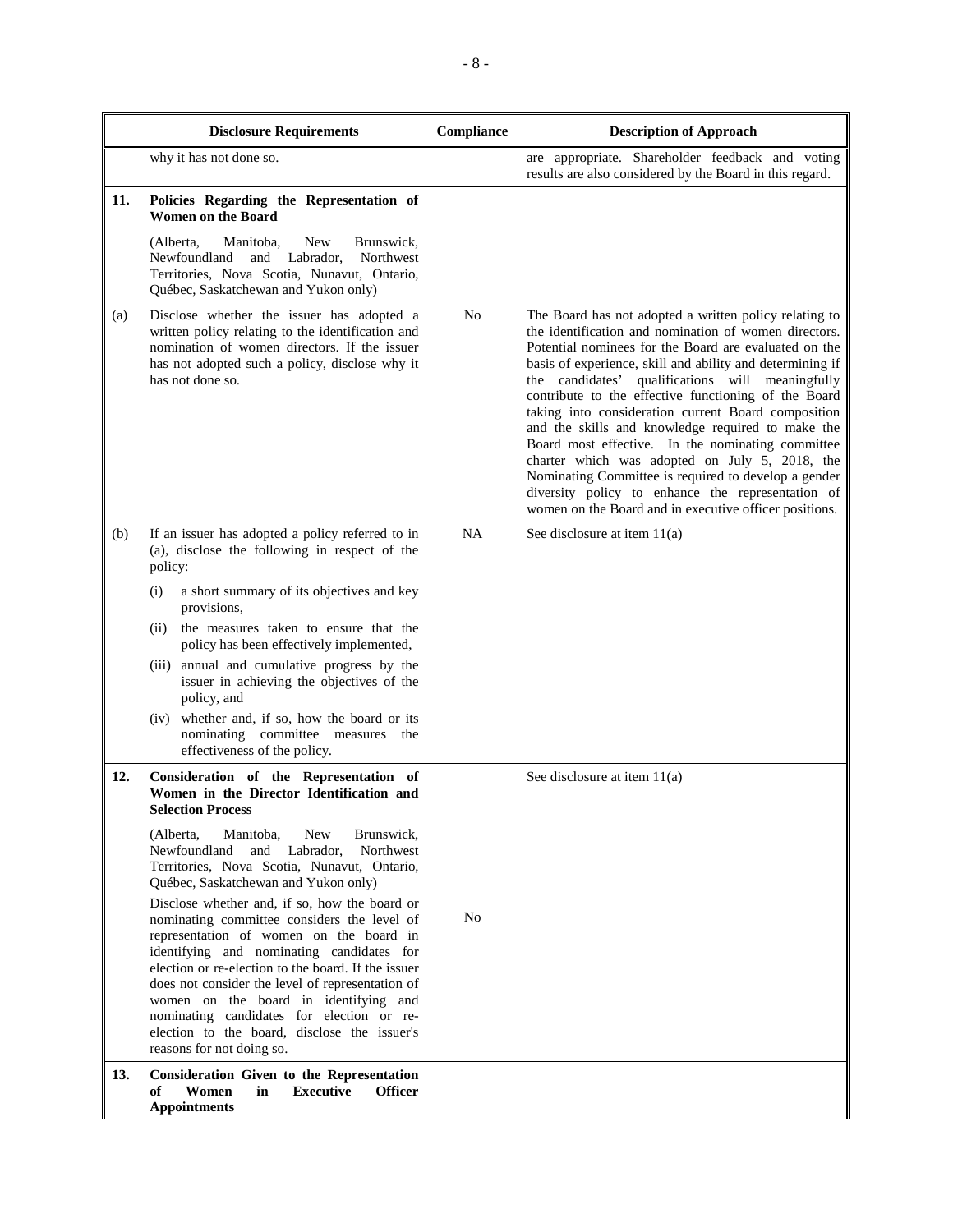| | Disclosure Requirements | Compliance | Description of Approach |
|---|---|---|---|
| | why it has not done so. | | are appropriate. Shareholder feedback and voting results are also considered by the Board in this regard. |
| **11.** | **Policies Regarding the Representation of Women on the Board**<br><br>(Alberta, Manitoba, New Brunswick, Newfoundland and Labrador, Northwest Territories, Nova Scotia, Nunavut, Ontario, Québec, Saskatchewan and Yukon only) | | |
| (a) | Disclose whether the issuer has adopted a written policy relating to the identification and nomination of women directors. If the issuer has not adopted such a policy, disclose why it has not done so. | No | The Board has not adopted a written policy relating to the identification and nomination of women directors. Potential nominees for the Board are evaluated on the basis of experience, skill and ability and determining if the candidates' qualifications will meaningfully contribute to the effective functioning of the Board taking into consideration current Board composition and the skills and knowledge required to make the Board most effective. In the nominating committee charter which was adopted on July 5, 2018, the Nominating Committee is required to develop a gender diversity policy to enhance the representation of women on the Board and in executive officer positions. |
| (b) | If an issuer has adopted a policy referred to in (a), disclose the following in respect of the policy:<br>(i) a short summary of its objectives and key provisions,<br>(ii) the measures taken to ensure that the policy has been effectively implemented,<br>(iii) annual and cumulative progress by the issuer in achieving the objectives of the policy, and<br>(iv) whether and, if so, how the board or its nominating committee measures the effectiveness of the policy. | NA | See disclosure at item 11(a) |
| **12.** | **Consideration of the Representation of Women in the Director Identification and Selection Process**<br><br>(Alberta, Manitoba, New Brunswick, Newfoundland and Labrador, Northwest Territories, Nova Scotia, Nunavut, Ontario, Québec, Saskatchewan and Yukon only)<br><br>Disclose whether and, if so, how the board or nominating committee considers the level of representation of women on the board in identifying and nominating candidates for election or re-election to the board. If the issuer does not consider the level of representation of women on the board in identifying and nominating candidates for election or re-election to the board, disclose the issuer's reasons for not doing so. | No | See disclosure at item 11(a) |
| **13.** | **Consideration Given to the Representation of Women in Executive Officer Appointments** | | |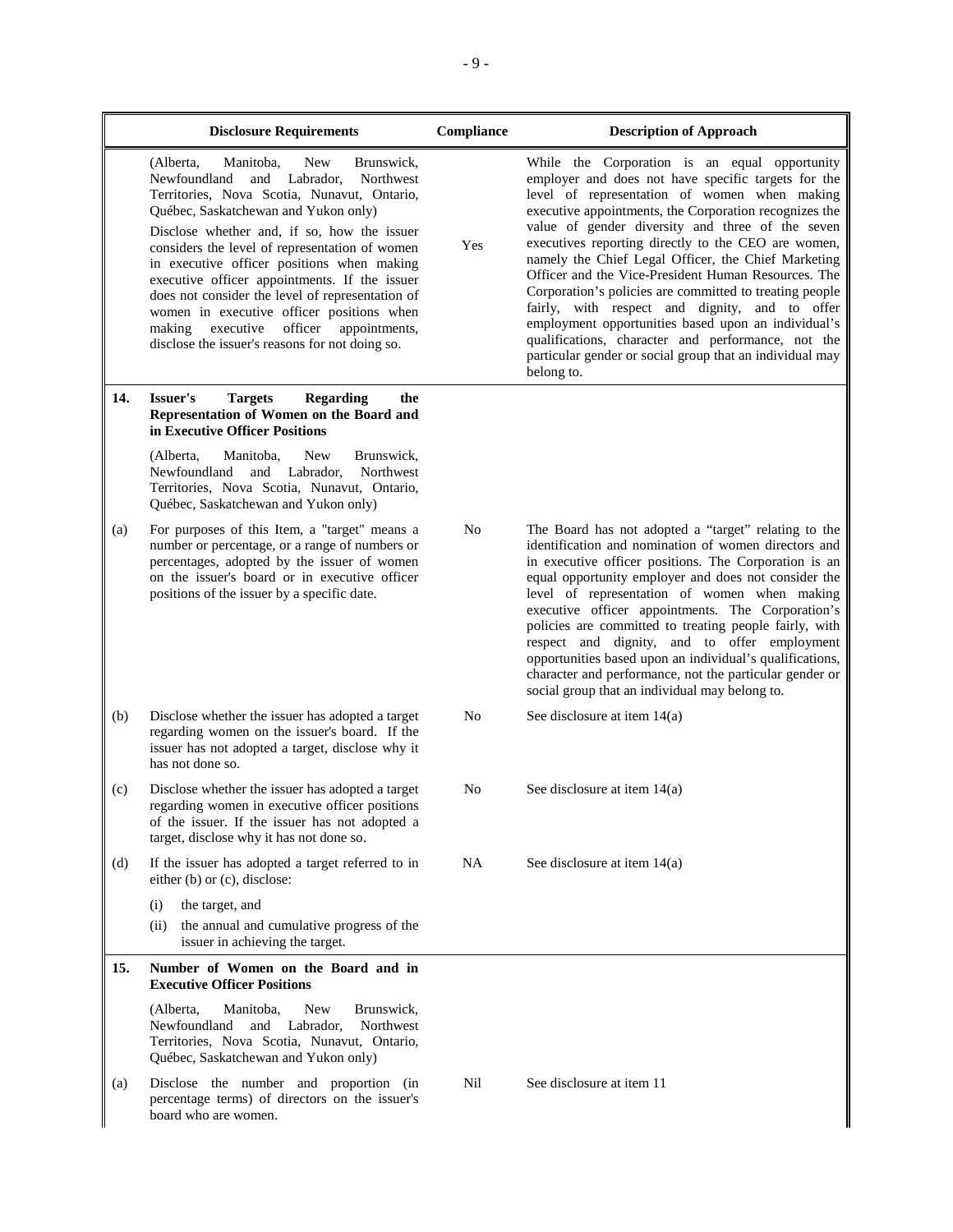| | Disclosure Requirements | Compliance | Description of Approach |
|---|---|---|---|
| | (Alberta, Manitoba, New Brunswick, Newfoundland and Labrador, Northwest Territories, Nova Scotia, Nunavut, Ontario, Québec, Saskatchewan and Yukon only)<br><br>Disclose whether and, if so, how the issuer considers the level of representation of women in executive officer positions when making executive officer appointments. If the issuer does not consider the level of representation of women in executive officer positions when making executive officer appointments, disclose the issuer's reasons for not doing so. | Yes | While the Corporation is an equal opportunity employer and does not have specific targets for the level of representation of women when making executive appointments, the Corporation recognizes the value of gender diversity and three of the seven executives reporting directly to the CEO are women, namely the Chief Legal Officer, the Chief Marketing Officer and the Vice-President Human Resources. The Corporation's policies are committed to treating people fairly, with respect and dignity, and to offer employment opportunities based upon an individual's qualifications, character and performance, not the particular gender or social group that an individual may belong to. |
| **14.** | **Issuer's Targets Regarding the Representation of Women on the Board and in Executive Officer Positions**<br><br>(Alberta, Manitoba, New Brunswick, Newfoundland and Labrador, Northwest Territories, Nova Scotia, Nunavut, Ontario, Québec, Saskatchewan and Yukon only) | | |
| (a) | For purposes of this Item, a "target" means a number or percentage, or a range of numbers or percentages, adopted by the issuer of women on the issuer's board or in executive officer positions of the issuer by a specific date. | No | The Board has not adopted a "target" relating to the identification and nomination of women directors and in executive officer positions. The Corporation is an equal opportunity employer and does not consider the level of representation of women when making executive officer appointments. The Corporation's policies are committed to treating people fairly, with respect and dignity, and to offer employment opportunities based upon an individual's qualifications, character and performance, not the particular gender or social group that an individual may belong to. |
| (b) | Disclose whether the issuer has adopted a target regarding women on the issuer's board. If the issuer has not adopted a target, disclose why it has not done so. | No | See disclosure at item 14(a) |
| (c) | Disclose whether the issuer has adopted a target regarding women in executive officer positions of the issuer. If the issuer has not adopted a target, disclose why it has not done so. | No | See disclosure at item 14(a) |
| (d) | If the issuer has adopted a target referred to in either (b) or (c), disclose:<br><br>(i) the target, and<br>(ii) the annual and cumulative progress of the issuer in achieving the target. | NA | See disclosure at item 14(a) |
| **15.** | **Number of Women on the Board and in Executive Officer Positions**<br><br>(Alberta, Manitoba, New Brunswick, Newfoundland and Labrador, Northwest Territories, Nova Scotia, Nunavut, Ontario, Québec, Saskatchewan and Yukon only) | | |
| (a) | Disclose the number and proportion (in percentage terms) of directors on the issuer's board who are women. | Nil | See disclosure at item 11 |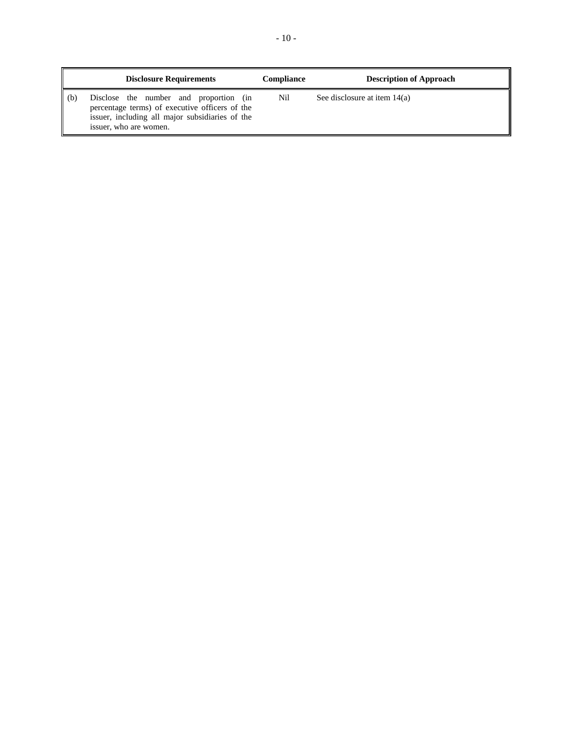| | Disclosure Requirements | Compliance | Description of Approach |
|---|---|---|---|
| (b) | Disclose the number and proportion (in percentage terms) of executive officers of the issuer, including all major subsidiaries of the issuer, who are women. | Nil | See disclosure at item 14(a) |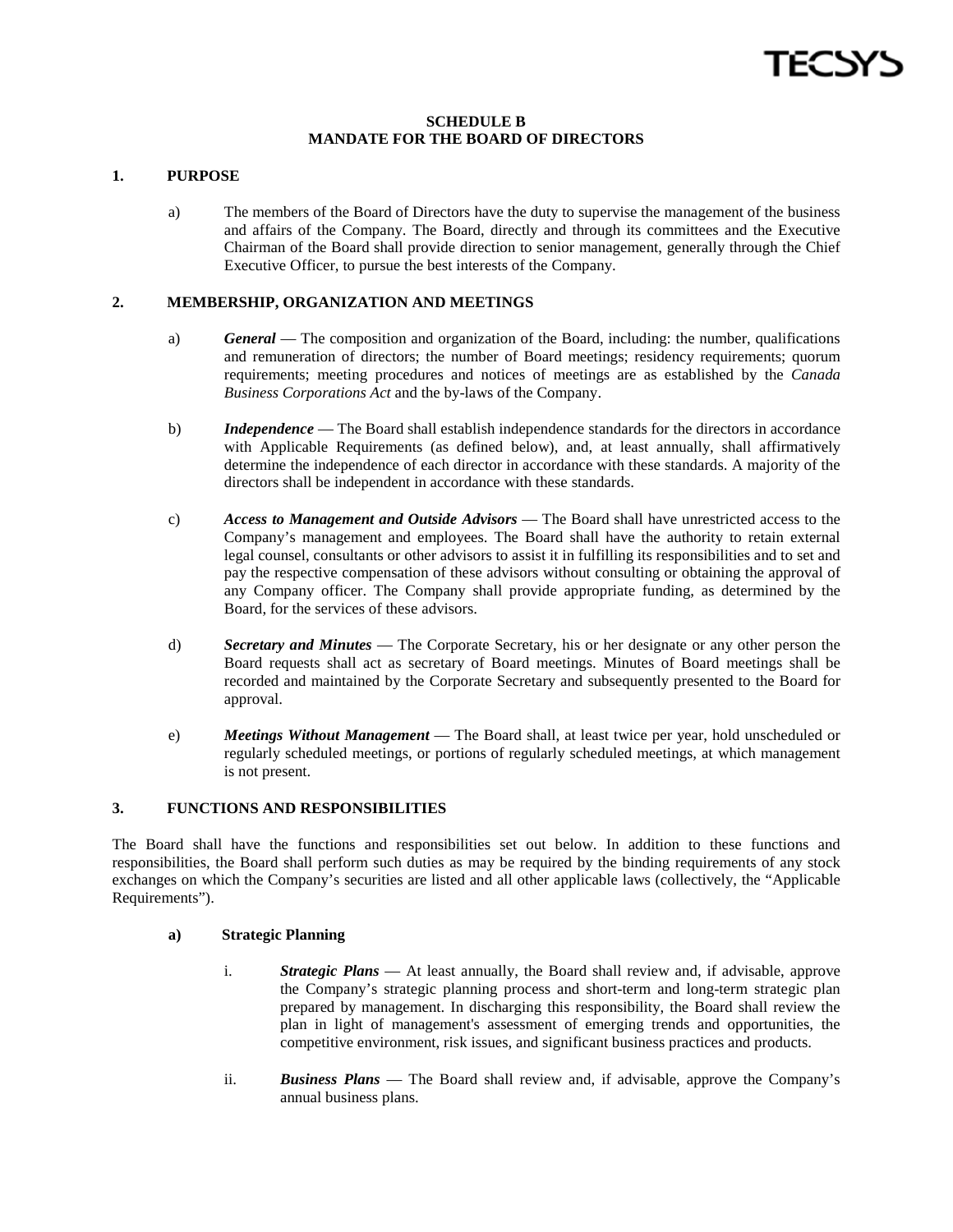# SCHEDULE B
# MANDATE FOR THE BOARD OF DIRECTORS

## 1. PURPOSE

a) The members of the Board of Directors have the duty to supervise the management of the business and affairs of the Company. The Board, directly and through its committees and the Executive Chairman of the Board shall provide direction to senior management, generally through the Chief Executive Officer, to pursue the best interests of the Company.

## 2. MEMBERSHIP, ORGANIZATION AND MEETINGS

a) ***General*** — The composition and organization of the Board, including: the number, qualifications and remuneration of directors; the number of Board meetings; residency requirements; quorum requirements; meeting procedures and notices of meetings are as established by the *Canada Business Corporations Act* and the by-laws of the Company.

b) ***Independence*** — The Board shall establish independence standards for the directors in accordance with Applicable Requirements (as defined below), and, at least annually, shall affirmatively determine the independence of each director in accordance with these standards. A majority of the directors shall be independent in accordance with these standards.

c) ***Access to Management and Outside Advisors*** — The Board shall have unrestricted access to the Company's management and employees. The Board shall have the authority to retain external legal counsel, consultants or other advisors to assist it in fulfilling its responsibilities and to set and pay the respective compensation of these advisors without consulting or obtaining the approval of any Company officer. The Company shall provide appropriate funding, as determined by the Board, for the services of these advisors.

d) ***Secretary and Minutes*** — The Corporate Secretary, his or her designate or any other person the Board requests shall act as secretary of Board meetings. Minutes of Board meetings shall be recorded and maintained by the Corporate Secretary and subsequently presented to the Board for approval.

e) ***Meetings Without Management*** — The Board shall, at least twice per year, hold unscheduled or regularly scheduled meetings, or portions of regularly scheduled meetings, at which management is not present.

## 3. FUNCTIONS AND RESPONSIBILITIES

The Board shall have the functions and responsibilities set out below. In addition to these functions and responsibilities, the Board shall perform such duties as may be required by the binding requirements of any stock exchanges on which the Company's securities are listed and all other applicable laws (collectively, the "Applicable Requirements").

### a) Strategic Planning

i. ***Strategic Plans*** — At least annually, the Board shall review and, if advisable, approve the Company's strategic planning process and short-term and long-term strategic plan prepared by management. In discharging this responsibility, the Board shall review the plan in light of management's assessment of emerging trends and opportunities, the competitive environment, risk issues, and significant business practices and products.

ii. ***Business Plans*** — The Board shall review and, if advisable, approve the Company's annual business plans.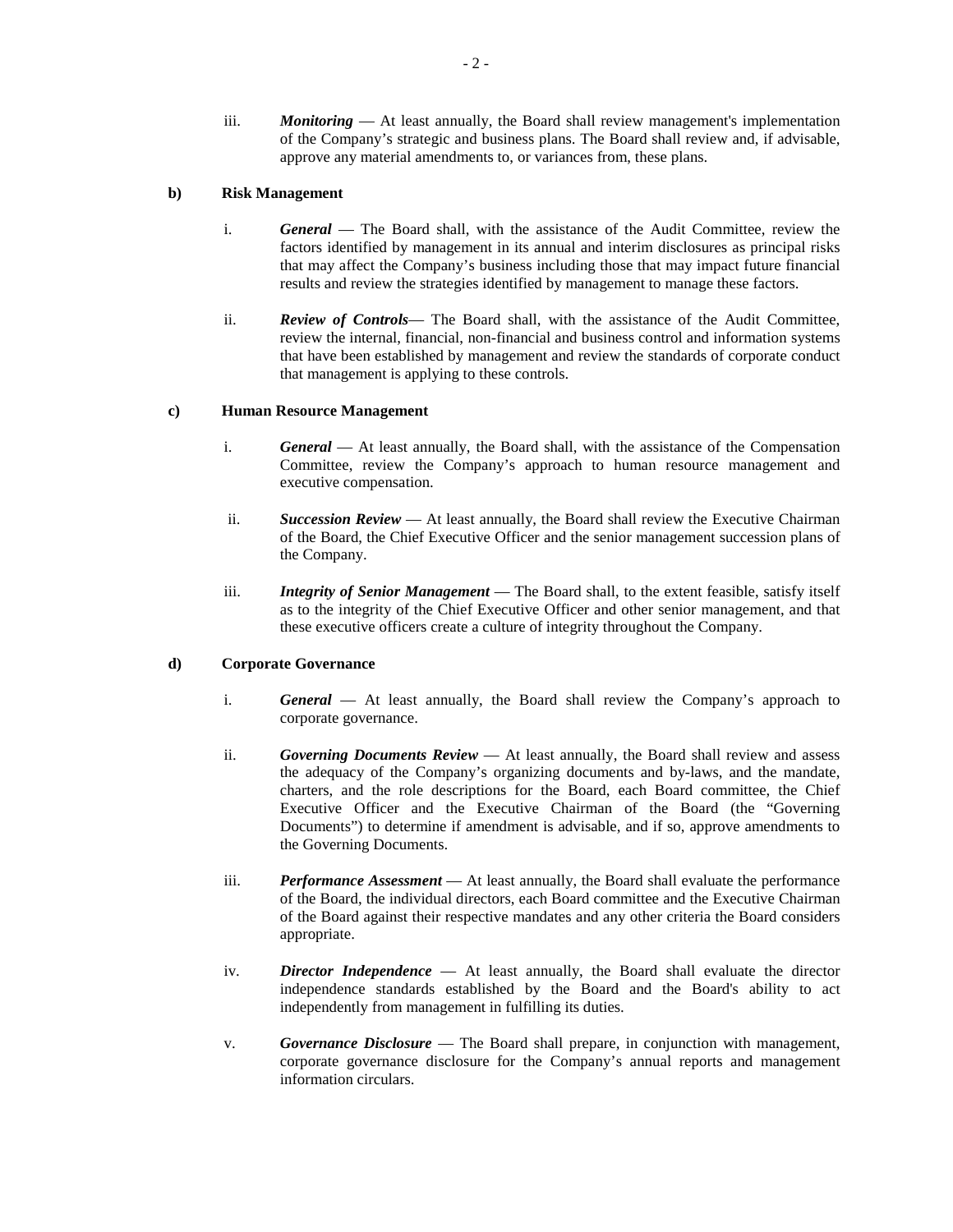iii. ***Monitoring*** — At least annually, the Board shall review management's implementation of the Company's strategic and business plans. The Board shall review and, if advisable, approve any material amendments to, or variances from, these plans.

**b) Risk Management**

i. ***General*** — The Board shall, with the assistance of the Audit Committee, review the factors identified by management in its annual and interim disclosures as principal risks that may affect the Company's business including those that may impact future financial results and review the strategies identified by management to manage these factors.

ii. ***Review of Controls***— The Board shall, with the assistance of the Audit Committee, review the internal, financial, non-financial and business control and information systems that have been established by management and review the standards of corporate conduct that management is applying to these controls.

**c) Human Resource Management**

i. ***General*** — At least annually, the Board shall, with the assistance of the Compensation Committee, review the Company's approach to human resource management and executive compensation.

ii. ***Succession Review*** — At least annually, the Board shall review the Executive Chairman of the Board, the Chief Executive Officer and the senior management succession plans of the Company.

iii. ***Integrity of Senior Management*** — The Board shall, to the extent feasible, satisfy itself as to the integrity of the Chief Executive Officer and other senior management, and that these executive officers create a culture of integrity throughout the Company.

**d) Corporate Governance**

i. ***General*** — At least annually, the Board shall review the Company's approach to corporate governance.

ii. ***Governing Documents Review*** — At least annually, the Board shall review and assess the adequacy of the Company's organizing documents and by-laws, and the mandate, charters, and the role descriptions for the Board, each Board committee, the Chief Executive Officer and the Executive Chairman of the Board (the "Governing Documents") to determine if amendment is advisable, and if so, approve amendments to the Governing Documents.

iii. ***Performance Assessment*** — At least annually, the Board shall evaluate the performance of the Board, the individual directors, each Board committee and the Executive Chairman of the Board against their respective mandates and any other criteria the Board considers appropriate.

iv. ***Director Independence*** — At least annually, the Board shall evaluate the director independence standards established by the Board and the Board's ability to act independently from management in fulfilling its duties.

v. ***Governance Disclosure*** — The Board shall prepare, in conjunction with management, corporate governance disclosure for the Company's annual reports and management information circulars.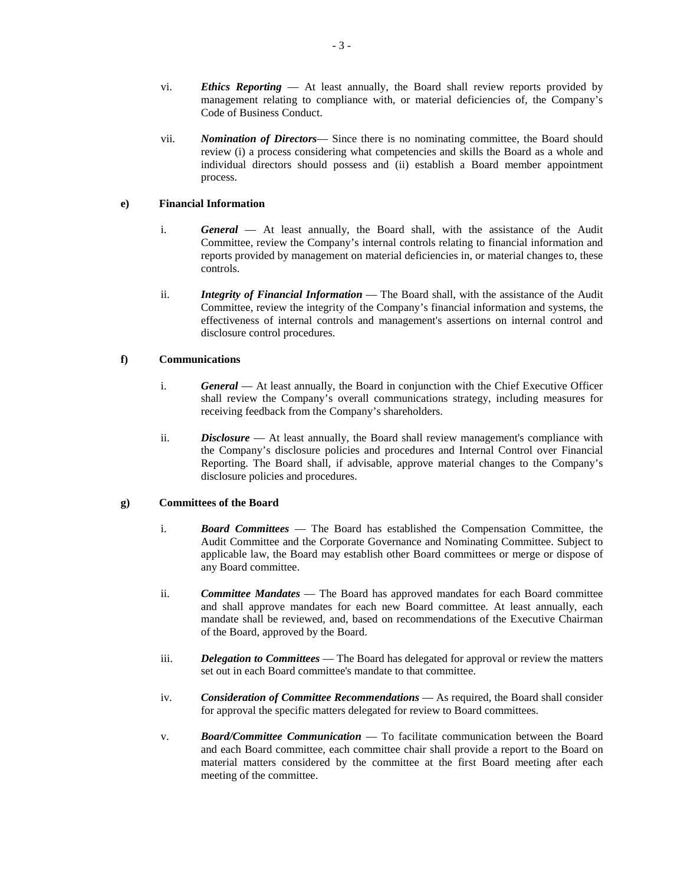vi. ***Ethics Reporting*** — At least annually, the Board shall review reports provided by management relating to compliance with, or material deficiencies of, the Company's Code of Business Conduct.

vii. ***Nomination of Directors***— Since there is no nominating committee, the Board should review (i) a process considering what competencies and skills the Board as a whole and individual directors should possess and (ii) establish a Board member appointment process.

**e) Financial Information**

i. ***General*** — At least annually, the Board shall, with the assistance of the Audit Committee, review the Company's internal controls relating to financial information and reports provided by management on material deficiencies in, or material changes to, these controls.

ii. ***Integrity of Financial Information*** — The Board shall, with the assistance of the Audit Committee, review the integrity of the Company's financial information and systems, the effectiveness of internal controls and management's assertions on internal control and disclosure control procedures.

**f) Communications**

i. ***General*** — At least annually, the Board in conjunction with the Chief Executive Officer shall review the Company's overall communications strategy, including measures for receiving feedback from the Company's shareholders.

ii. ***Disclosure*** — At least annually, the Board shall review management's compliance with the Company's disclosure policies and procedures and Internal Control over Financial Reporting. The Board shall, if advisable, approve material changes to the Company's disclosure policies and procedures.

**g) Committees of the Board**

i. ***Board Committees*** — The Board has established the Compensation Committee, the Audit Committee and the Corporate Governance and Nominating Committee. Subject to applicable law, the Board may establish other Board committees or merge or dispose of any Board committee.

ii. ***Committee Mandates*** — The Board has approved mandates for each Board committee and shall approve mandates for each new Board committee. At least annually, each mandate shall be reviewed, and, based on recommendations of the Executive Chairman of the Board, approved by the Board.

iii. ***Delegation to Committees*** — The Board has delegated for approval or review the matters set out in each Board committee's mandate to that committee.

iv. ***Consideration of Committee Recommendations*** — As required, the Board shall consider for approval the specific matters delegated for review to Board committees.

v. ***Board/Committee Communication*** — To facilitate communication between the Board and each Board committee, each committee chair shall provide a report to the Board on material matters considered by the committee at the first Board meeting after each meeting of the committee.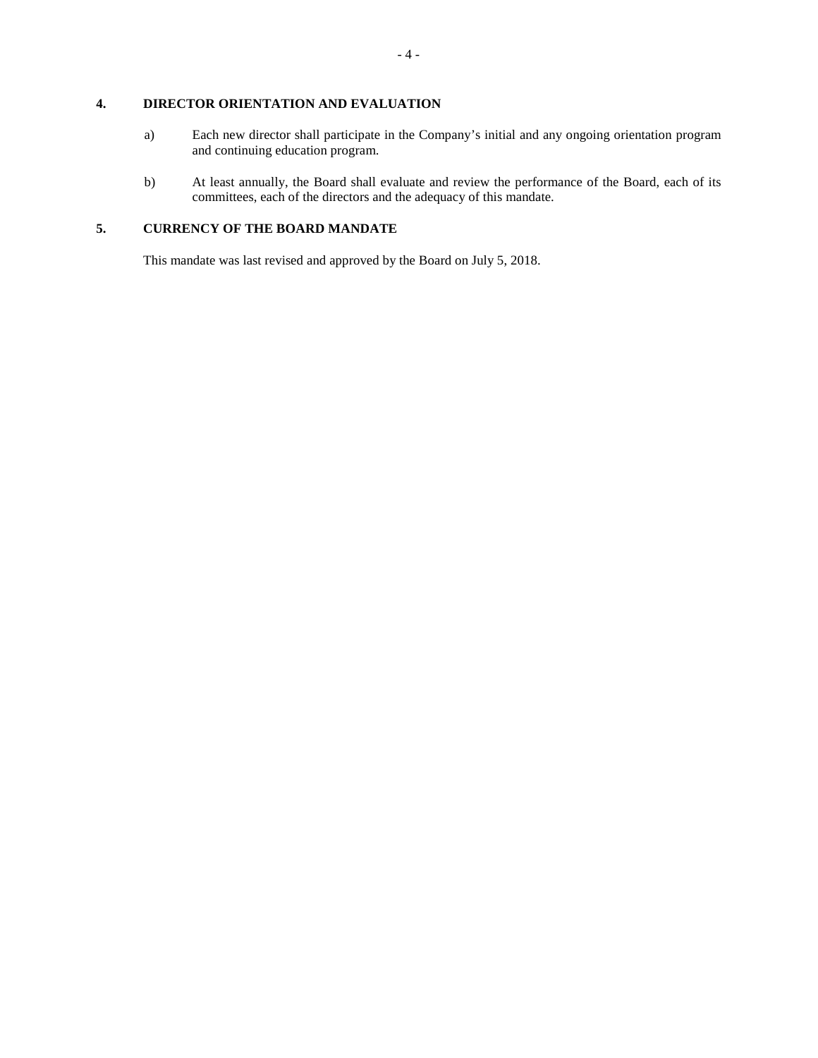## 4. DIRECTOR ORIENTATION AND EVALUATION

a) Each new director shall participate in the Company's initial and any ongoing orientation program and continuing education program.

b) At least annually, the Board shall evaluate and review the performance of the Board, each of its committees, each of the directors and the adequacy of this mandate.

## 5. CURRENCY OF THE BOARD MANDATE

This mandate was last revised and approved by the Board on July 5, 2018.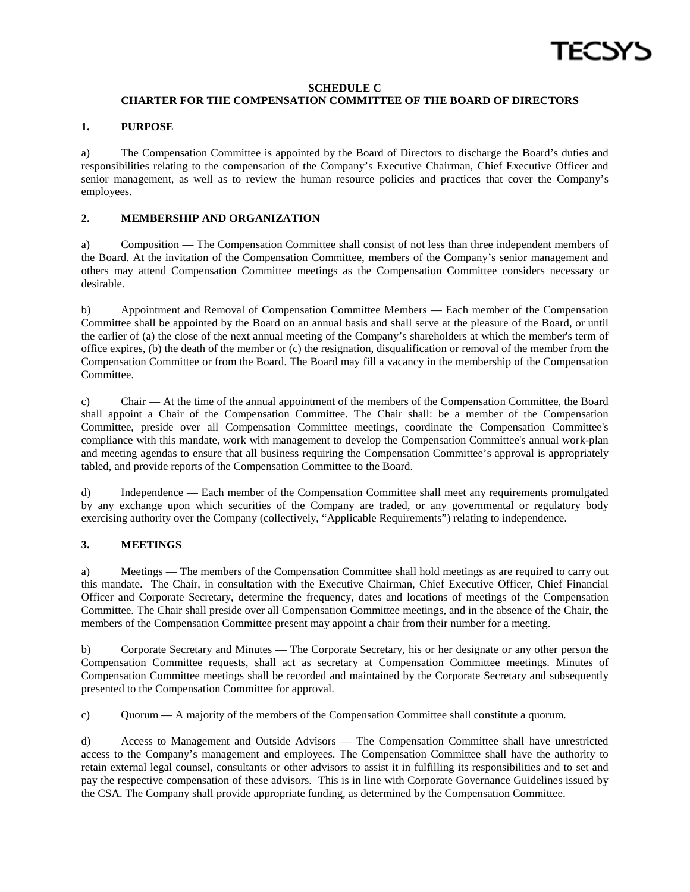## SCHEDULE C
## CHARTER FOR THE COMPENSATION COMMITTEE OF THE BOARD OF DIRECTORS

### 1. PURPOSE

a) The Compensation Committee is appointed by the Board of Directors to discharge the Board's duties and responsibilities relating to the compensation of the Company's Executive Chairman, Chief Executive Officer and senior management, as well as to review the human resource policies and practices that cover the Company's employees.

### 2. MEMBERSHIP AND ORGANIZATION

a) Composition — The Compensation Committee shall consist of not less than three independent members of the Board. At the invitation of the Compensation Committee, members of the Company's senior management and others may attend Compensation Committee meetings as the Compensation Committee considers necessary or desirable.

b) Appointment and Removal of Compensation Committee Members — Each member of the Compensation Committee shall be appointed by the Board on an annual basis and shall serve at the pleasure of the Board, or until the earlier of (a) the close of the next annual meeting of the Company's shareholders at which the member's term of office expires, (b) the death of the member or (c) the resignation, disqualification or removal of the member from the Compensation Committee or from the Board. The Board may fill a vacancy in the membership of the Compensation Committee.

c) Chair — At the time of the annual appointment of the members of the Compensation Committee, the Board shall appoint a Chair of the Compensation Committee. The Chair shall: be a member of the Compensation Committee, preside over all Compensation Committee meetings, coordinate the Compensation Committee's compliance with this mandate, work with management to develop the Compensation Committee's annual work-plan and meeting agendas to ensure that all business requiring the Compensation Committee's approval is appropriately tabled, and provide reports of the Compensation Committee to the Board.

d) Independence — Each member of the Compensation Committee shall meet any requirements promulgated by any exchange upon which securities of the Company are traded, or any governmental or regulatory body exercising authority over the Company (collectively, "Applicable Requirements") relating to independence.

### 3. MEETINGS

a) Meetings — The members of the Compensation Committee shall hold meetings as are required to carry out this mandate. The Chair, in consultation with the Executive Chairman, Chief Executive Officer, Chief Financial Officer and Corporate Secretary, determine the frequency, dates and locations of meetings of the Compensation Committee. The Chair shall preside over all Compensation Committee meetings, and in the absence of the Chair, the members of the Compensation Committee present may appoint a chair from their number for a meeting.

b) Corporate Secretary and Minutes — The Corporate Secretary, his or her designate or any other person the Compensation Committee requests, shall act as secretary at Compensation Committee meetings. Minutes of Compensation Committee meetings shall be recorded and maintained by the Corporate Secretary and subsequently presented to the Compensation Committee for approval.

c) Quorum — A majority of the members of the Compensation Committee shall constitute a quorum.

d) Access to Management and Outside Advisors — The Compensation Committee shall have unrestricted access to the Company's management and employees. The Compensation Committee shall have the authority to retain external legal counsel, consultants or other advisors to assist it in fulfilling its responsibilities and to set and pay the respective compensation of these advisors. This is in line with Corporate Governance Guidelines issued by the CSA. The Company shall provide appropriate funding, as determined by the Compensation Committee.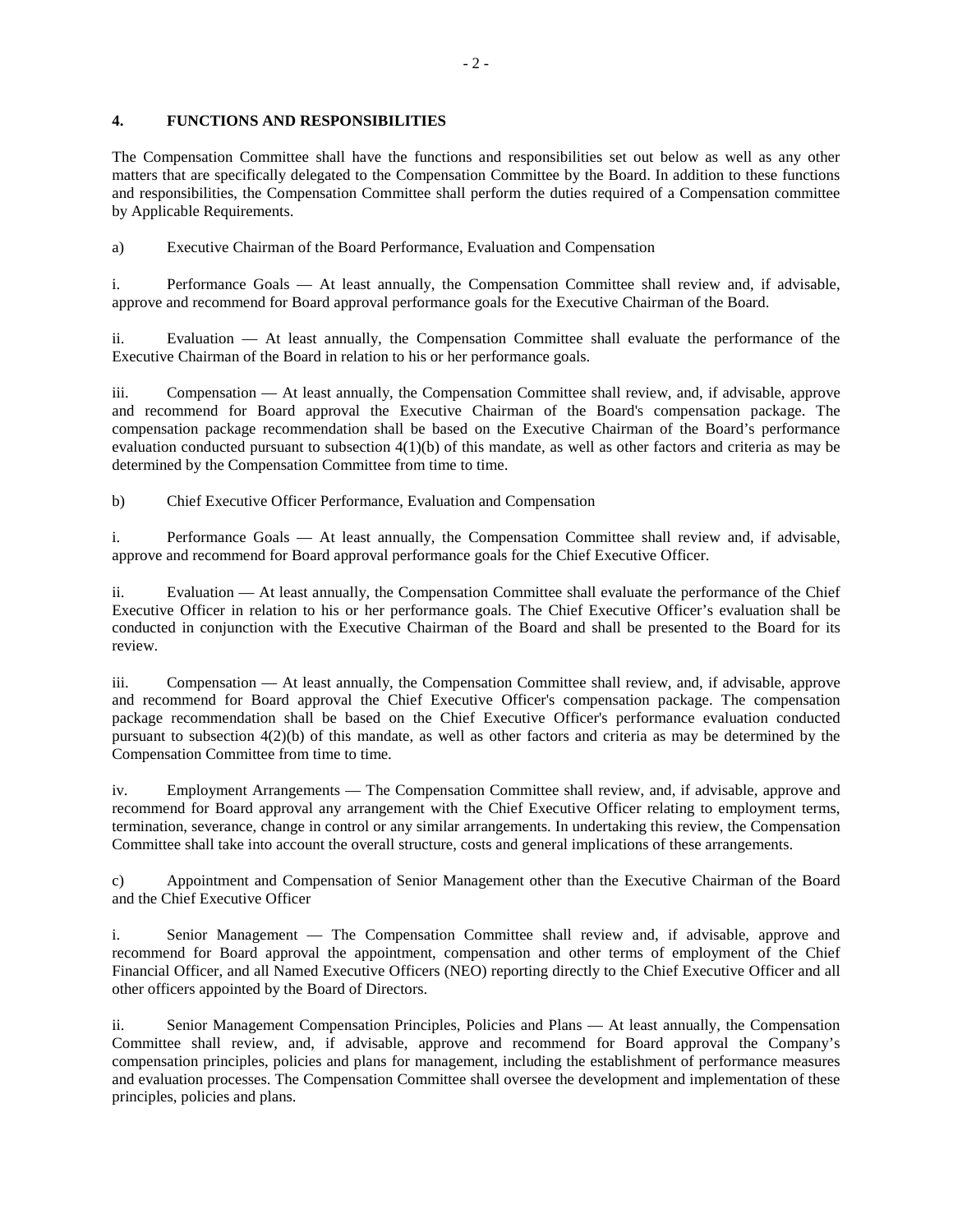## 4. FUNCTIONS AND RESPONSIBILITIES

The Compensation Committee shall have the functions and responsibilities set out below as well as any other matters that are specifically delegated to the Compensation Committee by the Board. In addition to these functions and responsibilities, the Compensation Committee shall perform the duties required of a Compensation committee by Applicable Requirements.

a) Executive Chairman of the Board Performance, Evaluation and Compensation

i. Performance Goals — At least annually, the Compensation Committee shall review and, if advisable, approve and recommend for Board approval performance goals for the Executive Chairman of the Board.

ii. Evaluation — At least annually, the Compensation Committee shall evaluate the performance of the Executive Chairman of the Board in relation to his or her performance goals.

iii. Compensation — At least annually, the Compensation Committee shall review, and, if advisable, approve and recommend for Board approval the Executive Chairman of the Board's compensation package. The compensation package recommendation shall be based on the Executive Chairman of the Board's performance evaluation conducted pursuant to subsection 4(1)(b) of this mandate, as well as other factors and criteria as may be determined by the Compensation Committee from time to time.

b) Chief Executive Officer Performance, Evaluation and Compensation

i. Performance Goals — At least annually, the Compensation Committee shall review and, if advisable, approve and recommend for Board approval performance goals for the Chief Executive Officer.

ii. Evaluation — At least annually, the Compensation Committee shall evaluate the performance of the Chief Executive Officer in relation to his or her performance goals. The Chief Executive Officer's evaluation shall be conducted in conjunction with the Executive Chairman of the Board and shall be presented to the Board for its review.

iii. Compensation — At least annually, the Compensation Committee shall review, and, if advisable, approve and recommend for Board approval the Chief Executive Officer's compensation package. The compensation package recommendation shall be based on the Chief Executive Officer's performance evaluation conducted pursuant to subsection 4(2)(b) of this mandate, as well as other factors and criteria as may be determined by the Compensation Committee from time to time.

iv. Employment Arrangements — The Compensation Committee shall review, and, if advisable, approve and recommend for Board approval any arrangement with the Chief Executive Officer relating to employment terms, termination, severance, change in control or any similar arrangements. In undertaking this review, the Compensation Committee shall take into account the overall structure, costs and general implications of these arrangements.

c) Appointment and Compensation of Senior Management other than the Executive Chairman of the Board and the Chief Executive Officer

i. Senior Management — The Compensation Committee shall review and, if advisable, approve and recommend for Board approval the appointment, compensation and other terms of employment of the Chief Financial Officer, and all Named Executive Officers (NEO) reporting directly to the Chief Executive Officer and all other officers appointed by the Board of Directors.

ii. Senior Management Compensation Principles, Policies and Plans — At least annually, the Compensation Committee shall review, and, if advisable, approve and recommend for Board approval the Company's compensation principles, policies and plans for management, including the establishment of performance measures and evaluation processes. The Compensation Committee shall oversee the development and implementation of these principles, policies and plans.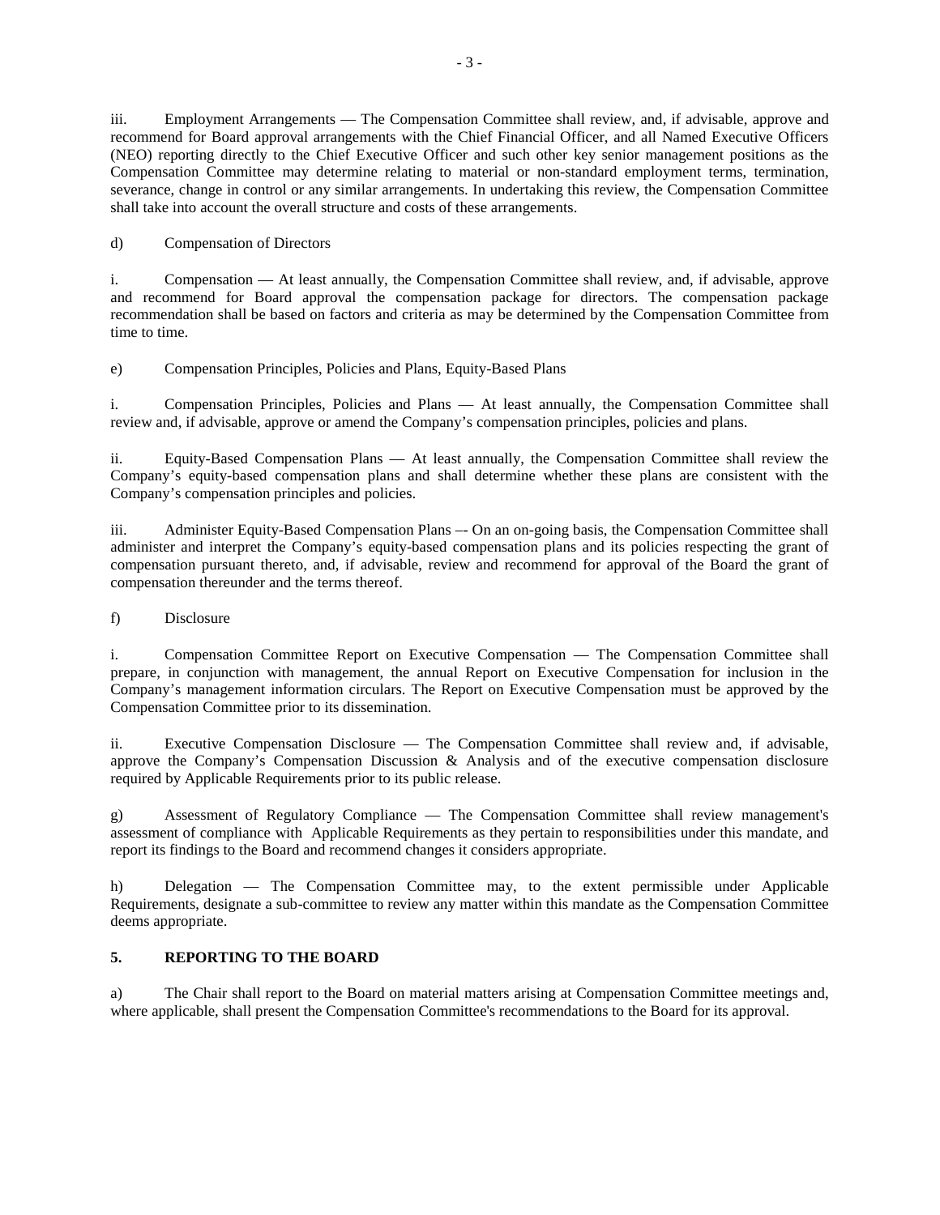iii. Employment Arrangements — The Compensation Committee shall review, and, if advisable, approve and recommend for Board approval arrangements with the Chief Financial Officer, and all Named Executive Officers (NEO) reporting directly to the Chief Executive Officer and such other key senior management positions as the Compensation Committee may determine relating to material or non-standard employment terms, termination, severance, change in control or any similar arrangements. In undertaking this review, the Compensation Committee shall take into account the overall structure and costs of these arrangements.

d) Compensation of Directors

i. Compensation — At least annually, the Compensation Committee shall review, and, if advisable, approve and recommend for Board approval the compensation package for directors. The compensation package recommendation shall be based on factors and criteria as may be determined by the Compensation Committee from time to time.

e) Compensation Principles, Policies and Plans, Equity-Based Plans

i. Compensation Principles, Policies and Plans — At least annually, the Compensation Committee shall review and, if advisable, approve or amend the Company's compensation principles, policies and plans.

ii. Equity-Based Compensation Plans — At least annually, the Compensation Committee shall review the Company's equity-based compensation plans and shall determine whether these plans are consistent with the Company's compensation principles and policies.

iii. Administer Equity-Based Compensation Plans –- On an on-going basis, the Compensation Committee shall administer and interpret the Company's equity-based compensation plans and its policies respecting the grant of compensation pursuant thereto, and, if advisable, review and recommend for approval of the Board the grant of compensation thereunder and the terms thereof.

f) Disclosure

i. Compensation Committee Report on Executive Compensation — The Compensation Committee shall prepare, in conjunction with management, the annual Report on Executive Compensation for inclusion in the Company's management information circulars. The Report on Executive Compensation must be approved by the Compensation Committee prior to its dissemination.

ii. Executive Compensation Disclosure — The Compensation Committee shall review and, if advisable, approve the Company's Compensation Discussion & Analysis and of the executive compensation disclosure required by Applicable Requirements prior to its public release.

g) Assessment of Regulatory Compliance — The Compensation Committee shall review management's assessment of compliance with Applicable Requirements as they pertain to responsibilities under this mandate, and report its findings to the Board and recommend changes it considers appropriate.

h) Delegation — The Compensation Committee may, to the extent permissible under Applicable Requirements, designate a sub-committee to review any matter within this mandate as the Compensation Committee deems appropriate.

## 5. REPORTING TO THE BOARD

a) The Chair shall report to the Board on material matters arising at Compensation Committee meetings and, where applicable, shall present the Compensation Committee's recommendations to the Board for its approval.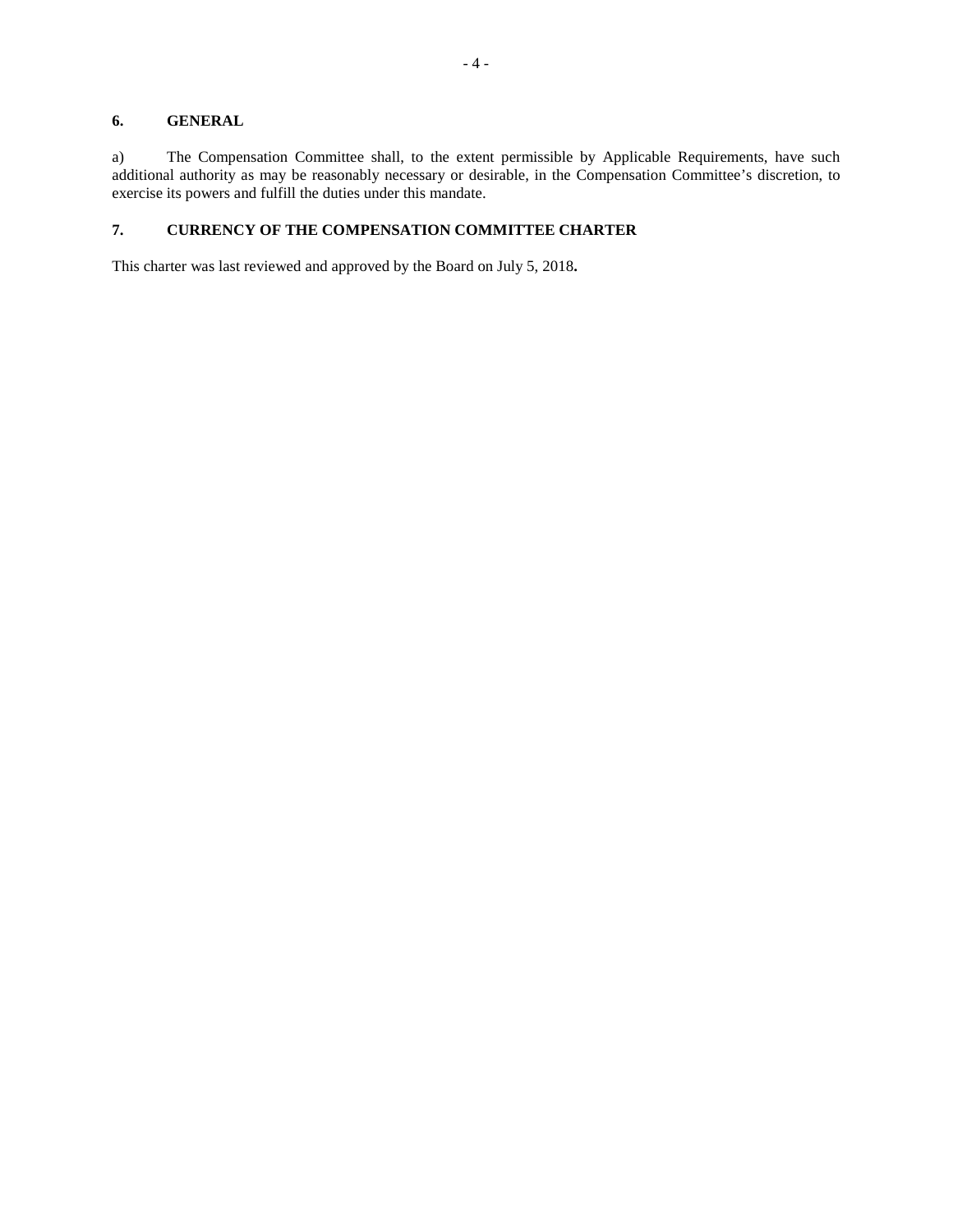## 6. GENERAL

a) The Compensation Committee shall, to the extent permissible by Applicable Requirements, have such additional authority as may be reasonably necessary or desirable, in the Compensation Committee's discretion, to exercise its powers and fulfill the duties under this mandate.

## 7. CURRENCY OF THE COMPENSATION COMMITTEE CHARTER

This charter was last reviewed and approved by the Board on July 5, 2018.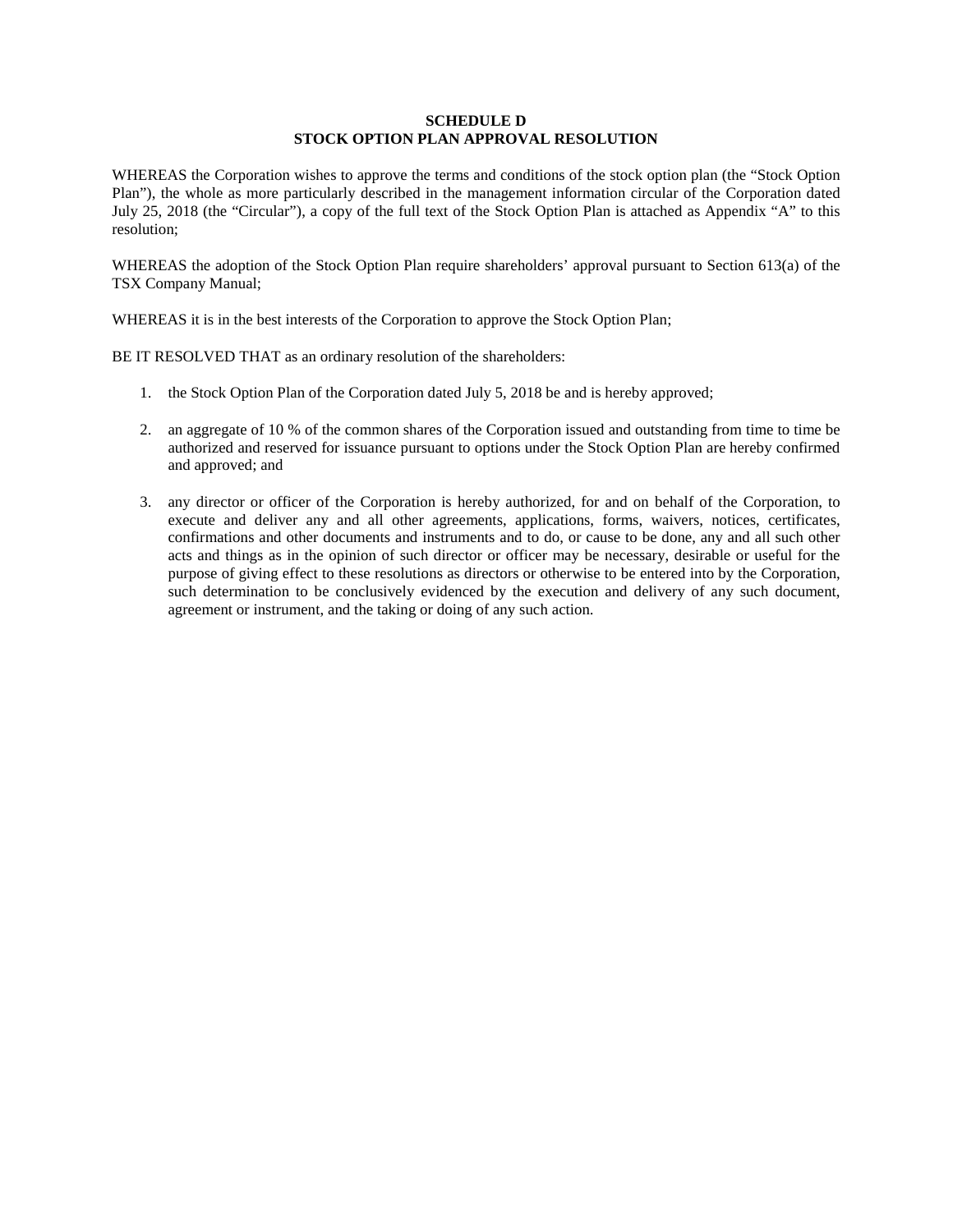## SCHEDULE D
## STOCK OPTION PLAN APPROVAL RESOLUTION

WHEREAS the Corporation wishes to approve the terms and conditions of the stock option plan (the "Stock Option Plan"), the whole as more particularly described in the management information circular of the Corporation dated July 25, 2018 (the "Circular"), a copy of the full text of the Stock Option Plan is attached as Appendix "A" to this resolution;

WHEREAS the adoption of the Stock Option Plan require shareholders' approval pursuant to Section 613(a) of the TSX Company Manual;

WHEREAS it is in the best interests of the Corporation to approve the Stock Option Plan;

BE IT RESOLVED THAT as an ordinary resolution of the shareholders:

1. the Stock Option Plan of the Corporation dated July 5, 2018 be and is hereby approved;

2. an aggregate of 10 % of the common shares of the Corporation issued and outstanding from time to time be authorized and reserved for issuance pursuant to options under the Stock Option Plan are hereby confirmed and approved; and

3. any director or officer of the Corporation is hereby authorized, for and on behalf of the Corporation, to execute and deliver any and all other agreements, applications, forms, waivers, notices, certificates, confirmations and other documents and instruments and to do, or cause to be done, any and all such other acts and things as in the opinion of such director or officer may be necessary, desirable or useful for the purpose of giving effect to these resolutions as directors or otherwise to be entered into by the Corporation, such determination to be conclusively evidenced by the execution and delivery of any such document, agreement or instrument, and the taking or doing of any such action.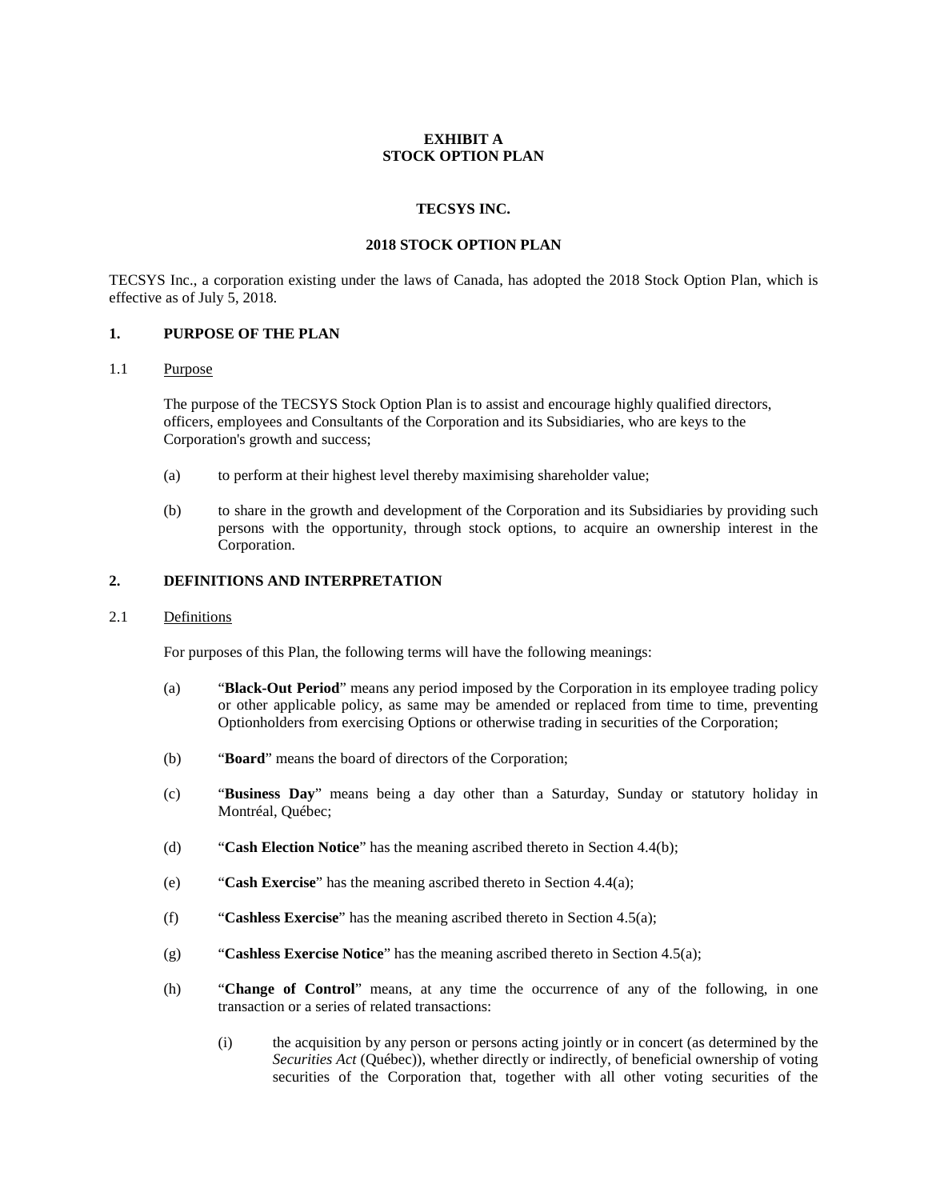**EXHIBIT A**
**STOCK OPTION PLAN**

**TECSYS INC.**

**2018 STOCK OPTION PLAN**

TECSYS Inc., a corporation existing under the laws of Canada, has adopted the 2018 Stock Option Plan, which is effective as of July 5, 2018.

## 1. PURPOSE OF THE PLAN

### 1.1 Purpose

The purpose of the TECSYS Stock Option Plan is to assist and encourage highly qualified directors, officers, employees and Consultants of the Corporation and its Subsidiaries, who are keys to the Corporation's growth and success;

(a) to perform at their highest level thereby maximising shareholder value;

(b) to share in the growth and development of the Corporation and its Subsidiaries by providing such persons with the opportunity, through stock options, to acquire an ownership interest in the Corporation.

## 2. DEFINITIONS AND INTERPRETATION

### 2.1 Definitions

For purposes of this Plan, the following terms will have the following meanings:

(a) "**Black-Out Period**" means any period imposed by the Corporation in its employee trading policy or other applicable policy, as same may be amended or replaced from time to time, preventing Optionholders from exercising Options or otherwise trading in securities of the Corporation;

(b) "**Board**" means the board of directors of the Corporation;

(c) "**Business Day**" means being a day other than a Saturday, Sunday or statutory holiday in Montréal, Québec;

(d) "**Cash Election Notice**" has the meaning ascribed thereto in Section 4.4(b);

(e) "**Cash Exercise**" has the meaning ascribed thereto in Section 4.4(a);

(f) "**Cashless Exercise**" has the meaning ascribed thereto in Section 4.5(a);

(g) "**Cashless Exercise Notice**" has the meaning ascribed thereto in Section 4.5(a);

(h) "**Change of Control**" means, at any time the occurrence of any of the following, in one transaction or a series of related transactions:

(i) the acquisition by any person or persons acting jointly or in concert (as determined by the *Securities Act* (Québec)), whether directly or indirectly, of beneficial ownership of voting securities of the Corporation that, together with all other voting securities of the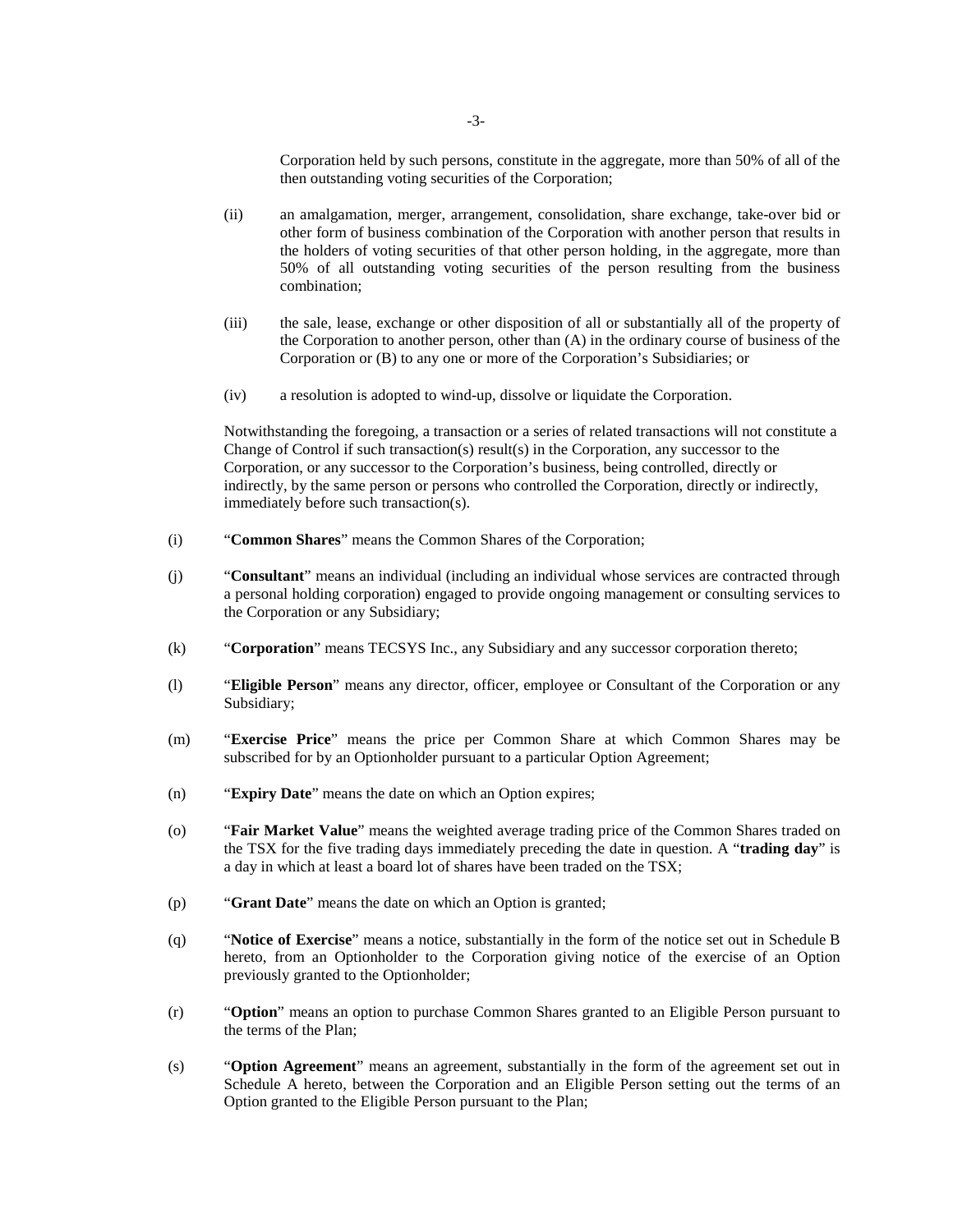Corporation held by such persons, constitute in the aggregate, more than 50% of all of the then outstanding voting securities of the Corporation;

(ii) an amalgamation, merger, arrangement, consolidation, share exchange, take-over bid or other form of business combination of the Corporation with another person that results in the holders of voting securities of that other person holding, in the aggregate, more than 50% of all outstanding voting securities of the person resulting from the business combination;

(iii) the sale, lease, exchange or other disposition of all or substantially all of the property of the Corporation to another person, other than (A) in the ordinary course of business of the Corporation or (B) to any one or more of the Corporation's Subsidiaries; or

(iv) a resolution is adopted to wind-up, dissolve or liquidate the Corporation.

Notwithstanding the foregoing, a transaction or a series of related transactions will not constitute a Change of Control if such transaction(s) result(s) in the Corporation, any successor to the Corporation, or any successor to the Corporation's business, being controlled, directly or indirectly, by the same person or persons who controlled the Corporation, directly or indirectly, immediately before such transaction(s).

(i) "**Common Shares**" means the Common Shares of the Corporation;

(j) "**Consultant**" means an individual (including an individual whose services are contracted through a personal holding corporation) engaged to provide ongoing management or consulting services to the Corporation or any Subsidiary;

(k) "**Corporation**" means TECSYS Inc., any Subsidiary and any successor corporation thereto;

(l) "**Eligible Person**" means any director, officer, employee or Consultant of the Corporation or any Subsidiary;

(m) "**Exercise Price**" means the price per Common Share at which Common Shares may be subscribed for by an Optionholder pursuant to a particular Option Agreement;

(n) "**Expiry Date**" means the date on which an Option expires;

(o) "**Fair Market Value**" means the weighted average trading price of the Common Shares traded on the TSX for the five trading days immediately preceding the date in question. A "**trading day**" is a day in which at least a board lot of shares have been traded on the TSX;

(p) "**Grant Date**" means the date on which an Option is granted;

(q) "**Notice of Exercise**" means a notice, substantially in the form of the notice set out in Schedule B hereto, from an Optionholder to the Corporation giving notice of the exercise of an Option previously granted to the Optionholder;

(r) "**Option**" means an option to purchase Common Shares granted to an Eligible Person pursuant to the terms of the Plan;

(s) "**Option Agreement**" means an agreement, substantially in the form of the agreement set out in Schedule A hereto, between the Corporation and an Eligible Person setting out the terms of an Option granted to the Eligible Person pursuant to the Plan;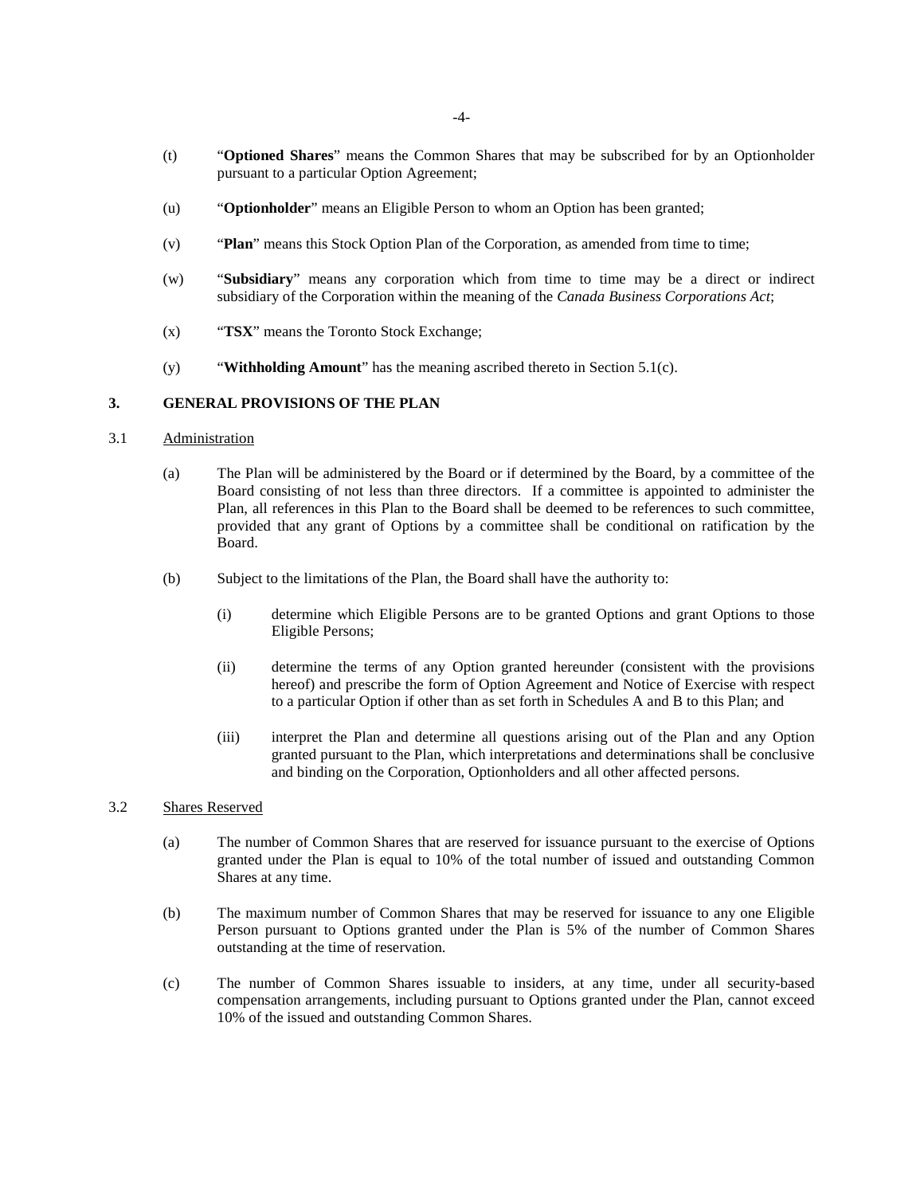(t) "**Optioned Shares**" means the Common Shares that may be subscribed for by an Optionholder pursuant to a particular Option Agreement;

(u) "**Optionholder**" means an Eligible Person to whom an Option has been granted;

(v) "**Plan**" means this Stock Option Plan of the Corporation, as amended from time to time;

(w) "**Subsidiary**" means any corporation which from time to time may be a direct or indirect subsidiary of the Corporation within the meaning of the *Canada Business Corporations Act*;

(x) "**TSX**" means the Toronto Stock Exchange;

(y) "**Withholding Amount**" has the meaning ascribed thereto in Section 5.1(c).

## 3. GENERAL PROVISIONS OF THE PLAN

3.1 Administration

(a) The Plan will be administered by the Board or if determined by the Board, by a committee of the Board consisting of not less than three directors. If a committee is appointed to administer the Plan, all references in this Plan to the Board shall be deemed to be references to such committee, provided that any grant of Options by a committee shall be conditional on ratification by the Board.

(b) Subject to the limitations of the Plan, the Board shall have the authority to:

(i) determine which Eligible Persons are to be granted Options and grant Options to those Eligible Persons;

(ii) determine the terms of any Option granted hereunder (consistent with the provisions hereof) and prescribe the form of Option Agreement and Notice of Exercise with respect to a particular Option if other than as set forth in Schedules A and B to this Plan; and

(iii) interpret the Plan and determine all questions arising out of the Plan and any Option granted pursuant to the Plan, which interpretations and determinations shall be conclusive and binding on the Corporation, Optionholders and all other affected persons.

3.2 Shares Reserved

(a) The number of Common Shares that are reserved for issuance pursuant to the exercise of Options granted under the Plan is equal to 10% of the total number of issued and outstanding Common Shares at any time.

(b) The maximum number of Common Shares that may be reserved for issuance to any one Eligible Person pursuant to Options granted under the Plan is 5% of the number of Common Shares outstanding at the time of reservation.

(c) The number of Common Shares issuable to insiders, at any time, under all security-based compensation arrangements, including pursuant to Options granted under the Plan, cannot exceed 10% of the issued and outstanding Common Shares.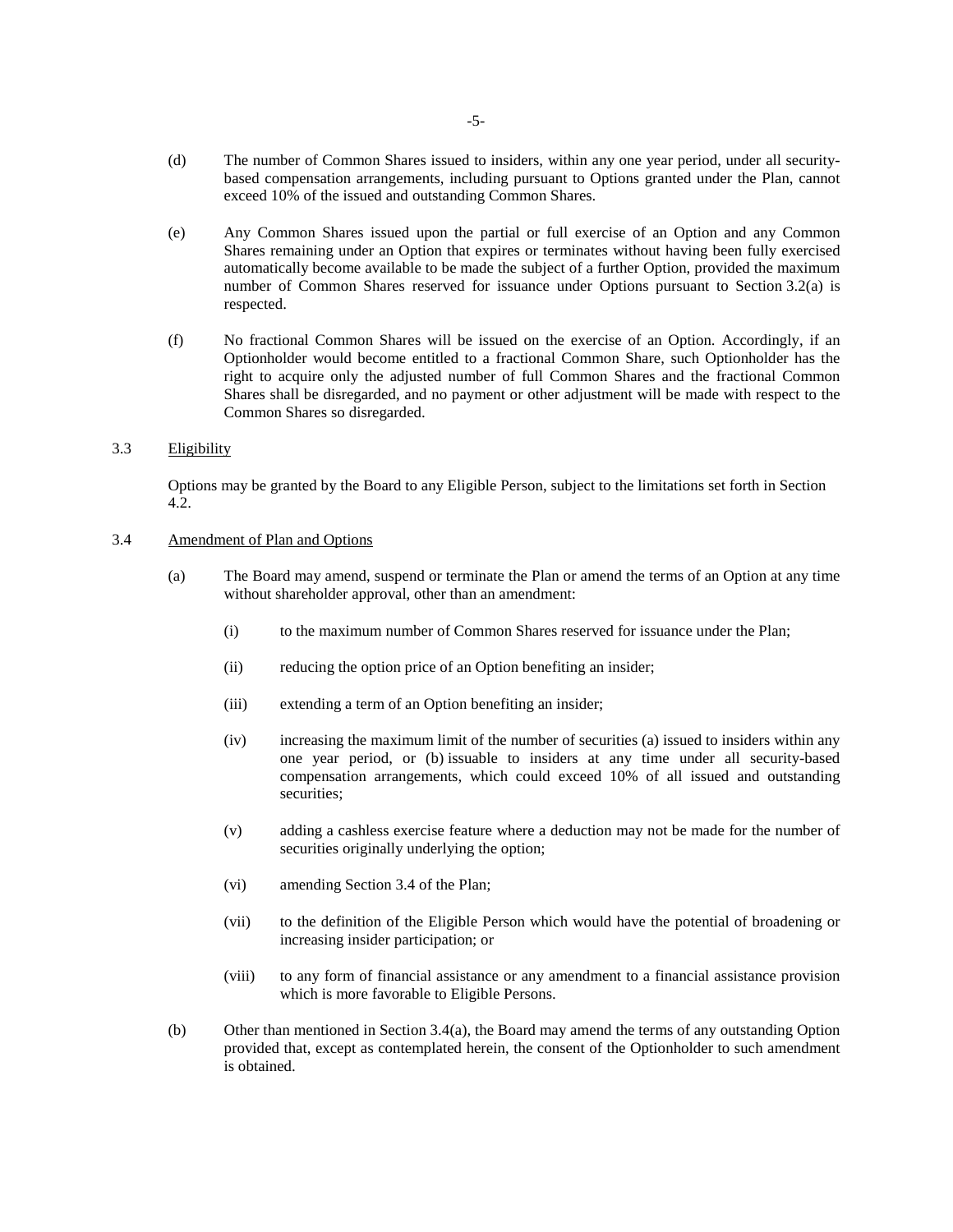(d) The number of Common Shares issued to insiders, within any one year period, under all security-based compensation arrangements, including pursuant to Options granted under the Plan, cannot exceed 10% of the issued and outstanding Common Shares.

(e) Any Common Shares issued upon the partial or full exercise of an Option and any Common Shares remaining under an Option that expires or terminates without having been fully exercised automatically become available to be made the subject of a further Option, provided the maximum number of Common Shares reserved for issuance under Options pursuant to Section 3.2(a) is respected.

(f) No fractional Common Shares will be issued on the exercise of an Option. Accordingly, if an Optionholder would become entitled to a fractional Common Share, such Optionholder has the right to acquire only the adjusted number of full Common Shares and the fractional Common Shares shall be disregarded, and no payment or other adjustment will be made with respect to the Common Shares so disregarded.

3.3 <u>Eligibility</u>

Options may be granted by the Board to any Eligible Person, subject to the limitations set forth in Section 4.2.

3.4 <u>Amendment of Plan and Options</u>

(a) The Board may amend, suspend or terminate the Plan or amend the terms of an Option at any time without shareholder approval, other than an amendment:

  (i) to the maximum number of Common Shares reserved for issuance under the Plan;

  (ii) reducing the option price of an Option benefiting an insider;

  (iii) extending a term of an Option benefiting an insider;

  (iv) increasing the maximum limit of the number of securities (a) issued to insiders within any one year period, or (b) issuable to insiders at any time under all security-based compensation arrangements, which could exceed 10% of all issued and outstanding securities;

  (v) adding a cashless exercise feature where a deduction may not be made for the number of securities originally underlying the option;

  (vi) amending Section 3.4 of the Plan;

  (vii) to the definition of the Eligible Person which would have the potential of broadening or increasing insider participation; or

  (viii) to any form of financial assistance or any amendment to a financial assistance provision which is more favorable to Eligible Persons.

(b) Other than mentioned in Section 3.4(a), the Board may amend the terms of any outstanding Option provided that, except as contemplated herein, the consent of the Optionholder to such amendment is obtained.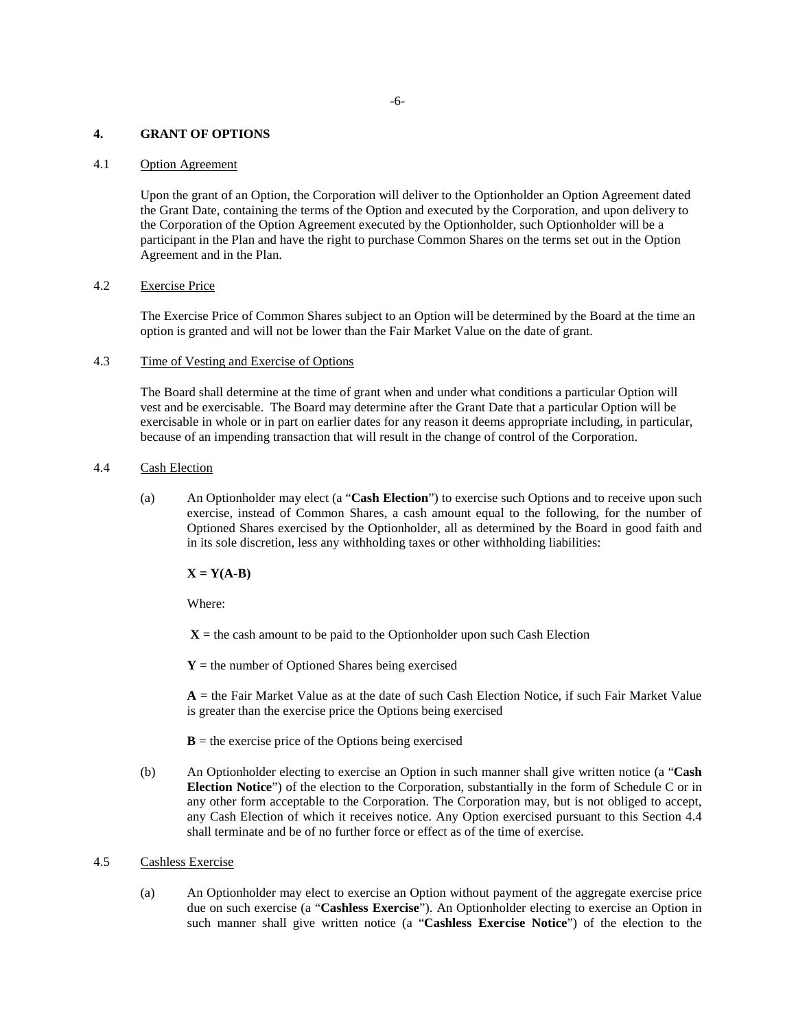## 4. GRANT OF OPTIONS

### 4.1 Option Agreement

Upon the grant of an Option, the Corporation will deliver to the Optionholder an Option Agreement dated the Grant Date, containing the terms of the Option and executed by the Corporation, and upon delivery to the Corporation of the Option Agreement executed by the Optionholder, such Optionholder will be a participant in the Plan and have the right to purchase Common Shares on the terms set out in the Option Agreement and in the Plan.

### 4.2 Exercise Price

The Exercise Price of Common Shares subject to an Option will be determined by the Board at the time an option is granted and will not be lower than the Fair Market Value on the date of grant.

### 4.3 Time of Vesting and Exercise of Options

The Board shall determine at the time of grant when and under what conditions a particular Option will vest and be exercisable. The Board may determine after the Grant Date that a particular Option will be exercisable in whole or in part on earlier dates for any reason it deems appropriate including, in particular, because of an impending transaction that will result in the change of control of the Corporation.

### 4.4 Cash Election

(a) An Optionholder may elect (a "**Cash Election**") to exercise such Options and to receive upon such exercise, instead of Common Shares, a cash amount equal to the following, for the number of Optioned Shares exercised by the Optionholder, all as determined by the Board in good faith and in its sole discretion, less any withholding taxes or other withholding liabilities:

$$\mathbf{X = Y(A\text{-}B)}$$

Where:

**X** = the cash amount to be paid to the Optionholder upon such Cash Election

**Y** = the number of Optioned Shares being exercised

**A** = the Fair Market Value as at the date of such Cash Election Notice, if such Fair Market Value is greater than the exercise price the Options being exercised

**B** = the exercise price of the Options being exercised

(b) An Optionholder electing to exercise an Option in such manner shall give written notice (a "**Cash Election Notice**") of the election to the Corporation, substantially in the form of Schedule C or in any other form acceptable to the Corporation. The Corporation may, but is not obliged to accept, any Cash Election of which it receives notice. Any Option exercised pursuant to this Section 4.4 shall terminate and be of no further force or effect as of the time of exercise.

### 4.5 Cashless Exercise

(a) An Optionholder may elect to exercise an Option without payment of the aggregate exercise price due on such exercise (a "**Cashless Exercise**"). An Optionholder electing to exercise an Option in such manner shall give written notice (a "**Cashless Exercise Notice**") of the election to the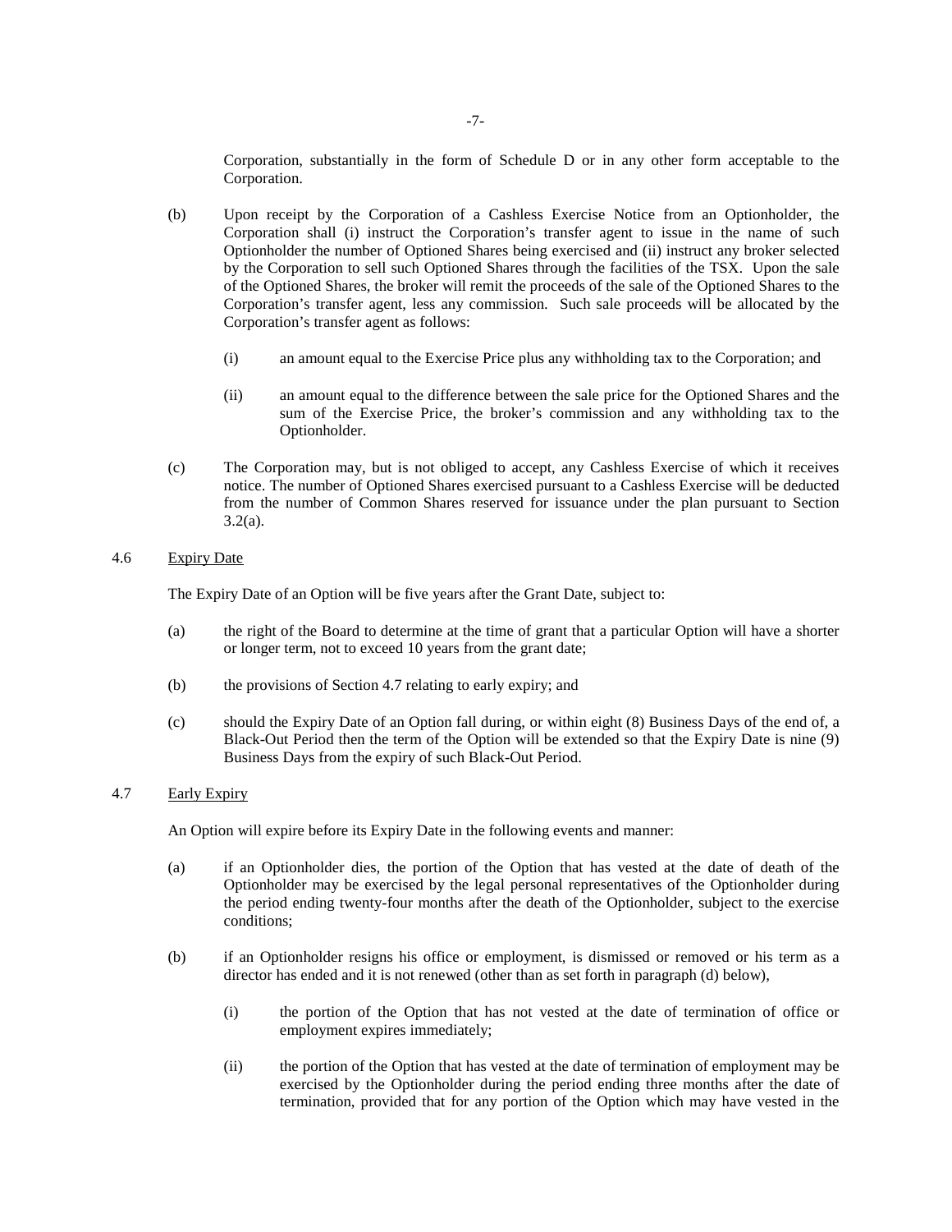Corporation, substantially in the form of Schedule D or in any other form acceptable to the Corporation.

(b) Upon receipt by the Corporation of a Cashless Exercise Notice from an Optionholder, the Corporation shall (i) instruct the Corporation's transfer agent to issue in the name of such Optionholder the number of Optioned Shares being exercised and (ii) instruct any broker selected by the Corporation to sell such Optioned Shares through the facilities of the TSX. Upon the sale of the Optioned Shares, the broker will remit the proceeds of the sale of the Optioned Shares to the Corporation's transfer agent, less any commission. Such sale proceeds will be allocated by the Corporation's transfer agent as follows:

   (i) an amount equal to the Exercise Price plus any withholding tax to the Corporation; and

   (ii) an amount equal to the difference between the sale price for the Optioned Shares and the sum of the Exercise Price, the broker's commission and any withholding tax to the Optionholder.

(c) The Corporation may, but is not obliged to accept, any Cashless Exercise of which it receives notice. The number of Optioned Shares exercised pursuant to a Cashless Exercise will be deducted from the number of Common Shares reserved for issuance under the plan pursuant to Section 3.2(a).

4.6 Expiry Date

The Expiry Date of an Option will be five years after the Grant Date, subject to:

(a) the right of the Board to determine at the time of grant that a particular Option will have a shorter or longer term, not to exceed 10 years from the grant date;

(b) the provisions of Section 4.7 relating to early expiry; and

(c) should the Expiry Date of an Option fall during, or within eight (8) Business Days of the end of, a Black-Out Period then the term of the Option will be extended so that the Expiry Date is nine (9) Business Days from the expiry of such Black-Out Period.

4.7 Early Expiry

An Option will expire before its Expiry Date in the following events and manner:

(a) if an Optionholder dies, the portion of the Option that has vested at the date of death of the Optionholder may be exercised by the legal personal representatives of the Optionholder during the period ending twenty-four months after the death of the Optionholder, subject to the exercise conditions;

(b) if an Optionholder resigns his office or employment, is dismissed or removed or his term as a director has ended and it is not renewed (other than as set forth in paragraph (d) below),

   (i) the portion of the Option that has not vested at the date of termination of office or employment expires immediately;

   (ii) the portion of the Option that has vested at the date of termination of employment may be exercised by the Optionholder during the period ending three months after the date of termination, provided that for any portion of the Option which may have vested in the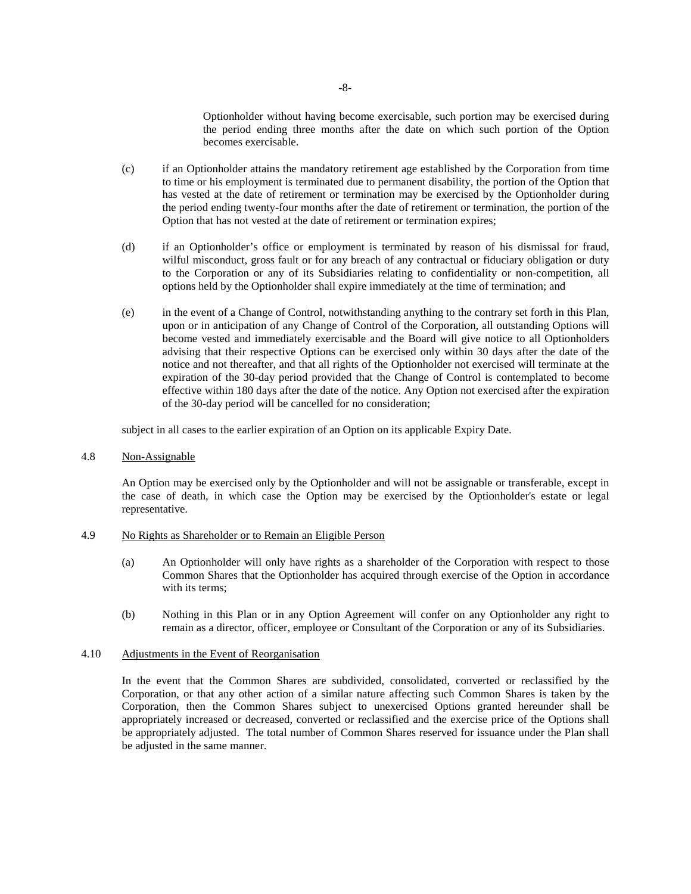Optionholder without having become exercisable, such portion may be exercised during the period ending three months after the date on which such portion of the Option becomes exercisable.

(c) if an Optionholder attains the mandatory retirement age established by the Corporation from time to time or his employment is terminated due to permanent disability, the portion of the Option that has vested at the date of retirement or termination may be exercised by the Optionholder during the period ending twenty-four months after the date of retirement or termination, the portion of the Option that has not vested at the date of retirement or termination expires;

(d) if an Optionholder's office or employment is terminated by reason of his dismissal for fraud, wilful misconduct, gross fault or for any breach of any contractual or fiduciary obligation or duty to the Corporation or any of its Subsidiaries relating to confidentiality or non-competition, all options held by the Optionholder shall expire immediately at the time of termination; and

(e) in the event of a Change of Control, notwithstanding anything to the contrary set forth in this Plan, upon or in anticipation of any Change of Control of the Corporation, all outstanding Options will become vested and immediately exercisable and the Board will give notice to all Optionholders advising that their respective Options can be exercised only within 30 days after the date of the notice and not thereafter, and that all rights of the Optionholder not exercised will terminate at the expiration of the 30-day period provided that the Change of Control is contemplated to become effective within 180 days after the date of the notice. Any Option not exercised after the expiration of the 30-day period will be cancelled for no consideration;

subject in all cases to the earlier expiration of an Option on its applicable Expiry Date.

4.8 Non-Assignable

An Option may be exercised only by the Optionholder and will not be assignable or transferable, except in the case of death, in which case the Option may be exercised by the Optionholder's estate or legal representative.

4.9 No Rights as Shareholder or to Remain an Eligible Person

(a) An Optionholder will only have rights as a shareholder of the Corporation with respect to those Common Shares that the Optionholder has acquired through exercise of the Option in accordance with its terms;

(b) Nothing in this Plan or in any Option Agreement will confer on any Optionholder any right to remain as a director, officer, employee or Consultant of the Corporation or any of its Subsidiaries.

4.10 Adjustments in the Event of Reorganisation

In the event that the Common Shares are subdivided, consolidated, converted or reclassified by the Corporation, or that any other action of a similar nature affecting such Common Shares is taken by the Corporation, then the Common Shares subject to unexercised Options granted hereunder shall be appropriately increased or decreased, converted or reclassified and the exercise price of the Options shall be appropriately adjusted. The total number of Common Shares reserved for issuance under the Plan shall be adjusted in the same manner.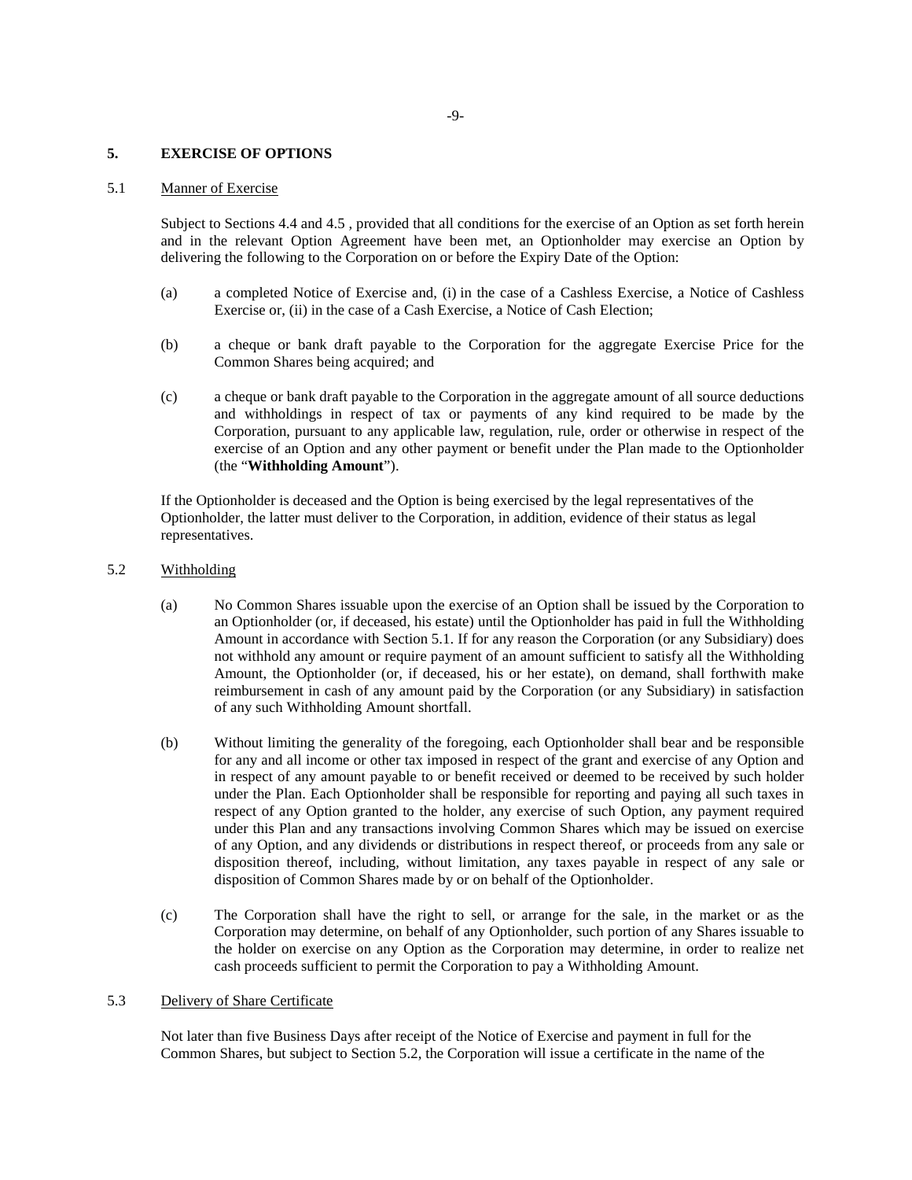## 5. EXERCISE OF OPTIONS

### 5.1 Manner of Exercise

Subject to Sections 4.4 and 4.5 , provided that all conditions for the exercise of an Option as set forth herein and in the relevant Option Agreement have been met, an Optionholder may exercise an Option by delivering the following to the Corporation on or before the Expiry Date of the Option:

(a) a completed Notice of Exercise and, (i) in the case of a Cashless Exercise, a Notice of Cashless Exercise or, (ii) in the case of a Cash Exercise, a Notice of Cash Election;

(b) a cheque or bank draft payable to the Corporation for the aggregate Exercise Price for the Common Shares being acquired; and

(c) a cheque or bank draft payable to the Corporation in the aggregate amount of all source deductions and withholdings in respect of tax or payments of any kind required to be made by the Corporation, pursuant to any applicable law, regulation, rule, order or otherwise in respect of the exercise of an Option and any other payment or benefit under the Plan made to the Optionholder (the "**Withholding Amount**").

If the Optionholder is deceased and the Option is being exercised by the legal representatives of the Optionholder, the latter must deliver to the Corporation, in addition, evidence of their status as legal representatives.

### 5.2 Withholding

(a) No Common Shares issuable upon the exercise of an Option shall be issued by the Corporation to an Optionholder (or, if deceased, his estate) until the Optionholder has paid in full the Withholding Amount in accordance with Section 5.1. If for any reason the Corporation (or any Subsidiary) does not withhold any amount or require payment of an amount sufficient to satisfy all the Withholding Amount, the Optionholder (or, if deceased, his or her estate), on demand, shall forthwith make reimbursement in cash of any amount paid by the Corporation (or any Subsidiary) in satisfaction of any such Withholding Amount shortfall.

(b) Without limiting the generality of the foregoing, each Optionholder shall bear and be responsible for any and all income or other tax imposed in respect of the grant and exercise of any Option and in respect of any amount payable to or benefit received or deemed to be received by such holder under the Plan. Each Optionholder shall be responsible for reporting and paying all such taxes in respect of any Option granted to the holder, any exercise of such Option, any payment required under this Plan and any transactions involving Common Shares which may be issued on exercise of any Option, and any dividends or distributions in respect thereof, or proceeds from any sale or disposition thereof, including, without limitation, any taxes payable in respect of any sale or disposition of Common Shares made by or on behalf of the Optionholder.

(c) The Corporation shall have the right to sell, or arrange for the sale, in the market or as the Corporation may determine, on behalf of any Optionholder, such portion of any Shares issuable to the holder on exercise on any Option as the Corporation may determine, in order to realize net cash proceeds sufficient to permit the Corporation to pay a Withholding Amount.

### 5.3 Delivery of Share Certificate

Not later than five Business Days after receipt of the Notice of Exercise and payment in full for the Common Shares, but subject to Section 5.2, the Corporation will issue a certificate in the name of the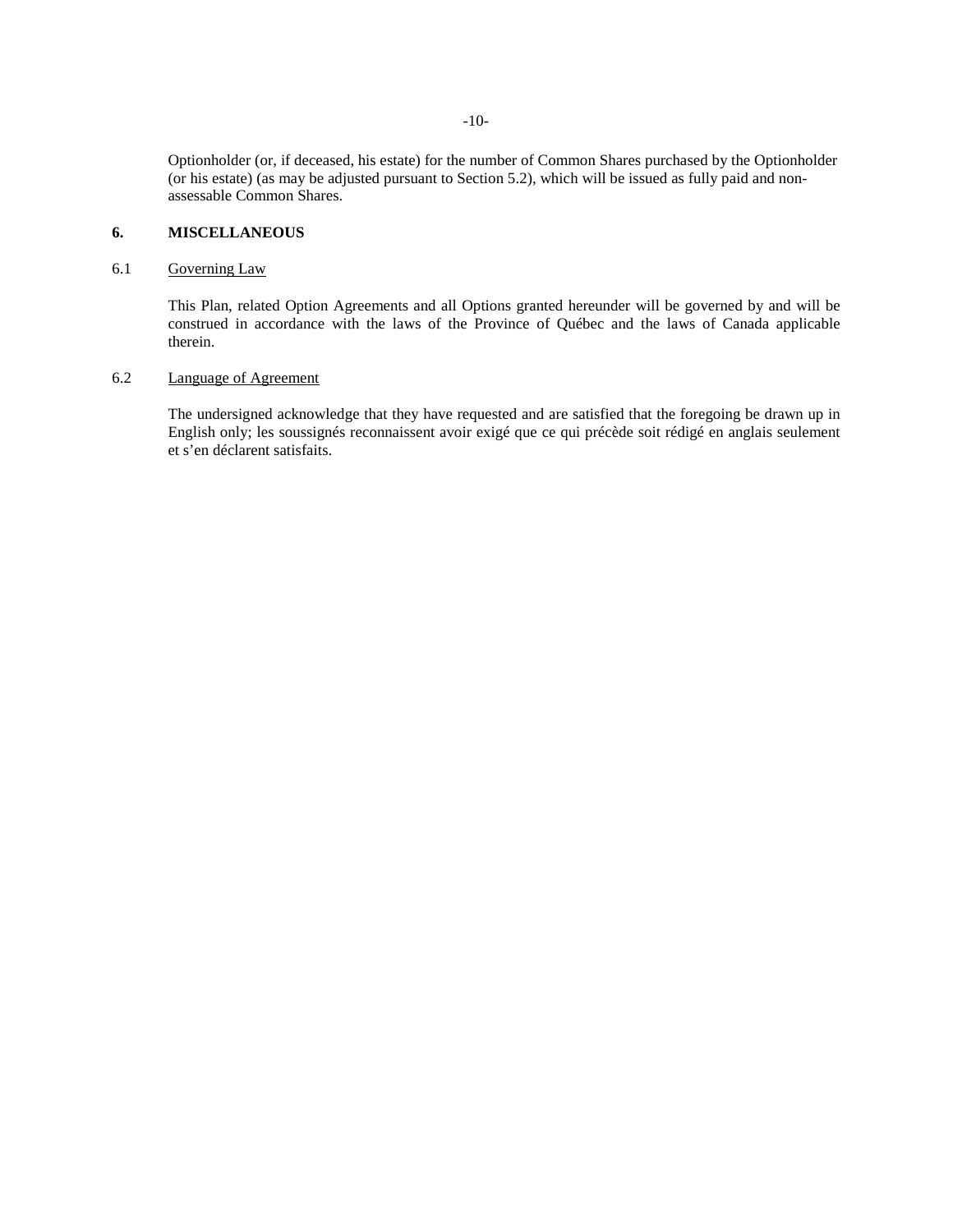Optionholder (or, if deceased, his estate) for the number of Common Shares purchased by the Optionholder (or his estate) (as may be adjusted pursuant to Section 5.2), which will be issued as fully paid and non-assessable Common Shares.

## 6. MISCELLANEOUS

### 6.1 Governing Law

This Plan, related Option Agreements and all Options granted hereunder will be governed by and will be construed in accordance with the laws of the Province of Québec and the laws of Canada applicable therein.

### 6.2 Language of Agreement

The undersigned acknowledge that they have requested and are satisfied that the foregoing be drawn up in English only; les soussignés reconnaissent avoir exigé que ce qui précède soit rédigé en anglais seulement et s'en déclarent satisfaits.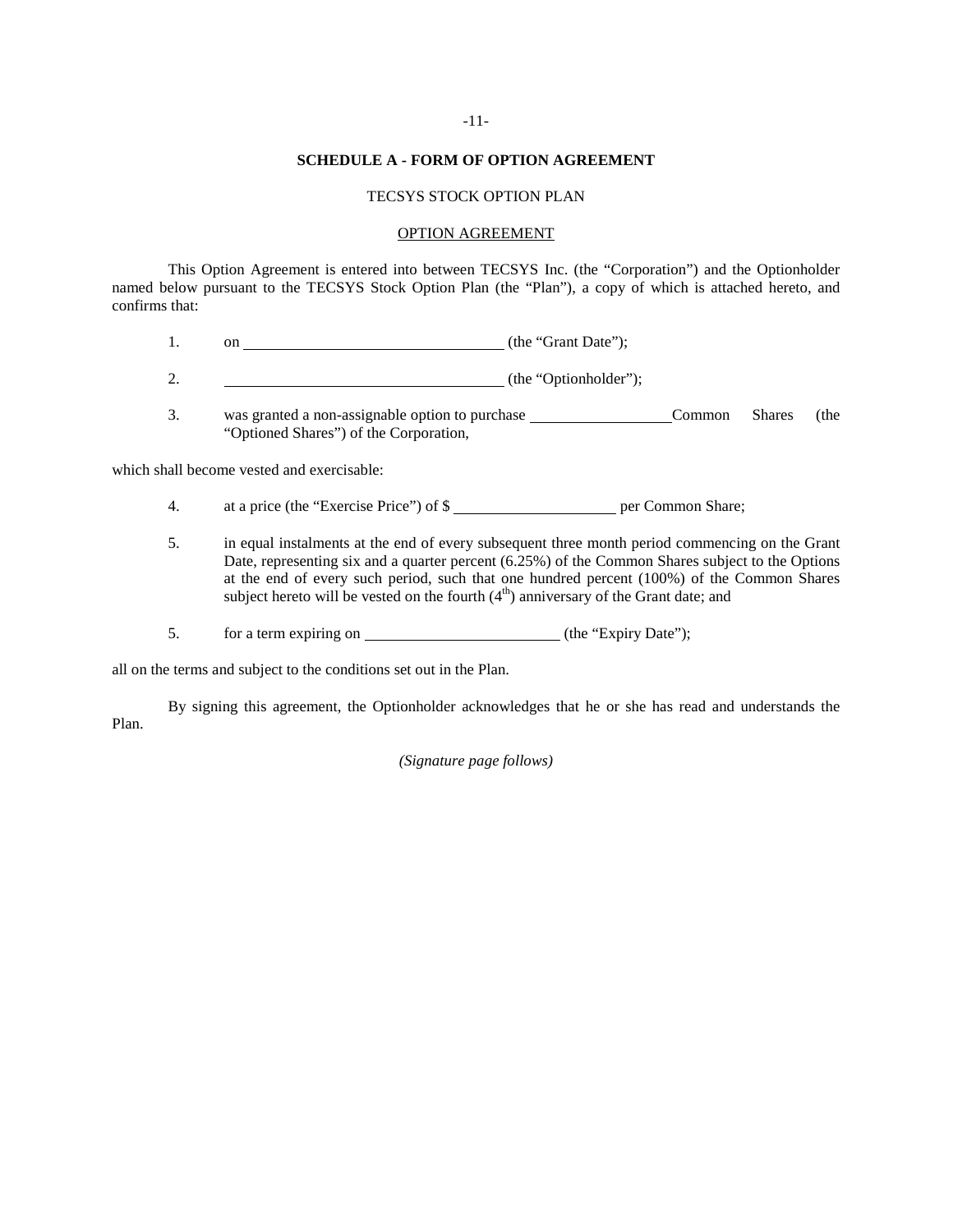**SCHEDULE A - FORM OF OPTION AGREEMENT**

TECSYS STOCK OPTION PLAN

<u>OPTION AGREEMENT</u>

This Option Agreement is entered into between TECSYS Inc. (the "Corporation") and the Optionholder named below pursuant to the TECSYS Stock Option Plan (the "Plan"), a copy of which is attached hereto, and confirms that:

1. on \_\_\_\_\_\_\_\_\_\_\_\_\_\_\_\_\_\_\_\_\_\_\_\_\_\_\_\_\_\_ (the "Grant Date");

2. \_\_\_\_\_\_\_\_\_\_\_\_\_\_\_\_\_\_\_\_\_\_\_\_\_\_\_\_\_\_ (the "Optionholder");

3. was granted a non-assignable option to purchase \_\_\_\_\_\_\_\_\_\_\_\_\_\_\_\_ Common Shares (the "Optioned Shares") of the Corporation,

which shall become vested and exercisable:

4. at a price (the "Exercise Price") of $ \_\_\_\_\_\_\_\_\_\_\_\_\_\_\_\_\_\_ per Common Share;

5. in equal instalments at the end of every subsequent three month period commencing on the Grant Date, representing six and a quarter percent (6.25%) of the Common Shares subject to the Options at the end of every such period, such that one hundred percent (100%) of the Common Shares subject hereto will be vested on the fourth ($4^{th}$) anniversary of the Grant date; and

5. for a term expiring on \_\_\_\_\_\_\_\_\_\_\_\_\_\_\_\_\_\_\_\_\_\_ (the "Expiry Date");

all on the terms and subject to the conditions set out in the Plan.

By signing this agreement, the Optionholder acknowledges that he or she has read and understands the Plan.

*(Signature page follows)*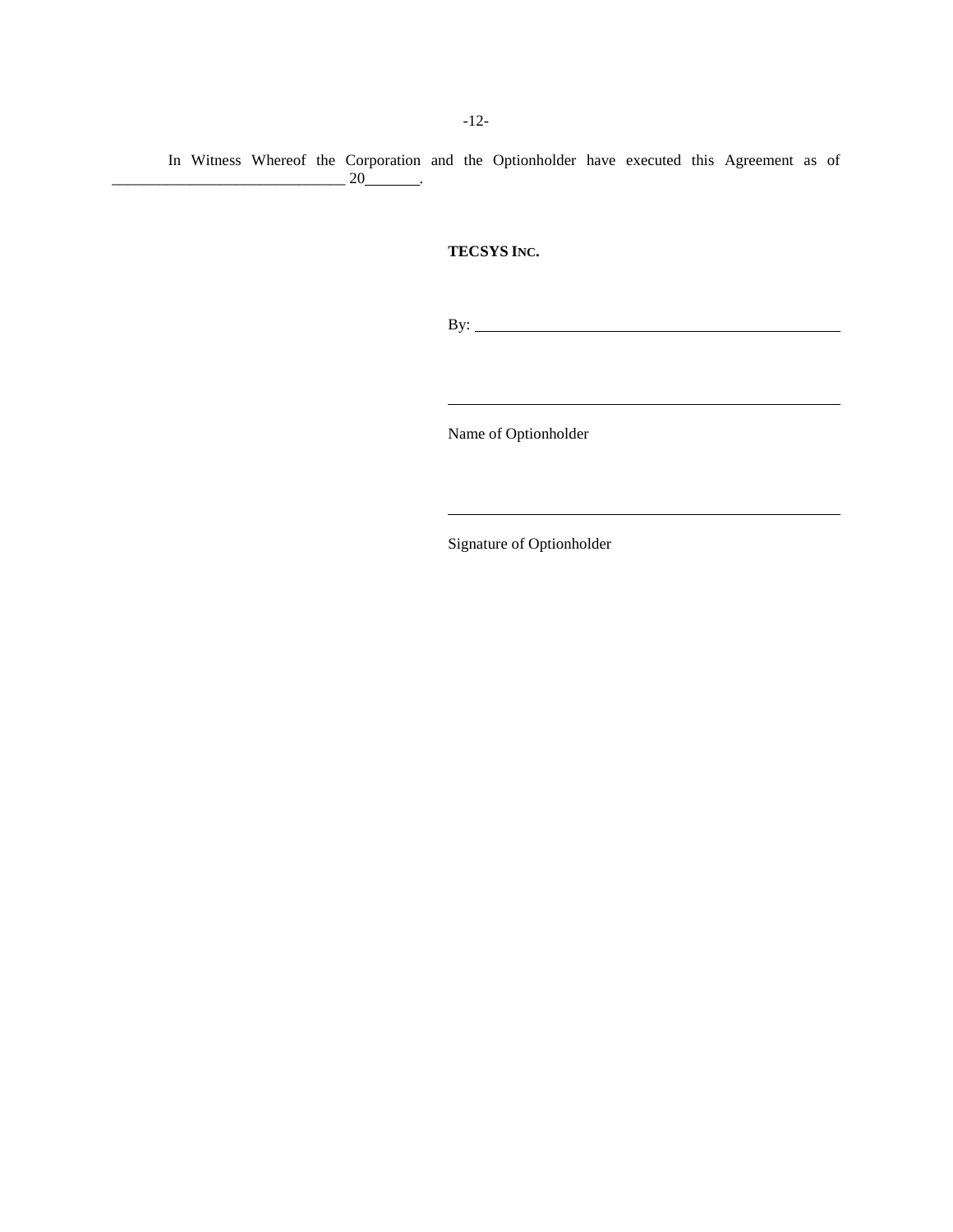In Witness Whereof the Corporation and the Optionholder have executed this Agreement as of ______________________________ 20_______.

**TECSYS INC.**

By: ______________________________________________

______________________________________________

Name of Optionholder

______________________________________________

Signature of Optionholder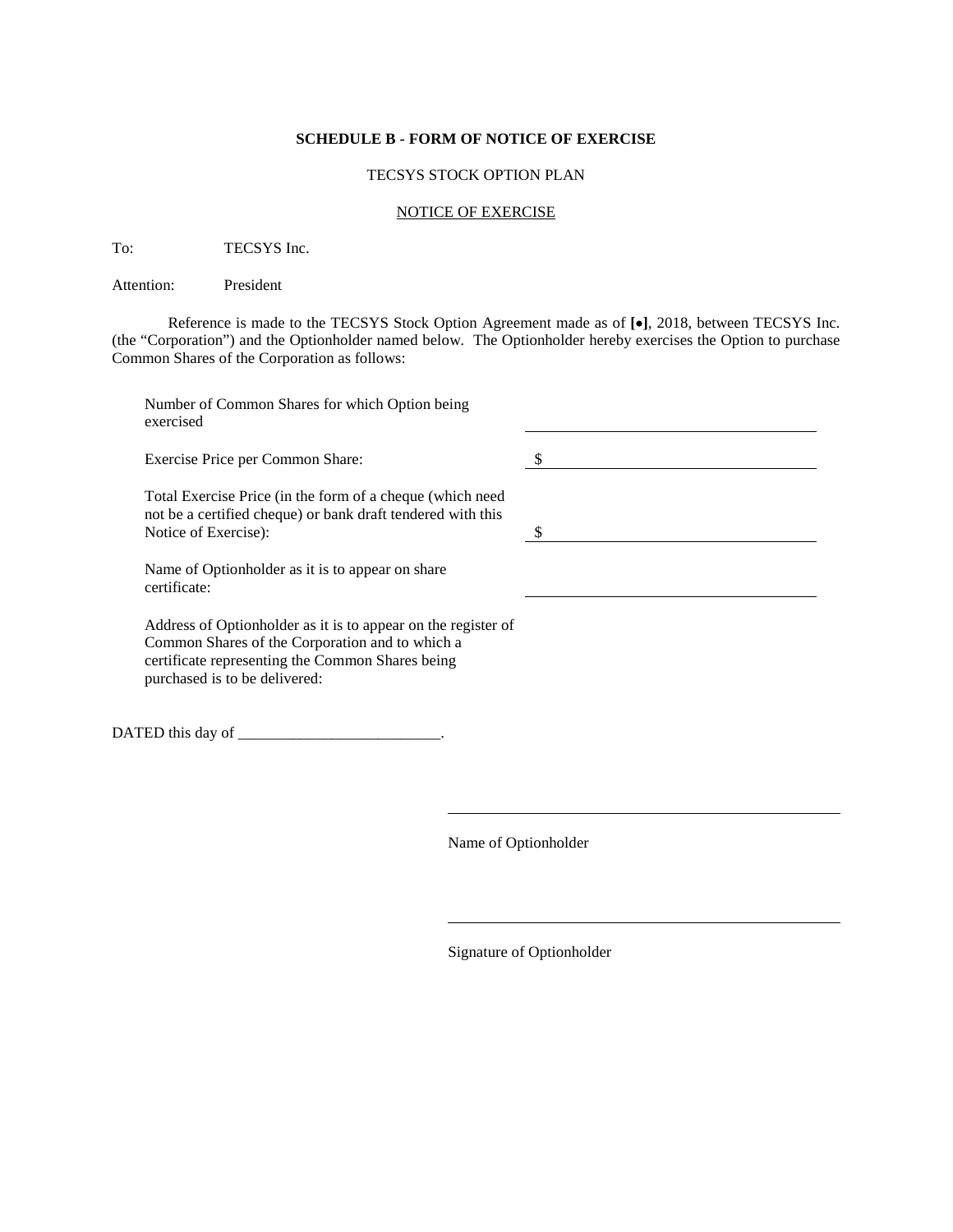**SCHEDULE B - FORM OF NOTICE OF EXERCISE**

TECSYS STOCK OPTION PLAN

NOTICE OF EXERCISE

To: TECSYS Inc.

Attention: President

Reference is made to the TECSYS Stock Option Agreement made as of **[•]**, 2018, between TECSYS Inc. (the "Corporation") and the Optionholder named below. The Optionholder hereby exercises the Option to purchase Common Shares of the Corporation as follows:

| | |
|---|---|
| Number of Common Shares for which Option being exercised | ______________________ |
| Exercise Price per Common Share: | $ ______________________ |
| Total Exercise Price (in the form of a cheque (which need not be a certified cheque) or bank draft tendered with this Notice of Exercise): | $ ______________________ |
| Name of Optionholder as it is to appear on share certificate: | ______________________ |
| Address of Optionholder as it is to appear on the register of Common Shares of the Corporation and to which a certificate representing the Common Shares being purchased is to be delivered: | |

DATED this day of ___________________________.

______________________________
Name of Optionholder

______________________________
Signature of Optionholder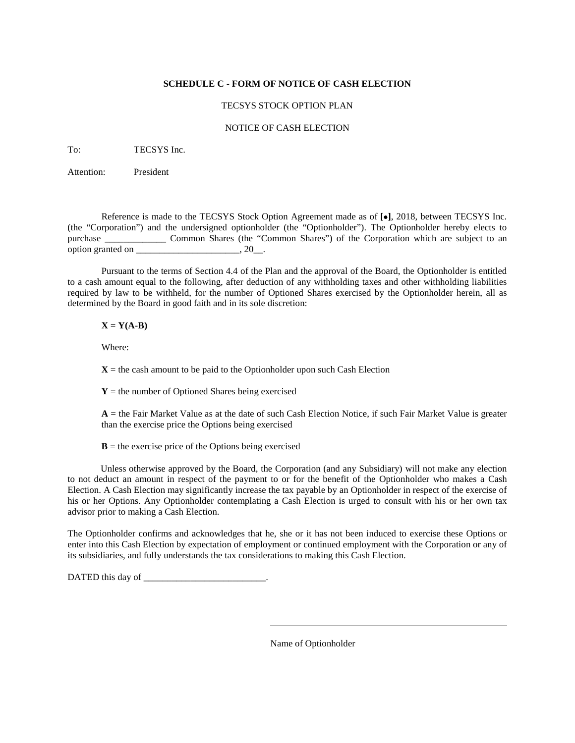**SCHEDULE C - FORM OF NOTICE OF CASH ELECTION**

TECSYS STOCK OPTION PLAN

NOTICE OF CASH ELECTION

To: TECSYS Inc.

Attention: President

Reference is made to the TECSYS Stock Option Agreement made as of **[•]**, 2018, between TECSYS Inc. (the "Corporation") and the undersigned optionholder (the "Optionholder"). The Optionholder hereby elects to purchase _____________ Common Shares (the "Common Shares") of the Corporation which are subject to an option granted on ______________________, 20__.

Pursuant to the terms of Section 4.4 of the Plan and the approval of the Board, the Optionholder is entitled to a cash amount equal to the following, after deduction of any withholding taxes and other withholding liabilities required by law to be withheld, for the number of Optioned Shares exercised by the Optionholder herein, all as determined by the Board in good faith and in its sole discretion:

$$\mathbf{X = Y(A-B)}$$

Where:

**X** = the cash amount to be paid to the Optionholder upon such Cash Election

**Y** = the number of Optioned Shares being exercised

**A** = the Fair Market Value as at the date of such Cash Election Notice, if such Fair Market Value is greater than the exercise price the Options being exercised

**B** = the exercise price of the Options being exercised

Unless otherwise approved by the Board, the Corporation (and any Subsidiary) will not make any election to not deduct an amount in respect of the payment to or for the benefit of the Optionholder who makes a Cash Election. A Cash Election may significantly increase the tax payable by an Optionholder in respect of the exercise of his or her Options. Any Optionholder contemplating a Cash Election is urged to consult with his or her own tax advisor prior to making a Cash Election.

The Optionholder confirms and acknowledges that he, she or it has not been induced to exercise these Options or enter into this Cash Election by expectation of employment or continued employment with the Corporation or any of its subsidiaries, and fully understands the tax considerations to making this Cash Election.

DATED this day of __________________________.

_______________________________________

Name of Optionholder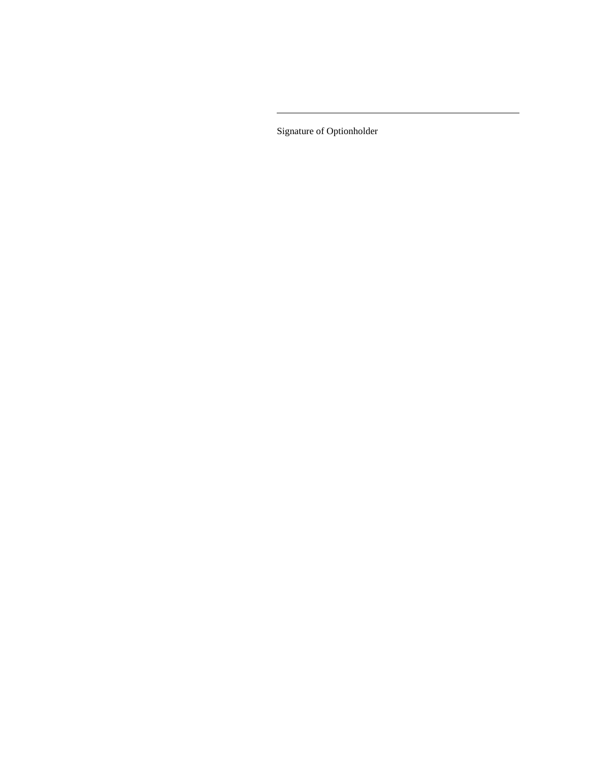______________________________________

Signature of Optionholder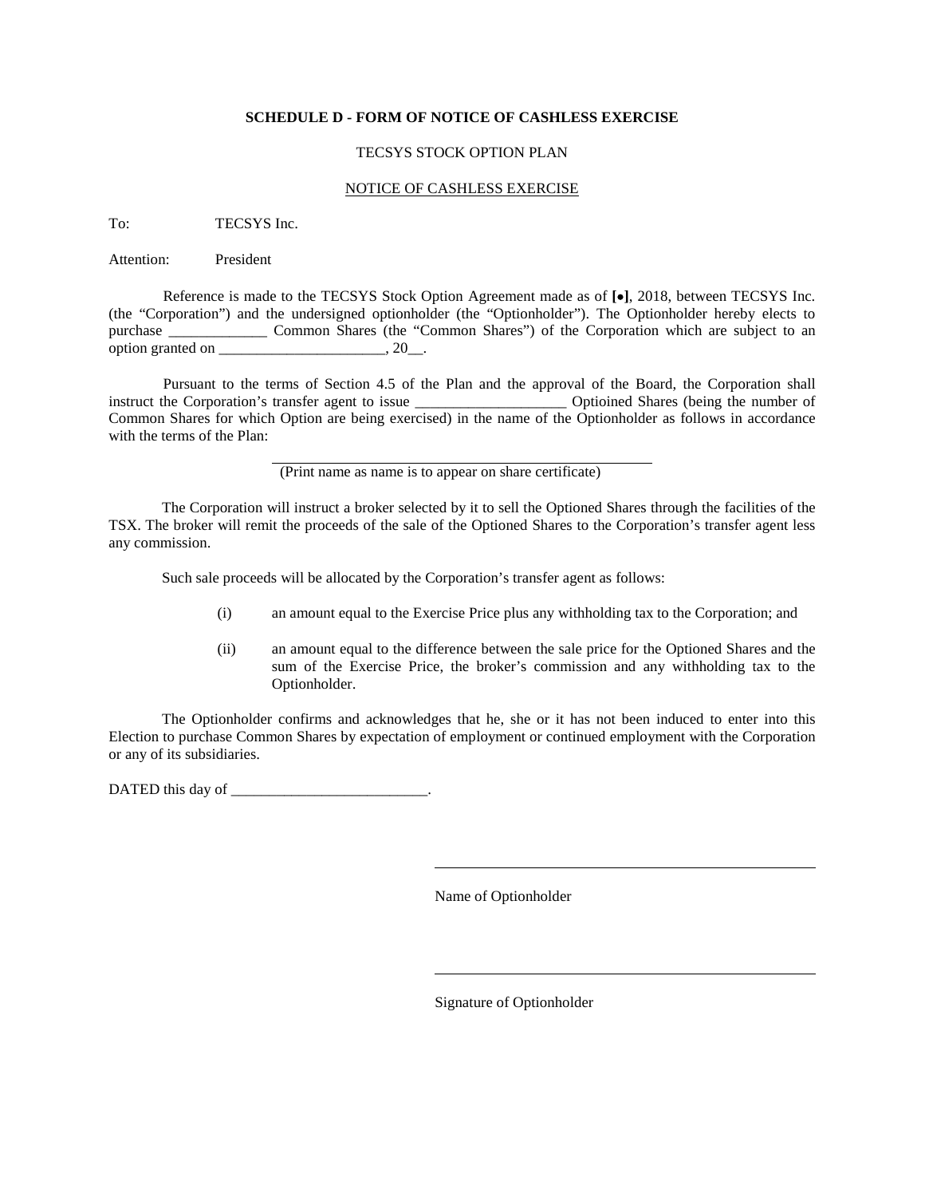**SCHEDULE D - FORM OF NOTICE OF CASHLESS EXERCISE**

TECSYS STOCK OPTION PLAN

NOTICE OF CASHLESS EXERCISE

To: TECSYS Inc.

Attention: President

Reference is made to the TECSYS Stock Option Agreement made as of **[•]**, 2018, between TECSYS Inc. (the "Corporation") and the undersigned optionholder (the "Optionholder"). The Optionholder hereby elects to purchase _____________ Common Shares (the "Common Shares") of the Corporation which are subject to an option granted on ______________________, 20__.

Pursuant to the terms of Section 4.5 of the Plan and the approval of the Board, the Corporation shall instruct the Corporation's transfer agent to issue ____________________ Optioined Shares (being the number of Common Shares for which Option are being exercised) in the name of the Optionholder as follows in accordance with the terms of the Plan:

______________________________________________

(Print name as name is to appear on share certificate)

The Corporation will instruct a broker selected by it to sell the Optioned Shares through the facilities of the TSX. The broker will remit the proceeds of the sale of the Optioned Shares to the Corporation's transfer agent less any commission.

Such sale proceeds will be allocated by the Corporation's transfer agent as follows:

(i) an amount equal to the Exercise Price plus any withholding tax to the Corporation; and

(ii) an amount equal to the difference between the sale price for the Optioned Shares and the sum of the Exercise Price, the broker's commission and any withholding tax to the Optionholder.

The Optionholder confirms and acknowledges that he, she or it has not been induced to enter into this Election to purchase Common Shares by expectation of employment or continued employment with the Corporation or any of its subsidiaries.

DATED this day of __________________________.

______________________________________________

Name of Optionholder

______________________________________________

Signature of Optionholder